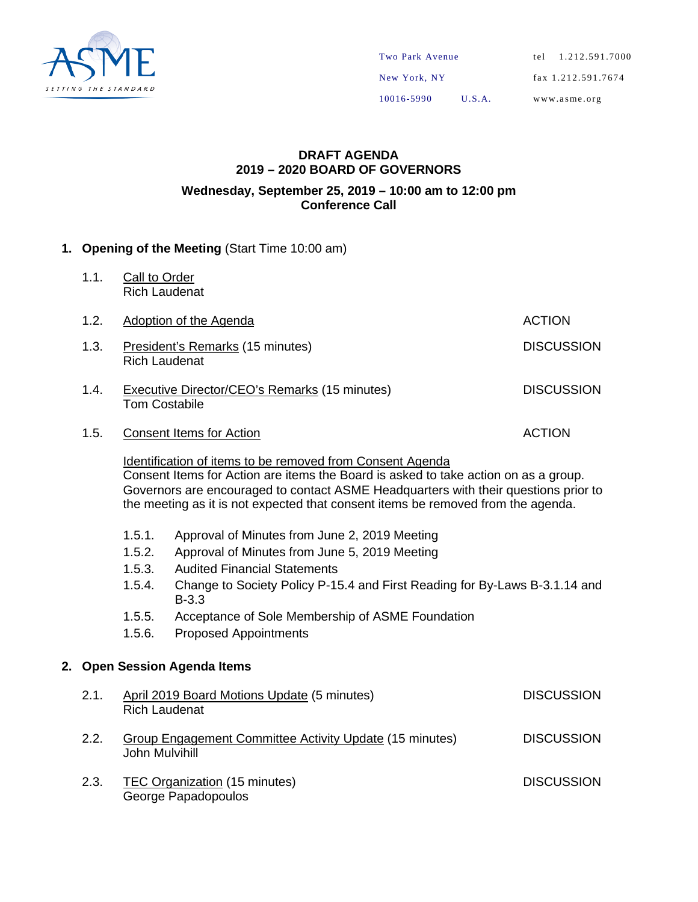ASME — SETTING THE STANDARD

Two Park Avenue
New York, NY
10016-5990 U.S.A.

tel 1.212.591.7000
fax 1.212.591.7674
www.asme.org

**DRAFT AGENDA**
**2019 – 2020 BOARD OF GOVERNORS**

**Wednesday, September 25, 2019 – 10:00 am to 12:00 pm**
**Conference Call**

1. **Opening of the Meeting** (Start Time 10:00 am)

   1.1. Call to Order
   Rich Laudenat

   1.2. Adoption of the Agenda — ACTION

   1.3. President's Remarks (15 minutes) — DISCUSSION
   Rich Laudenat

   1.4. Executive Director/CEO's Remarks (15 minutes) — DISCUSSION
   Tom Costabile

   1.5. Consent Items for Action — ACTION

   Identification of items to be removed from Consent Agenda
   Consent Items for Action are items the Board is asked to take action on as a group. Governors are encouraged to contact ASME Headquarters with their questions prior to the meeting as it is not expected that consent items be removed from the agenda.

   - 1.5.1. Approval of Minutes from June 2, 2019 Meeting
   - 1.5.2. Approval of Minutes from June 5, 2019 Meeting
   - 1.5.3. Audited Financial Statements
   - 1.5.4. Change to Society Policy P-15.4 and First Reading for By-Laws B-3.1.14 and B-3.3
   - 1.5.5. Acceptance of Sole Membership of ASME Foundation
   - 1.5.6. Proposed Appointments

2. **Open Session Agenda Items**

   2.1. April 2019 Board Motions Update (5 minutes) — DISCUSSION
   Rich Laudenat

   2.2. Group Engagement Committee Activity Update (15 minutes) — DISCUSSION
   John Mulvihill

   2.3. TEC Organization (15 minutes) — DISCUSSION
   George Papadopoulos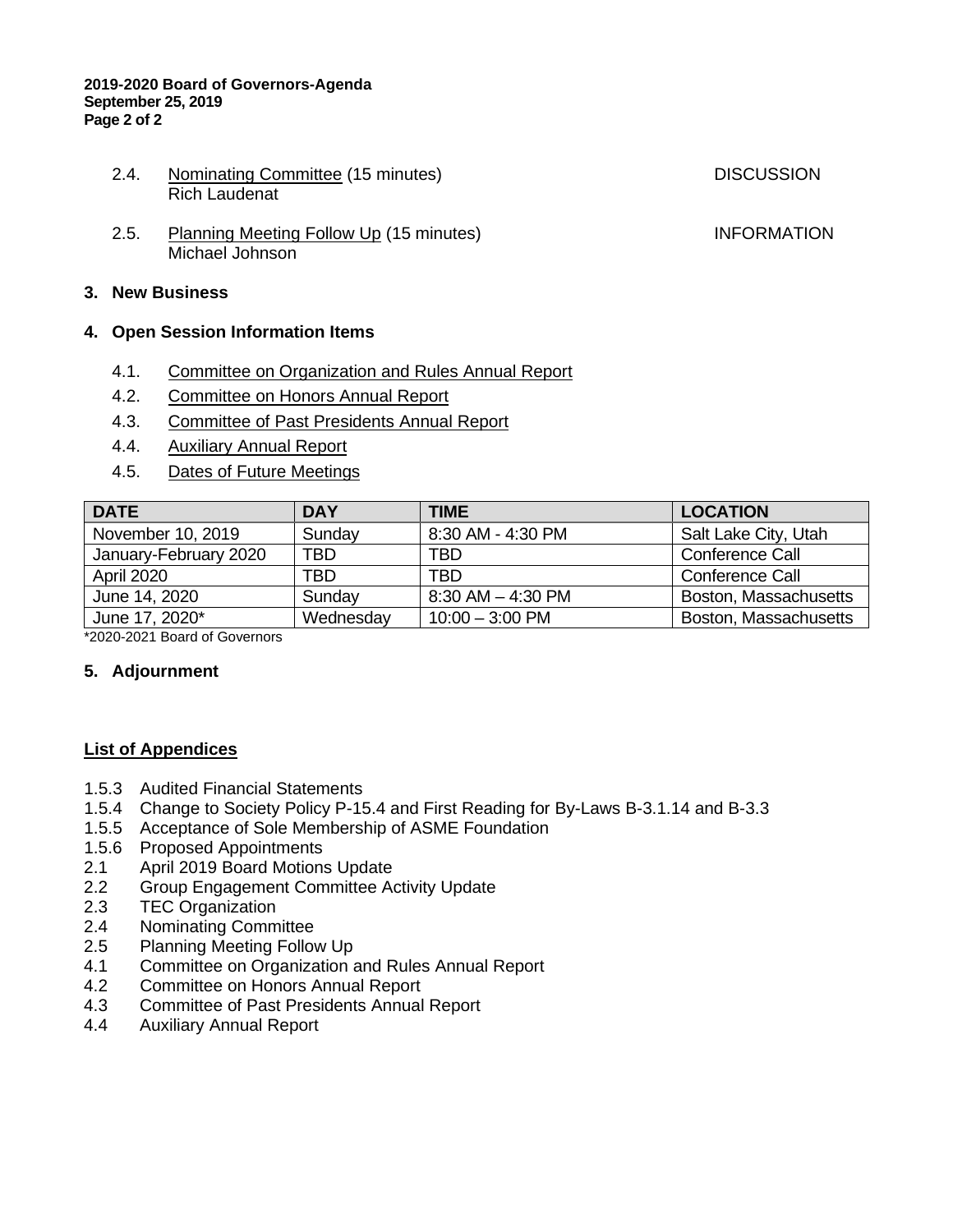2.4. Nominating Committee (15 minutes) DISCUSSION
Rich Laudenat

2.5. Planning Meeting Follow Up (15 minutes) INFORMATION
Michael Johnson

**3. New Business**

**4. Open Session Information Items**

4.1. Committee on Organization and Rules Annual Report

4.2. Committee on Honors Annual Report

4.3. Committee of Past Presidents Annual Report

4.4. Auxiliary Annual Report

4.5. Dates of Future Meetings

| DATE | DAY | TIME | LOCATION |
|---|---|---|---|
| November 10, 2019 | Sunday | 8:30 AM - 4:30 PM | Salt Lake City, Utah |
| January-February 2020 | TBD | TBD | Conference Call |
| April 2020 | TBD | TBD | Conference Call |
| June 14, 2020 | Sunday | 8:30 AM – 4:30 PM | Boston, Massachusetts |
| June 17, 2020* | Wednesday | 10:00 – 3:00 PM | Boston, Massachusetts |

*2020-2021 Board of Governors

**5. Adjournment**

**List of Appendices**

1.5.3 Audited Financial Statements
1.5.4 Change to Society Policy P-15.4 and First Reading for By-Laws B-3.1.14 and B-3.3
1.5.5 Acceptance of Sole Membership of ASME Foundation
1.5.6 Proposed Appointments
2.1 April 2019 Board Motions Update
2.2 Group Engagement Committee Activity Update
2.3 TEC Organization
2.4 Nominating Committee
2.5 Planning Meeting Follow Up
4.1 Committee on Organization and Rules Annual Report
4.2 Committee on Honors Annual Report
4.3 Committee of Past Presidents Annual Report
4.4 Auxiliary Annual Report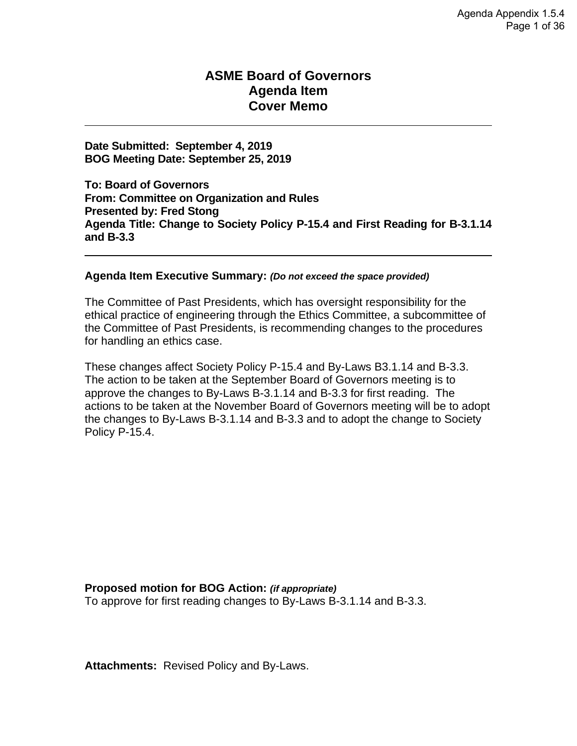# ASME Board of Governors
# Agenda Item
# Cover Memo

---

**Date Submitted: September 4, 2019**
**BOG Meeting Date: September 25, 2019**

**To: Board of Governors**
**From: Committee on Organization and Rules**
**Presented by: Fred Stong**
**Agenda Title: Change to Society Policy P-15.4 and First Reading for B-3.1.14 and B-3.3**

---

**Agenda Item Executive Summary:** ***(Do not exceed the space provided)***

The Committee of Past Presidents, which has oversight responsibility for the ethical practice of engineering through the Ethics Committee, a subcommittee of the Committee of Past Presidents, is recommending changes to the procedures for handling an ethics case.

These changes affect Society Policy P-15.4 and By-Laws B3.1.14 and B-3.3. The action to be taken at the September Board of Governors meeting is to approve the changes to By-Laws B-3.1.14 and B-3.3 for first reading. The actions to be taken at the November Board of Governors meeting will be to adopt the changes to By-Laws B-3.1.14 and B-3.3 and to adopt the change to Society Policy P-15.4.

**Proposed motion for BOG Action:** ***(if appropriate)***
To approve for first reading changes to By-Laws B-3.1.14 and B-3.3.

**Attachments:** Revised Policy and By-Laws.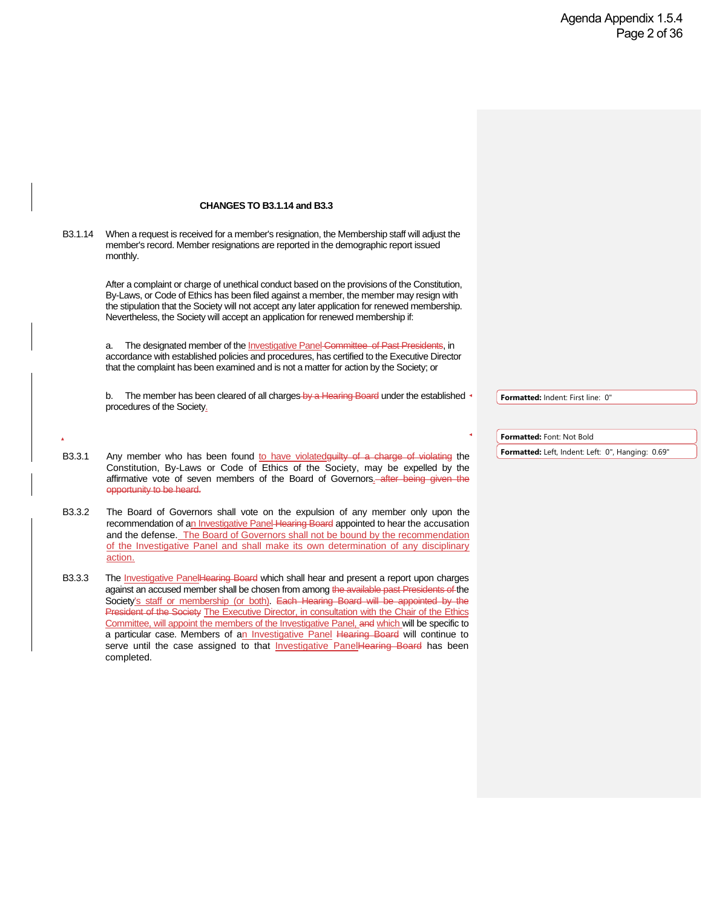**CHANGES TO B3.1.14 and B3.3**

B3.1.14 When a request is received for a member's resignation, the Membership staff will adjust the member's record. Member resignations are reported in the demographic report issued monthly.

After a complaint or charge of unethical conduct based on the provisions of the Constitution, By-Laws, or Code of Ethics has been filed against a member, the member may resign with the stipulation that the Society will not accept any later application for renewed membership. Nevertheless, the Society will accept an application for renewed membership if:

a. The designated member of the Investigative Panel ~~Committee of Past Presidents~~, in accordance with established policies and procedures, has certified to the Executive Director that the complaint has been examined and is not a matter for action by the Society; or

b. The member has been cleared of all charges ~~by a Hearing Board~~ under the established procedures of the Society.

B3.3.1 Any member who has been found to have violated ~~guilty of a charge of violating~~ the Constitution, By-Laws or Code of Ethics of the Society, may be expelled by the affirmative vote of seven members of the Board of Governors. ~~after being given the opportunity to be heard.~~

B3.3.2 The Board of Governors shall vote on the expulsion of any member only upon the recommendation of an Investigative Panel ~~Hearing Board~~ appointed to hear the accusation and the defense. The Board of Governors shall not be bound by the recommendation of the Investigative Panel and shall make its own determination of any disciplinary action.

B3.3.3 The Investigative Panel ~~Hearing Board~~ which shall hear and present a report upon charges against an accused member shall be chosen from among ~~the available past Presidents of~~ the Society's staff or membership (or both). ~~Each Hearing Board will be appointed by the President of the Society~~ The Executive Director, in consultation with the Chair of the Ethics Committee, will appoint the members of the Investigative Panel, ~~and~~ which will be specific to a particular case. Members of an Investigative Panel ~~Hearing Board~~ will continue to serve until the case assigned to that Investigative Panel ~~Hearing Board~~ has been completed.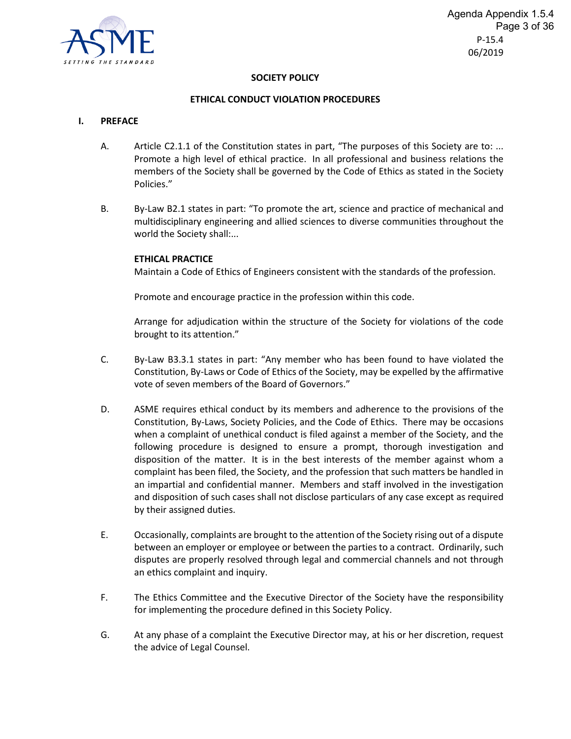## SOCIETY POLICY

## ETHICAL CONDUCT VIOLATION PROCEDURES

### I. PREFACE

A. Article C2.1.1 of the Constitution states in part, "The purposes of this Society are to: ... Promote a high level of ethical practice. In all professional and business relations the members of the Society shall be governed by the Code of Ethics as stated in the Society Policies."

B. By-Law B2.1 states in part: "To promote the art, science and practice of mechanical and multidisciplinary engineering and allied sciences to diverse communities throughout the world the Society shall:...

**ETHICAL PRACTICE**
Maintain a Code of Ethics of Engineers consistent with the standards of the profession.

Promote and encourage practice in the profession within this code.

Arrange for adjudication within the structure of the Society for violations of the code brought to its attention."

C. By-Law B3.3.1 states in part: "Any member who has been found to have violated the Constitution, By-Laws or Code of Ethics of the Society, may be expelled by the affirmative vote of seven members of the Board of Governors."

D. ASME requires ethical conduct by its members and adherence to the provisions of the Constitution, By-Laws, Society Policies, and the Code of Ethics. There may be occasions when a complaint of unethical conduct is filed against a member of the Society, and the following procedure is designed to ensure a prompt, thorough investigation and disposition of the matter. It is in the best interests of the member against whom a complaint has been filed, the Society, and the profession that such matters be handled in an impartial and confidential manner. Members and staff involved in the investigation and disposition of such cases shall not disclose particulars of any case except as required by their assigned duties.

E. Occasionally, complaints are brought to the attention of the Society rising out of a dispute between an employer or employee or between the parties to a contract. Ordinarily, such disputes are properly resolved through legal and commercial channels and not through an ethics complaint and inquiry.

F. The Ethics Committee and the Executive Director of the Society have the responsibility for implementing the procedure defined in this Society Policy.

G. At any phase of a complaint the Executive Director may, at his or her discretion, request the advice of Legal Counsel.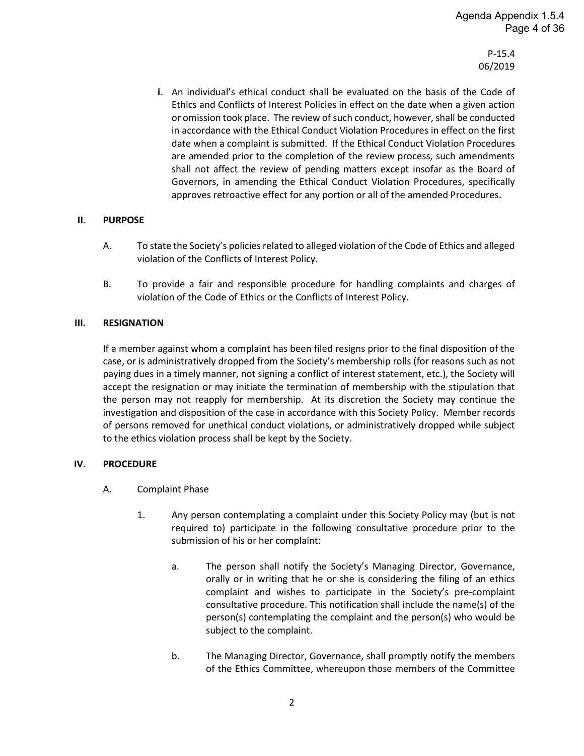**i.** An individual's ethical conduct shall be evaluated on the basis of the Code of Ethics and Conflicts of Interest Policies in effect on the date when a given action or omission took place. The review of such conduct, however, shall be conducted in accordance with the Ethical Conduct Violation Procedures in effect on the first date when a complaint is submitted. If the Ethical Conduct Violation Procedures are amended prior to the completion of the review process, such amendments shall not affect the review of pending matters except insofar as the Board of Governors, in amending the Ethical Conduct Violation Procedures, specifically approves retroactive effect for any portion or all of the amended Procedures.

## II. PURPOSE

A. To state the Society's policies related to alleged violation of the Code of Ethics and alleged violation of the Conflicts of Interest Policy.

B. To provide a fair and responsible procedure for handling complaints and charges of violation of the Code of Ethics or the Conflicts of Interest Policy.

## III. RESIGNATION

If a member against whom a complaint has been filed resigns prior to the final disposition of the case, or is administratively dropped from the Society's membership rolls (for reasons such as not paying dues in a timely manner, not signing a conflict of interest statement, etc.), the Society will accept the resignation or may initiate the termination of membership with the stipulation that the person may not reapply for membership. At its discretion the Society may continue the investigation and disposition of the case in accordance with this Society Policy. Member records of persons removed for unethical conduct violations, or administratively dropped while subject to the ethics violation process shall be kept by the Society.

## IV. PROCEDURE

A. Complaint Phase

1. Any person contemplating a complaint under this Society Policy may (but is not required to) participate in the following consultative procedure prior to the submission of his or her complaint:

   a. The person shall notify the Society's Managing Director, Governance, orally or in writing that he or she is considering the filing of an ethics complaint and wishes to participate in the Society's pre-complaint consultative procedure. This notification shall include the name(s) of the person(s) contemplating the complaint and the person(s) who would be subject to the complaint.

   b. The Managing Director, Governance, shall promptly notify the members of the Ethics Committee, whereupon those members of the Committee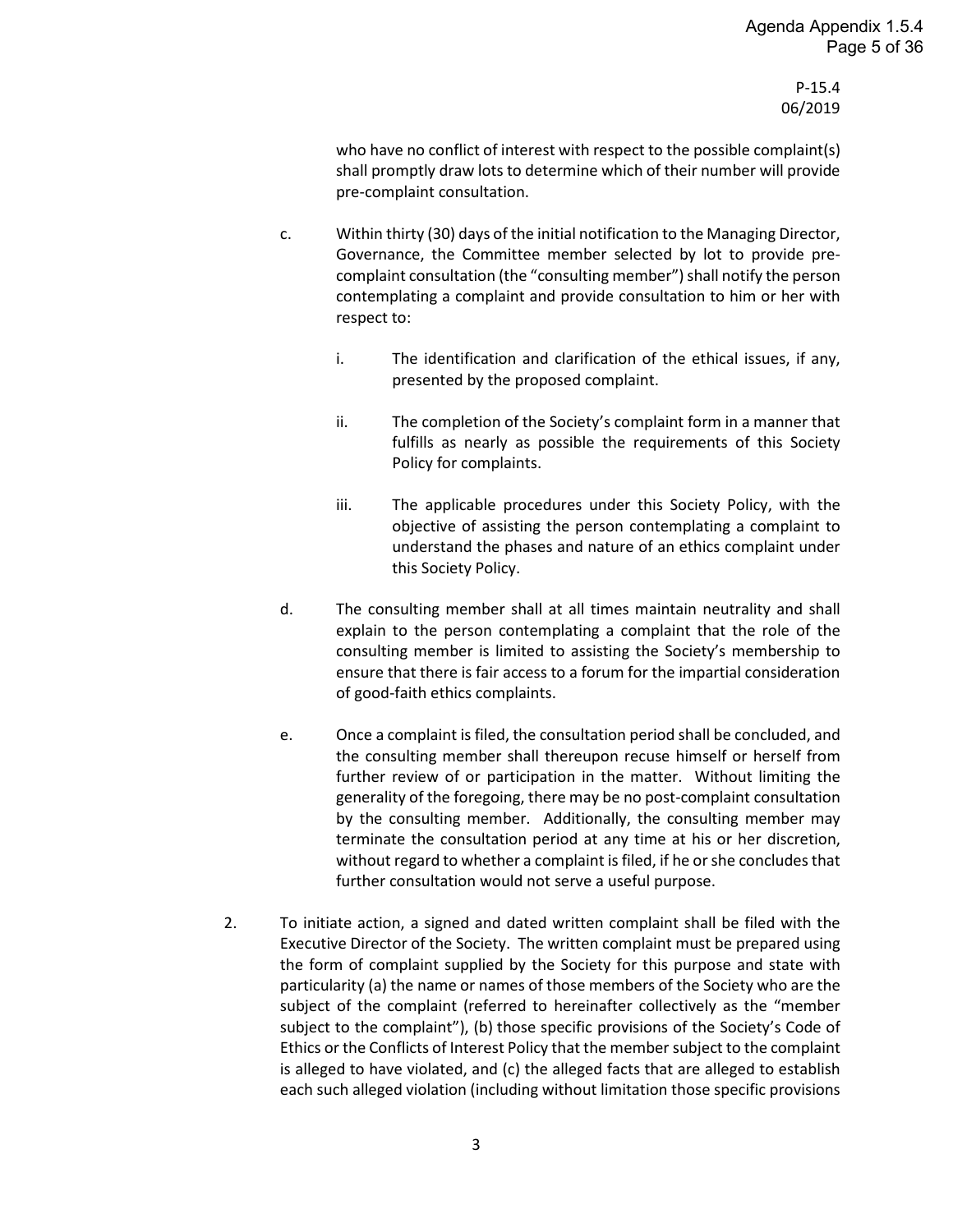who have no conflict of interest with respect to the possible complaint(s) shall promptly draw lots to determine which of their number will provide pre-complaint consultation.

c. Within thirty (30) days of the initial notification to the Managing Director, Governance, the Committee member selected by lot to provide pre-complaint consultation (the "consulting member") shall notify the person contemplating a complaint and provide consultation to him or her with respect to:

   i. The identification and clarification of the ethical issues, if any, presented by the proposed complaint.

   ii. The completion of the Society's complaint form in a manner that fulfills as nearly as possible the requirements of this Society Policy for complaints.

   iii. The applicable procedures under this Society Policy, with the objective of assisting the person contemplating a complaint to understand the phases and nature of an ethics complaint under this Society Policy.

d. The consulting member shall at all times maintain neutrality and shall explain to the person contemplating a complaint that the role of the consulting member is limited to assisting the Society's membership to ensure that there is fair access to a forum for the impartial consideration of good-faith ethics complaints.

e. Once a complaint is filed, the consultation period shall be concluded, and the consulting member shall thereupon recuse himself or herself from further review of or participation in the matter. Without limiting the generality of the foregoing, there may be no post-complaint consultation by the consulting member. Additionally, the consulting member may terminate the consultation period at any time at his or her discretion, without regard to whether a complaint is filed, if he or she concludes that further consultation would not serve a useful purpose.

2. To initiate action, a signed and dated written complaint shall be filed with the Executive Director of the Society. The written complaint must be prepared using the form of complaint supplied by the Society for this purpose and state with particularity (a) the name or names of those members of the Society who are the subject of the complaint (referred to hereinafter collectively as the "member subject to the complaint"), (b) those specific provisions of the Society's Code of Ethics or the Conflicts of Interest Policy that the member subject to the complaint is alleged to have violated, and (c) the alleged facts that are alleged to establish each such alleged violation (including without limitation those specific provisions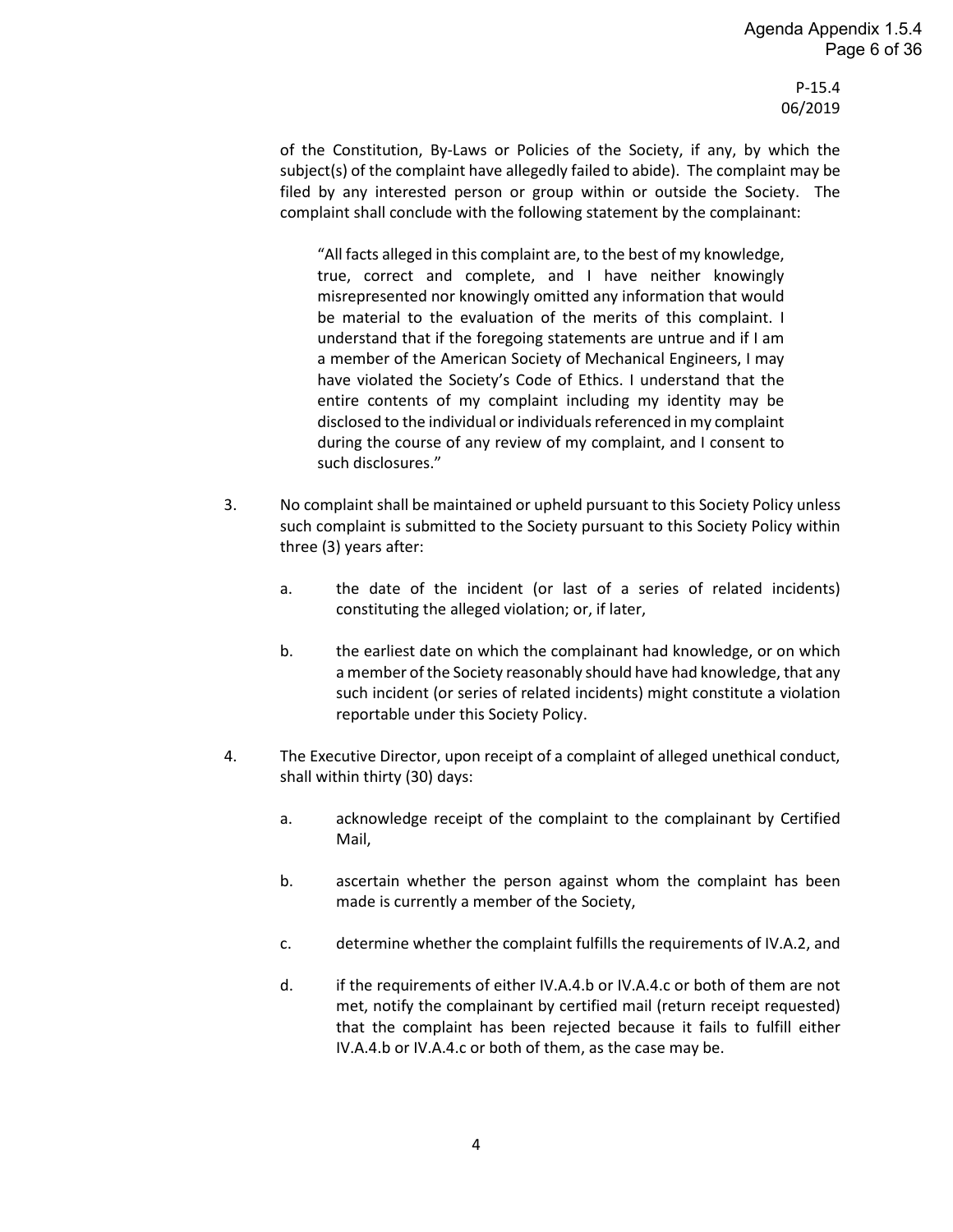of the Constitution, By-Laws or Policies of the Society, if any, by which the subject(s) of the complaint have allegedly failed to abide). The complaint may be filed by any interested person or group within or outside the Society. The complaint shall conclude with the following statement by the complainant:

> "All facts alleged in this complaint are, to the best of my knowledge, true, correct and complete, and I have neither knowingly misrepresented nor knowingly omitted any information that would be material to the evaluation of the merits of this complaint. I understand that if the foregoing statements are untrue and if I am a member of the American Society of Mechanical Engineers, I may have violated the Society's Code of Ethics. I understand that the entire contents of my complaint including my identity may be disclosed to the individual or individuals referenced in my complaint during the course of any review of my complaint, and I consent to such disclosures."

3. No complaint shall be maintained or upheld pursuant to this Society Policy unless such complaint is submitted to the Society pursuant to this Society Policy within three (3) years after:

   a. the date of the incident (or last of a series of related incidents) constituting the alleged violation; or, if later,

   b. the earliest date on which the complainant had knowledge, or on which a member of the Society reasonably should have had knowledge, that any such incident (or series of related incidents) might constitute a violation reportable under this Society Policy.

4. The Executive Director, upon receipt of a complaint of alleged unethical conduct, shall within thirty (30) days:

   a. acknowledge receipt of the complaint to the complainant by Certified Mail,

   b. ascertain whether the person against whom the complaint has been made is currently a member of the Society,

   c. determine whether the complaint fulfills the requirements of IV.A.2, and

   d. if the requirements of either IV.A.4.b or IV.A.4.c or both of them are not met, notify the complainant by certified mail (return receipt requested) that the complaint has been rejected because it fails to fulfill either IV.A.4.b or IV.A.4.c or both of them, as the case may be.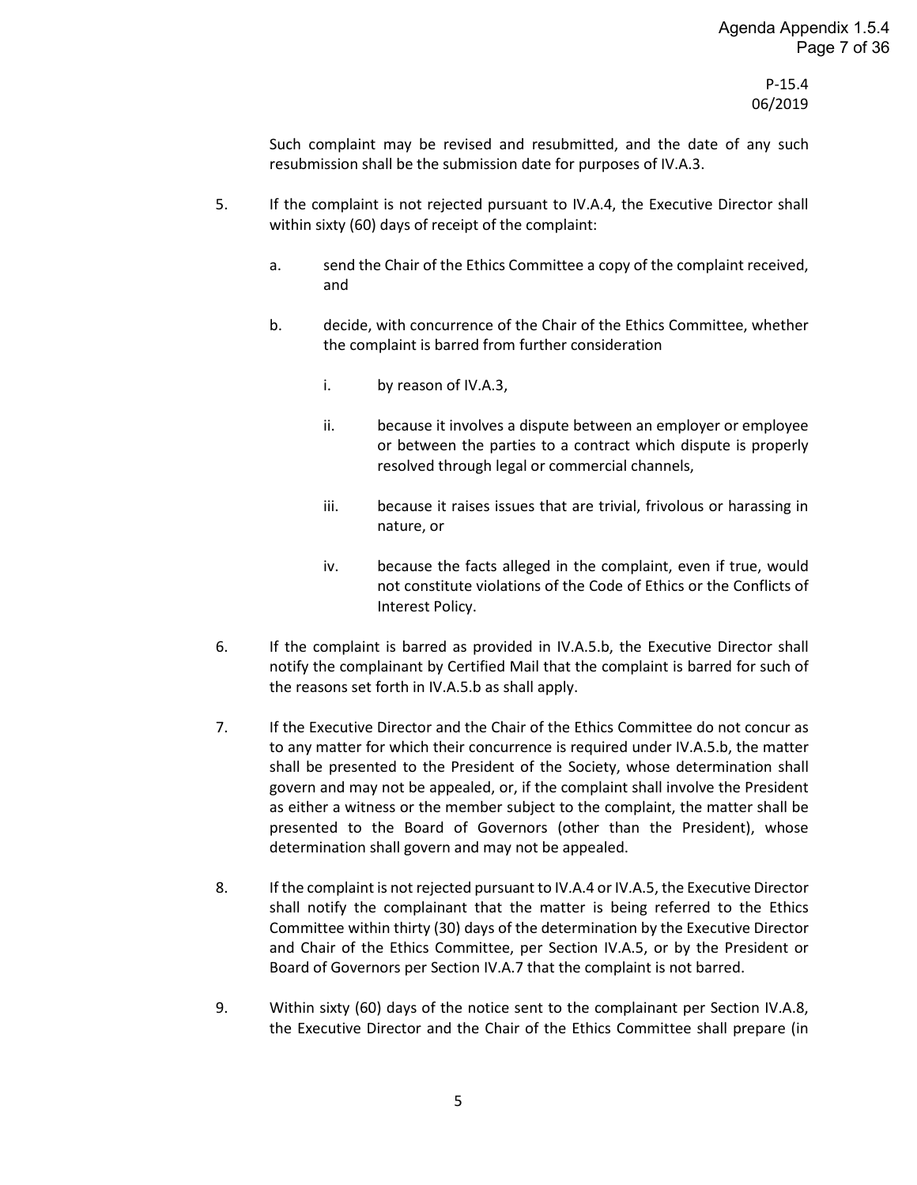Such complaint may be revised and resubmitted, and the date of any such resubmission shall be the submission date for purposes of IV.A.3.

5. If the complaint is not rejected pursuant to IV.A.4, the Executive Director shall within sixty (60) days of receipt of the complaint:

   a. send the Chair of the Ethics Committee a copy of the complaint received, and

   b. decide, with concurrence of the Chair of the Ethics Committee, whether the complaint is barred from further consideration

      i. by reason of IV.A.3,

      ii. because it involves a dispute between an employer or employee or between the parties to a contract which dispute is properly resolved through legal or commercial channels,

      iii. because it raises issues that are trivial, frivolous or harassing in nature, or

      iv. because the facts alleged in the complaint, even if true, would not constitute violations of the Code of Ethics or the Conflicts of Interest Policy.

6. If the complaint is barred as provided in IV.A.5.b, the Executive Director shall notify the complainant by Certified Mail that the complaint is barred for such of the reasons set forth in IV.A.5.b as shall apply.

7. If the Executive Director and the Chair of the Ethics Committee do not concur as to any matter for which their concurrence is required under IV.A.5.b, the matter shall be presented to the President of the Society, whose determination shall govern and may not be appealed, or, if the complaint shall involve the President as either a witness or the member subject to the complaint, the matter shall be presented to the Board of Governors (other than the President), whose determination shall govern and may not be appealed.

8. If the complaint is not rejected pursuant to IV.A.4 or IV.A.5, the Executive Director shall notify the complainant that the matter is being referred to the Ethics Committee within thirty (30) days of the determination by the Executive Director and Chair of the Ethics Committee, per Section IV.A.5, or by the President or Board of Governors per Section IV.A.7 that the complaint is not barred.

9. Within sixty (60) days of the notice sent to the complainant per Section IV.A.8, the Executive Director and the Chair of the Ethics Committee shall prepare (in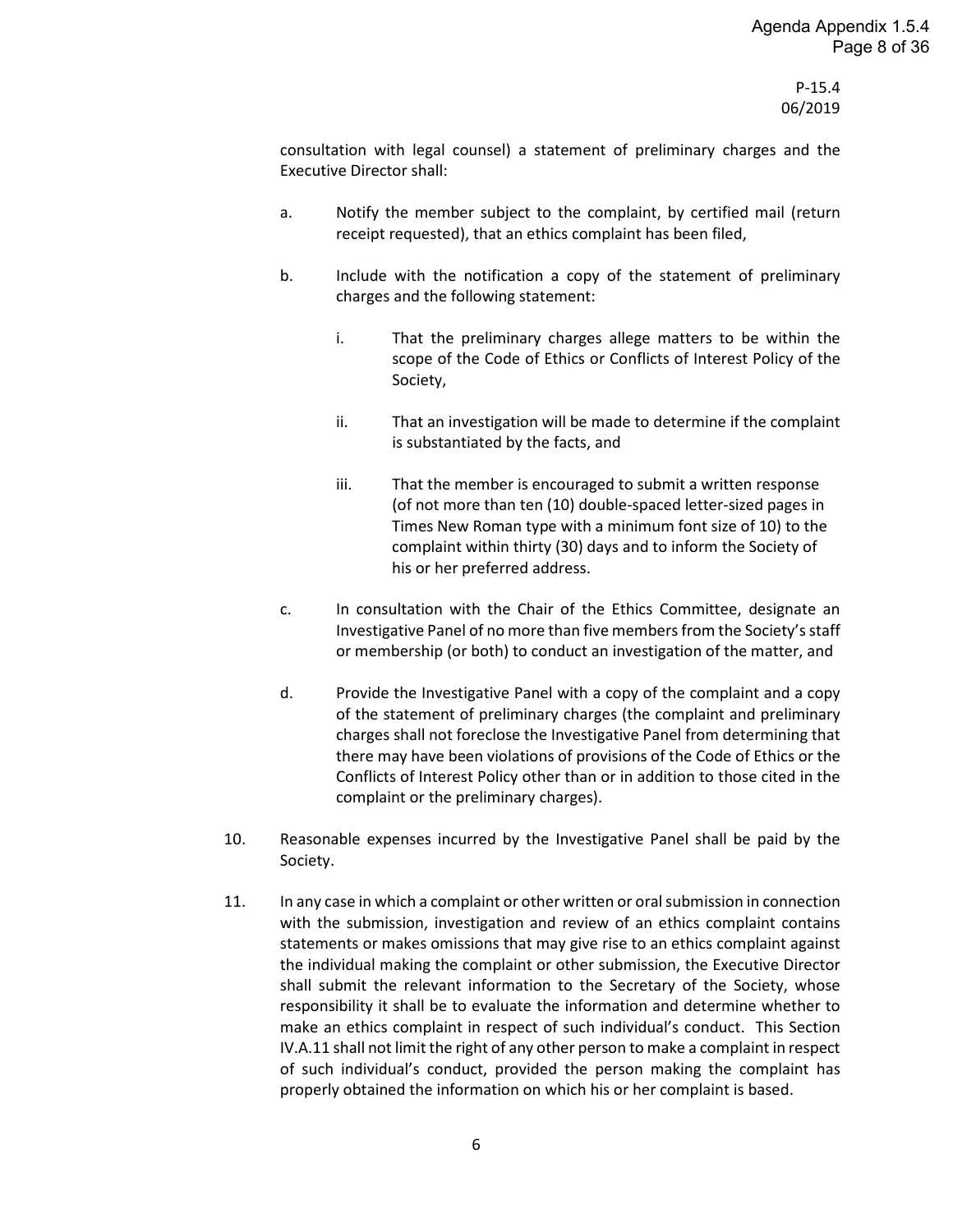consultation with legal counsel) a statement of preliminary charges and the Executive Director shall:

a. Notify the member subject to the complaint, by certified mail (return receipt requested), that an ethics complaint has been filed,

b. Include with the notification a copy of the statement of preliminary charges and the following statement:

   i. That the preliminary charges allege matters to be within the scope of the Code of Ethics or Conflicts of Interest Policy of the Society,

   ii. That an investigation will be made to determine if the complaint is substantiated by the facts, and

   iii. That the member is encouraged to submit a written response (of not more than ten (10) double-spaced letter-sized pages in Times New Roman type with a minimum font size of 10) to the complaint within thirty (30) days and to inform the Society of his or her preferred address.

c. In consultation with the Chair of the Ethics Committee, designate an Investigative Panel of no more than five members from the Society's staff or membership (or both) to conduct an investigation of the matter, and

d. Provide the Investigative Panel with a copy of the complaint and a copy of the statement of preliminary charges (the complaint and preliminary charges shall not foreclose the Investigative Panel from determining that there may have been violations of provisions of the Code of Ethics or the Conflicts of Interest Policy other than or in addition to those cited in the complaint or the preliminary charges).

10. Reasonable expenses incurred by the Investigative Panel shall be paid by the Society.

11. In any case in which a complaint or other written or oral submission in connection with the submission, investigation and review of an ethics complaint contains statements or makes omissions that may give rise to an ethics complaint against the individual making the complaint or other submission, the Executive Director shall submit the relevant information to the Secretary of the Society, whose responsibility it shall be to evaluate the information and determine whether to make an ethics complaint in respect of such individual's conduct. This Section IV.A.11 shall not limit the right of any other person to make a complaint in respect of such individual's conduct, provided the person making the complaint has properly obtained the information on which his or her complaint is based.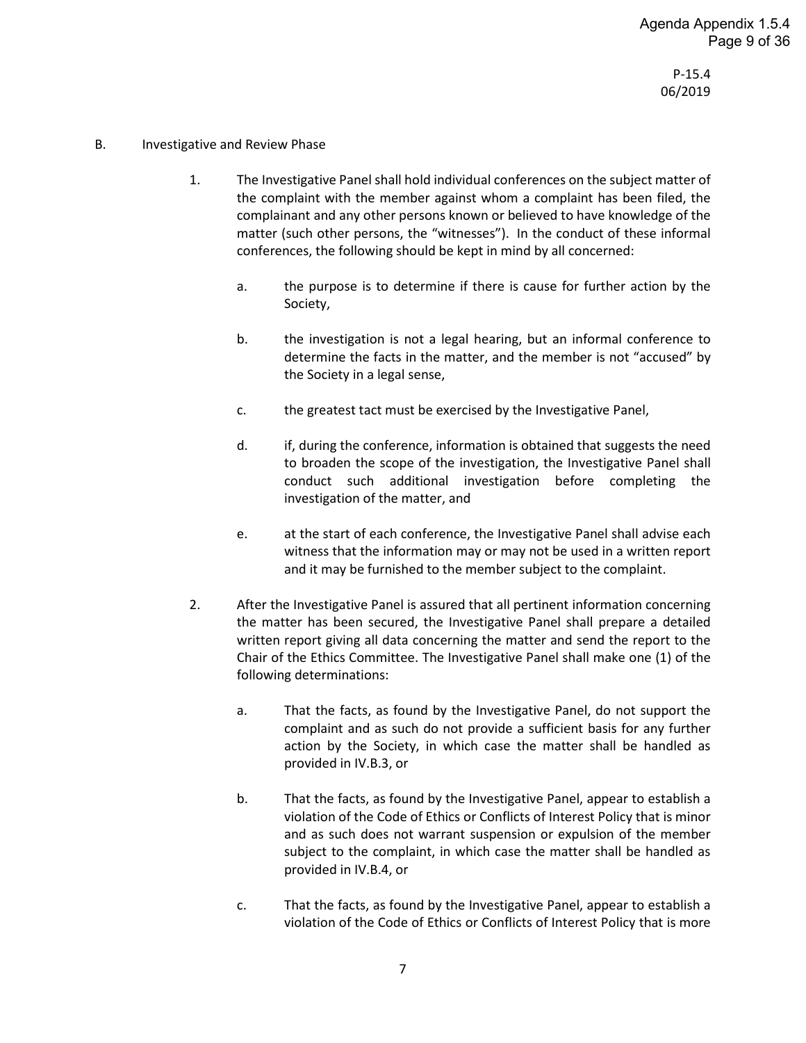B. Investigative and Review Phase

1. The Investigative Panel shall hold individual conferences on the subject matter of the complaint with the member against whom a complaint has been filed, the complainant and any other persons known or believed to have knowledge of the matter (such other persons, the "witnesses"). In the conduct of these informal conferences, the following should be kept in mind by all concerned:

   a. the purpose is to determine if there is cause for further action by the Society,

   b. the investigation is not a legal hearing, but an informal conference to determine the facts in the matter, and the member is not "accused" by the Society in a legal sense,

   c. the greatest tact must be exercised by the Investigative Panel,

   d. if, during the conference, information is obtained that suggests the need to broaden the scope of the investigation, the Investigative Panel shall conduct such additional investigation before completing the investigation of the matter, and

   e. at the start of each conference, the Investigative Panel shall advise each witness that the information may or may not be used in a written report and it may be furnished to the member subject to the complaint.

2. After the Investigative Panel is assured that all pertinent information concerning the matter has been secured, the Investigative Panel shall prepare a detailed written report giving all data concerning the matter and send the report to the Chair of the Ethics Committee. The Investigative Panel shall make one (1) of the following determinations:

   a. That the facts, as found by the Investigative Panel, do not support the complaint and as such do not provide a sufficient basis for any further action by the Society, in which case the matter shall be handled as provided in IV.B.3, or

   b. That the facts, as found by the Investigative Panel, appear to establish a violation of the Code of Ethics or Conflicts of Interest Policy that is minor and as such does not warrant suspension or expulsion of the member subject to the complaint, in which case the matter shall be handled as provided in IV.B.4, or

   c. That the facts, as found by the Investigative Panel, appear to establish a violation of the Code of Ethics or Conflicts of Interest Policy that is more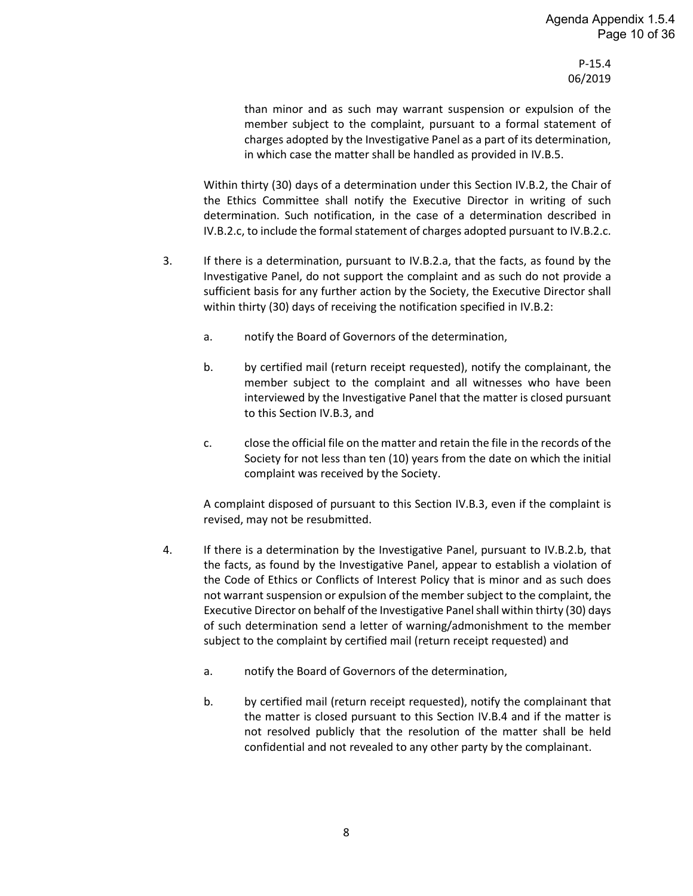than minor and as such may warrant suspension or expulsion of the member subject to the complaint, pursuant to a formal statement of charges adopted by the Investigative Panel as a part of its determination, in which case the matter shall be handled as provided in IV.B.5.

Within thirty (30) days of a determination under this Section IV.B.2, the Chair of the Ethics Committee shall notify the Executive Director in writing of such determination. Such notification, in the case of a determination described in IV.B.2.c, to include the formal statement of charges adopted pursuant to IV.B.2.c.

3. If there is a determination, pursuant to IV.B.2.a, that the facts, as found by the Investigative Panel, do not support the complaint and as such do not provide a sufficient basis for any further action by the Society, the Executive Director shall within thirty (30) days of receiving the notification specified in IV.B.2:

   a. notify the Board of Governors of the determination,

   b. by certified mail (return receipt requested), notify the complainant, the member subject to the complaint and all witnesses who have been interviewed by the Investigative Panel that the matter is closed pursuant to this Section IV.B.3, and

   c. close the official file on the matter and retain the file in the records of the Society for not less than ten (10) years from the date on which the initial complaint was received by the Society.

   A complaint disposed of pursuant to this Section IV.B.3, even if the complaint is revised, may not be resubmitted.

4. If there is a determination by the Investigative Panel, pursuant to IV.B.2.b, that the facts, as found by the Investigative Panel, appear to establish a violation of the Code of Ethics or Conflicts of Interest Policy that is minor and as such does not warrant suspension or expulsion of the member subject to the complaint, the Executive Director on behalf of the Investigative Panel shall within thirty (30) days of such determination send a letter of warning/admonishment to the member subject to the complaint by certified mail (return receipt requested) and

   a. notify the Board of Governors of the determination,

   b. by certified mail (return receipt requested), notify the complainant that the matter is closed pursuant to this Section IV.B.4 and if the matter is not resolved publicly that the resolution of the matter shall be held confidential and not revealed to any other party by the complainant.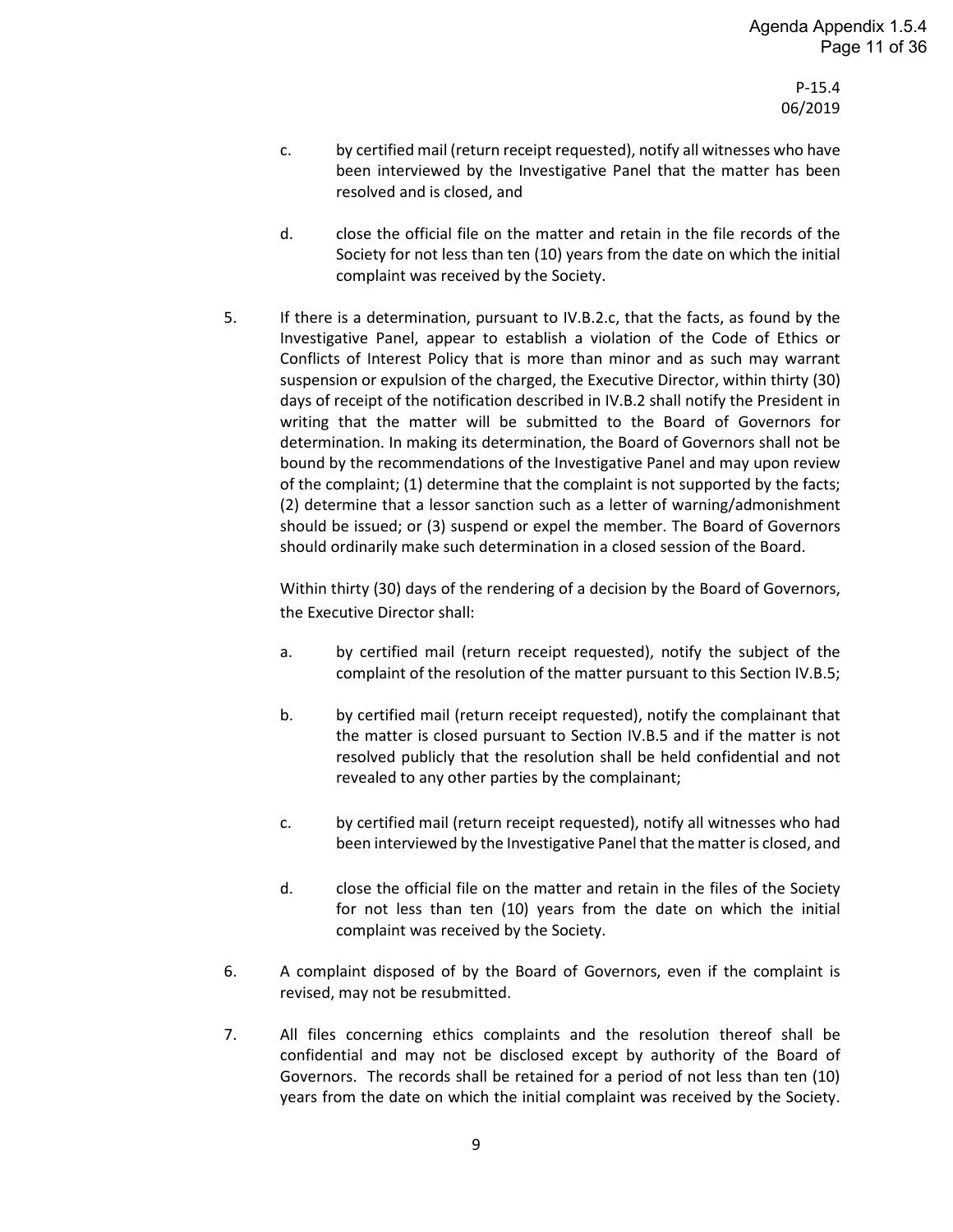c. by certified mail (return receipt requested), notify all witnesses who have been interviewed by the Investigative Panel that the matter has been resolved and is closed, and

d. close the official file on the matter and retain in the file records of the Society for not less than ten (10) years from the date on which the initial complaint was received by the Society.

5. If there is a determination, pursuant to IV.B.2.c, that the facts, as found by the Investigative Panel, appear to establish a violation of the Code of Ethics or Conflicts of Interest Policy that is more than minor and as such may warrant suspension or expulsion of the charged, the Executive Director, within thirty (30) days of receipt of the notification described in IV.B.2 shall notify the President in writing that the matter will be submitted to the Board of Governors for determination. In making its determination, the Board of Governors shall not be bound by the recommendations of the Investigative Panel and may upon review of the complaint; (1) determine that the complaint is not supported by the facts; (2) determine that a lessor sanction such as a letter of warning/admonishment should be issued; or (3) suspend or expel the member. The Board of Governors should ordinarily make such determination in a closed session of the Board.

   Within thirty (30) days of the rendering of a decision by the Board of Governors, the Executive Director shall:

   a. by certified mail (return receipt requested), notify the subject of the complaint of the resolution of the matter pursuant to this Section IV.B.5;

   b. by certified mail (return receipt requested), notify the complainant that the matter is closed pursuant to Section IV.B.5 and if the matter is not resolved publicly that the resolution shall be held confidential and not revealed to any other parties by the complainant;

   c. by certified mail (return receipt requested), notify all witnesses who had been interviewed by the Investigative Panel that the matter is closed, and

   d. close the official file on the matter and retain in the files of the Society for not less than ten (10) years from the date on which the initial complaint was received by the Society.

6. A complaint disposed of by the Board of Governors, even if the complaint is revised, may not be resubmitted.

7. All files concerning ethics complaints and the resolution thereof shall be confidential and may not be disclosed except by authority of the Board of Governors. The records shall be retained for a period of not less than ten (10) years from the date on which the initial complaint was received by the Society.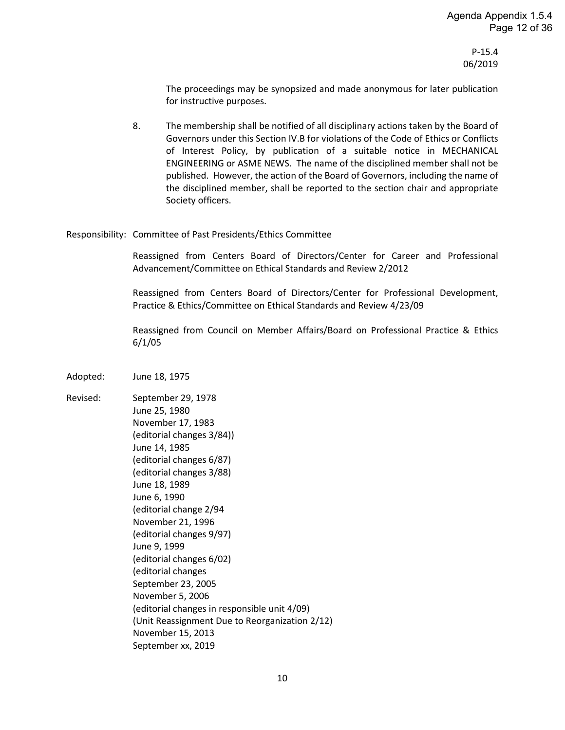P-15.4
06/2019

The proceedings may be synopsized and made anonymous for later publication for instructive purposes.

8. The membership shall be notified of all disciplinary actions taken by the Board of Governors under this Section IV.B for violations of the Code of Ethics or Conflicts of Interest Policy, by publication of a suitable notice in MECHANICAL ENGINEERING or ASME NEWS. The name of the disciplined member shall not be published. However, the action of the Board of Governors, including the name of the disciplined member, shall be reported to the section chair and appropriate Society officers.

Responsibility: Committee of Past Presidents/Ethics Committee

Reassigned from Centers Board of Directors/Center for Career and Professional Advancement/Committee on Ethical Standards and Review 2/2012

Reassigned from Centers Board of Directors/Center for Professional Development, Practice & Ethics/Committee on Ethical Standards and Review 4/23/09

Reassigned from Council on Member Affairs/Board on Professional Practice & Ethics 6/1/05

Adopted: June 18, 1975

Revised: September 29, 1978
June 25, 1980
November 17, 1983
(editorial changes 3/84))
June 14, 1985
(editorial changes 6/87)
(editorial changes 3/88)
June 18, 1989
June 6, 1990
(editorial change 2/94
November 21, 1996
(editorial changes 9/97)
June 9, 1999
(editorial changes 6/02)
(editorial changes
September 23, 2005
November 5, 2006
(editorial changes in responsible unit 4/09)
(Unit Reassignment Due to Reorganization 2/12)
November 15, 2013
September xx, 2019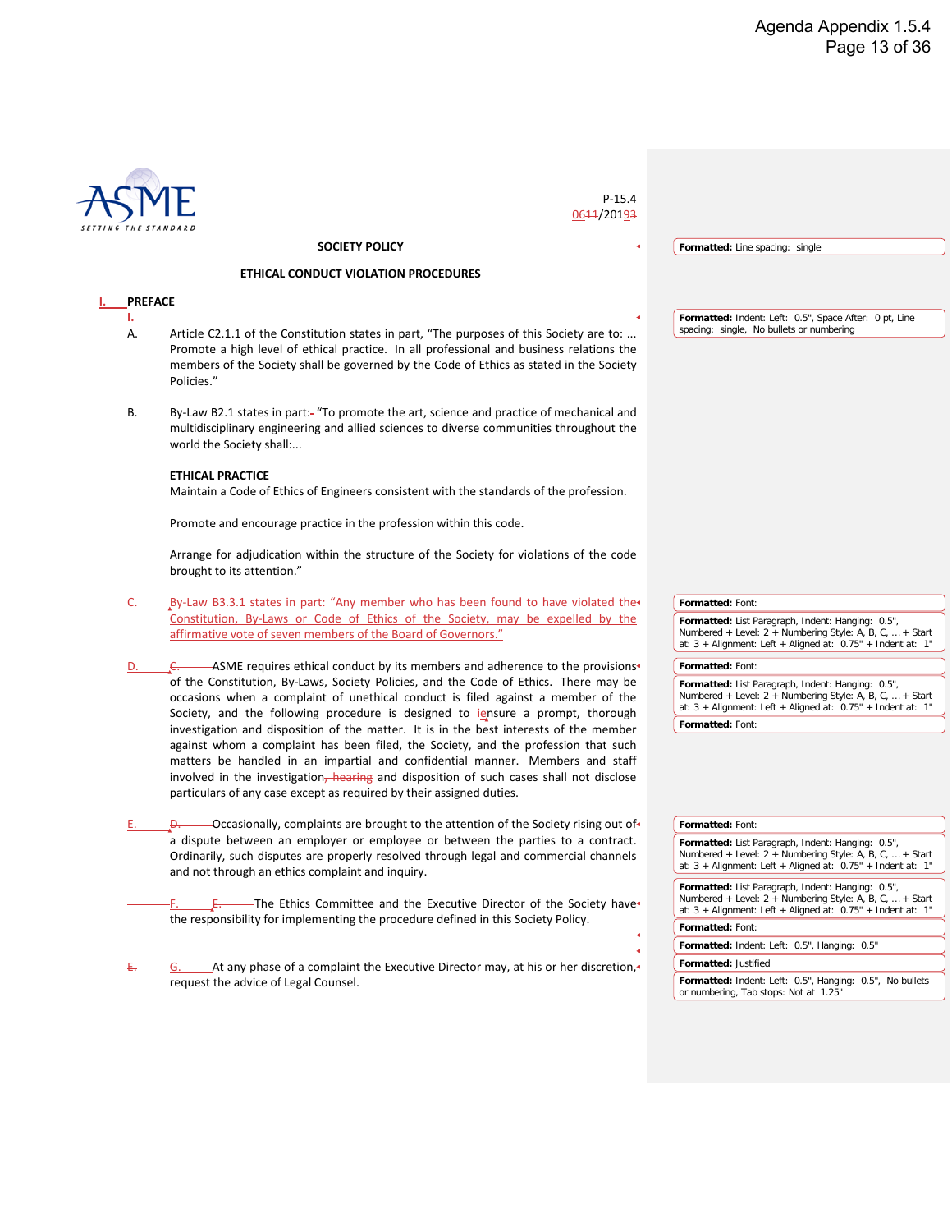P-15.4
0611/20193

**SOCIETY POLICY**

**ETHICAL CONDUCT VIOLATION PROCEDURES**

## I. PREFACE

A. Article C2.1.1 of the Constitution states in part, "The purposes of this Society are to: ... Promote a high level of ethical practice. In all professional and business relations the members of the Society shall be governed by the Code of Ethics as stated in the Society Policies."

B. By-Law B2.1 states in part: "To promote the art, science and practice of mechanical and multidisciplinary engineering and allied sciences to diverse communities throughout the world the Society shall:...

**ETHICAL PRACTICE**

Maintain a Code of Ethics of Engineers consistent with the standards of the profession.

Promote and encourage practice in the profession within this code.

Arrange for adjudication within the structure of the Society for violations of the code brought to its attention."

C. By-Law B3.3.1 states in part: "Any member who has been found to have violated the Constitution, By-Laws or Code of Ethics of the Society, may be expelled by the affirmative vote of seven members of the Board of Governors."

D. ASME requires ethical conduct by its members and adherence to the provisions of the Constitution, By-Laws, Society Policies, and the Code of Ethics. There may be occasions when a complaint of unethical conduct is filed against a member of the Society, and the following procedure is designed to iensure a prompt, thorough investigation and disposition of the matter. It is in the best interests of the member against whom a complaint has been filed, the Society, and the profession that such matters be handled in an impartial and confidential manner. Members and staff involved in the investigation, hearing and disposition of such cases shall not disclose particulars of any case except as required by their assigned duties.

E. Occasionally, complaints are brought to the attention of the Society rising out of a dispute between an employer or employee or between the parties to a contract. Ordinarily, such disputes are properly resolved through legal and commercial channels and not through an ethics complaint and inquiry.

F. The Ethics Committee and the Executive Director of the Society have the responsibility for implementing the procedure defined in this Society Policy.

G. At any phase of a complaint the Executive Director may, at his or her discretion, request the advice of Legal Counsel.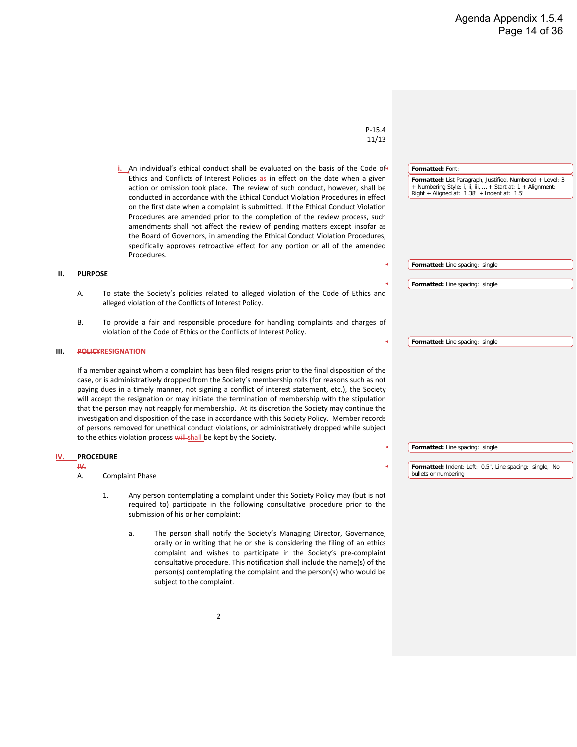P-15.4
11/13

i. An individual's ethical conduct shall be evaluated on the basis of the Code of Ethics and Conflicts of Interest Policies as in effect on the date when a given action or omission took place. The review of such conduct, however, shall be conducted in accordance with the Ethical Conduct Violation Procedures in effect on the first date when a complaint is submitted. If the Ethical Conduct Violation Procedures are amended prior to the completion of the review process, such amendments shall not affect the review of pending matters except insofar as the Board of Governors, in amending the Ethical Conduct Violation Procedures, specifically approves retroactive effect for any portion or all of the amended Procedures.

## II. PURPOSE

A. To state the Society's policies related to alleged violation of the Code of Ethics and alleged violation of the Conflicts of Interest Policy.

B. To provide a fair and responsible procedure for handling complaints and charges of violation of the Code of Ethics or the Conflicts of Interest Policy.

## III. ~~POLICY~~RESIGNATION

If a member against whom a complaint has been filed resigns prior to the final disposition of the case, or is administratively dropped from the Society's membership rolls (for reasons such as not paying dues in a timely manner, not signing a conflict of interest statement, etc.), the Society will accept the resignation or may initiate the termination of membership with the stipulation that the person may not reapply for membership. At its discretion the Society may continue the investigation and disposition of the case in accordance with this Society Policy. Member records of persons removed for unethical conduct violations, or administratively dropped while subject to the ethics violation process ~~will~~ shall be kept by the Society.

## IV. PROCEDURE

~~IV.~~

A. Complaint Phase

1. Any person contemplating a complaint under this Society Policy may (but is not required to) participate in the following consultative procedure prior to the submission of his or her complaint:

   a. The person shall notify the Society's Managing Director, Governance, orally or in writing that he or she is considering the filing of an ethics complaint and wishes to participate in the Society's pre-complaint consultative procedure. This notification shall include the name(s) of the person(s) contemplating the complaint and the person(s) who would be subject to the complaint.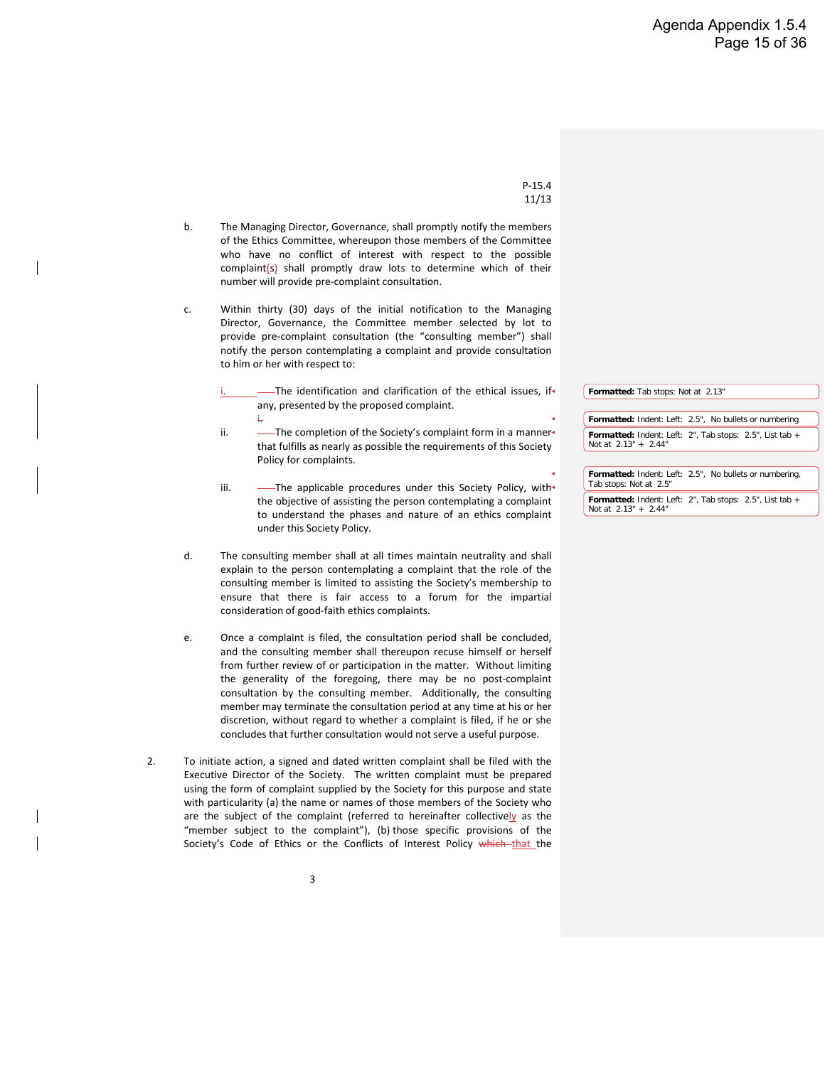P-15.4
11/13

b. The Managing Director, Governance, shall promptly notify the members of the Ethics Committee, whereupon those members of the Committee who have no conflict of interest with respect to the possible complaint(s) shall promptly draw lots to determine which of their number will provide pre-complaint consultation.

c. Within thirty (30) days of the initial notification to the Managing Director, Governance, the Committee member selected by lot to provide pre-complaint consultation (the "consulting member") shall notify the person contemplating a complaint and provide consultation to him or her with respect to:

   i. The identification and clarification of the ethical issues, if any, presented by the proposed complaint.

   ii. The completion of the Society's complaint form in a manner that fulfills as nearly as possible the requirements of this Society Policy for complaints.

   iii. The applicable procedures under this Society Policy, with the objective of assisting the person contemplating a complaint to understand the phases and nature of an ethics complaint under this Society Policy.

d. The consulting member shall at all times maintain neutrality and shall explain to the person contemplating a complaint that the role of the consulting member is limited to assisting the Society's membership to ensure that there is fair access to a forum for the impartial consideration of good-faith ethics complaints.

e. Once a complaint is filed, the consultation period shall be concluded, and the consulting member shall thereupon recuse himself or herself from further review of or participation in the matter. Without limiting the generality of the foregoing, there may be no post-complaint consultation by the consulting member. Additionally, the consulting member may terminate the consultation period at any time at his or her discretion, without regard to whether a complaint is filed, if he or she concludes that further consultation would not serve a useful purpose.

2. To initiate action, a signed and dated written complaint shall be filed with the Executive Director of the Society. The written complaint must be prepared using the form of complaint supplied by the Society for this purpose and state with particularity (a) the name or names of those members of the Society who are the subject of the complaint (referred to hereinafter collectively as the "member subject to the complaint"), (b) those specific provisions of the Society's Code of Ethics or the Conflicts of Interest Policy ~~which~~ that the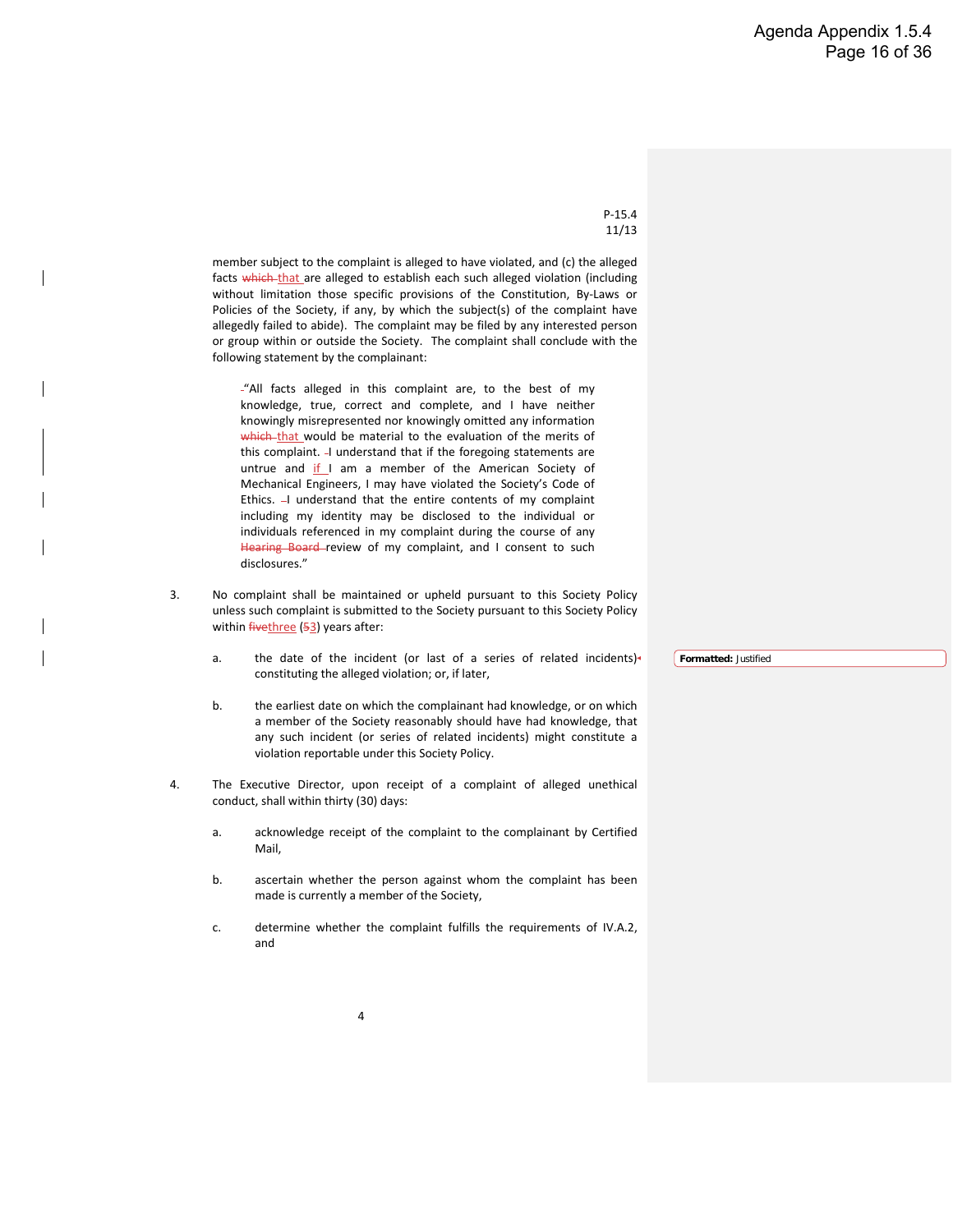P-15.4
11/13

member subject to the complaint is alleged to have violated, and (c) the alleged facts ~~which~~ that are alleged to establish each such alleged violation (including without limitation those specific provisions of the Constitution, By-Laws or Policies of the Society, if any, by which the subject(s) of the complaint have allegedly failed to abide). The complaint may be filed by any interested person or group within or outside the Society. The complaint shall conclude with the following statement by the complainant:

> "All facts alleged in this complaint are, to the best of my knowledge, true, correct and complete, and I have neither knowingly misrepresented nor knowingly omitted any information ~~which~~ that would be material to the evaluation of the merits of this complaint. I understand that if the foregoing statements are untrue and if I am a member of the American Society of Mechanical Engineers, I may have violated the Society's Code of Ethics. I understand that the entire contents of my complaint including my identity may be disclosed to the individual or individuals referenced in my complaint during the course of any ~~Hearing Board~~ review of my complaint, and I consent to such disclosures."

3. No complaint shall be maintained or upheld pursuant to this Society Policy unless such complaint is submitted to the Society pursuant to this Society Policy within ~~five~~three (~~5~~3) years after:

   a. the date of the incident (or last of a series of related incidents) constituting the alleged violation; or, if later,

   b. the earliest date on which the complainant had knowledge, or on which a member of the Society reasonably should have had knowledge, that any such incident (or series of related incidents) might constitute a violation reportable under this Society Policy.

4. The Executive Director, upon receipt of a complaint of alleged unethical conduct, shall within thirty (30) days:

   a. acknowledge receipt of the complaint to the complainant by Certified Mail,

   b. ascertain whether the person against whom the complaint has been made is currently a member of the Society,

   c. determine whether the complaint fulfills the requirements of IV.A.2, and

**Formatted:** Justified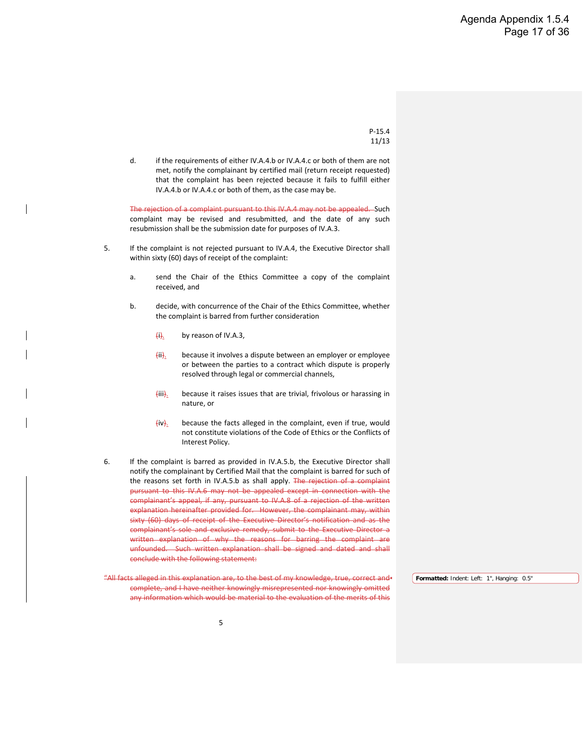P-15.4
11/13

d. if the requirements of either IV.A.4.b or IV.A.4.c or both of them are not met, notify the complainant by certified mail (return receipt requested) that the complaint has been rejected because it fails to fulfill either IV.A.4.b or IV.A.4.c or both of them, as the case may be.

~~The rejection of a complaint pursuant to this IV.A.4 may not be appealed.~~ Such complaint may be revised and resubmitted, and the date of any such resubmission shall be the submission date for purposes of IV.A.3.

5. If the complaint is not rejected pursuant to IV.A.4, the Executive Director shall within sixty (60) days of receipt of the complaint:

   a. send the Chair of the Ethics Committee a copy of the complaint received, and

   b. decide, with concurrence of the Chair of the Ethics Committee, whether the complaint is barred from further consideration

      ~~(~~i~~)~~. by reason of IV.A.3,

      ~~(~~ii~~)~~. because it involves a dispute between an employer or employee or between the parties to a contract which dispute is properly resolved through legal or commercial channels,

      ~~(~~iii~~)~~. because it raises issues that are trivial, frivolous or harassing in nature, or

      ~~(~~iv~~)~~. because the facts alleged in the complaint, even if true, would not constitute violations of the Code of Ethics or the Conflicts of Interest Policy.

6. If the complaint is barred as provided in IV.A.5.b, the Executive Director shall notify the complainant by Certified Mail that the complaint is barred for such of the reasons set forth in IV.A.5.b as shall apply. ~~The rejection of a complaint pursuant to this IV.A.6 may not be appealed except in connection with the complainant's appeal, if any, pursuant to IV.A.8 of a rejection of the written explanation hereinafter provided for. However, the complainant may, within sixty (60) days of receipt of the Executive Director's notification and as the complainant's sole and exclusive remedy, submit to the Executive Director a written explanation of why the reasons for barring the complaint are unfounded. Such written explanation shall be signed and dated and shall conclude with the following statement:~~

~~"All facts alleged in this explanation are, to the best of my knowledge, true, correct and complete, and I have neither knowingly misrepresented nor knowingly omitted any information which would be material to the evaluation of the merits of this~~

**Formatted:** Indent: Left: 1", Hanging: 0.5"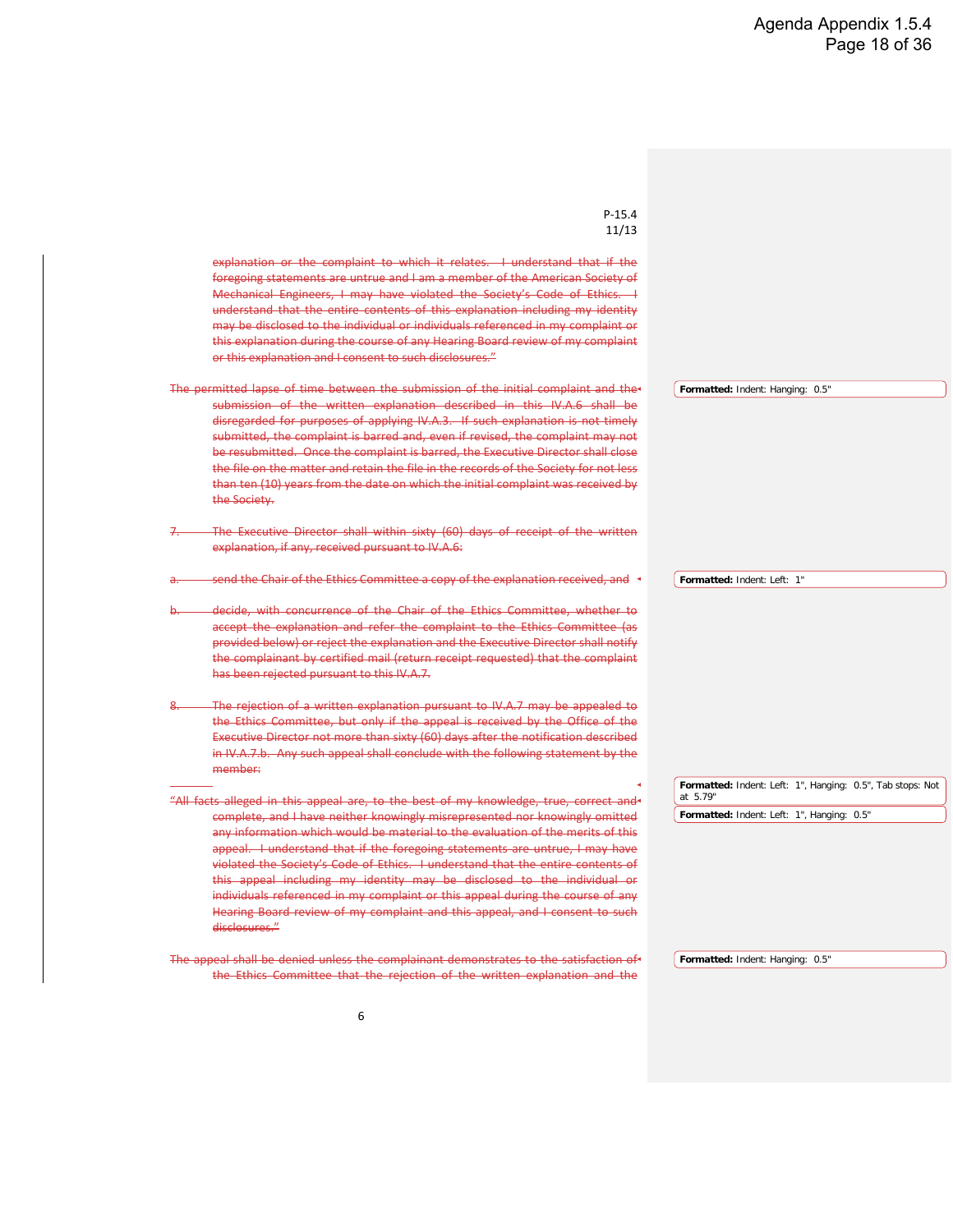P-15.4
11/13

~~explanation or the complaint to which it relates. I understand that if the foregoing statements are untrue and I am a member of the American Society of Mechanical Engineers, I may have violated the Society's Code of Ethics. I understand that the entire contents of this explanation including my identity may be disclosed to the individual or individuals referenced in my complaint or this explanation during the course of any Hearing Board review of my complaint or this explanation and I consent to such disclosures."~~

~~The permitted lapse of time between the submission of the initial complaint and the submission of the written explanation described in this IV.A.6 shall be disregarded for purposes of applying IV.A.3. If such explanation is not timely submitted, the complaint is barred and, even if revised, the complaint may not be resubmitted. Once the complaint is barred, the Executive Director shall close the file on the matter and retain the file in the records of the Society for not less than ten (10) years from the date on which the initial complaint was received by the Society.~~

~~7. The Executive Director shall within sixty (60) days of receipt of the written explanation, if any, received pursuant to IV.A.6:~~

~~a. send the Chair of the Ethics Committee a copy of the explanation received, and~~

~~b. decide, with concurrence of the Chair of the Ethics Committee, whether to accept the explanation and refer the complaint to the Ethics Committee (as provided below) or reject the explanation and the Executive Director shall notify the complainant by certified mail (return receipt requested) that the complaint has been rejected pursuant to this IV.A.7.~~

~~8. The rejection of a written explanation pursuant to IV.A.7 may be appealed to the Ethics Committee, but only if the appeal is received by the Office of the Executive Director not more than sixty (60) days after the notification described in IV.A.7.b. Any such appeal shall conclude with the following statement by the member:~~

~~"All facts alleged in this appeal are, to the best of my knowledge, true, correct and complete, and I have neither knowingly misrepresented nor knowingly omitted any information which would be material to the evaluation of the merits of this appeal. I understand that if the foregoing statements are untrue, I may have violated the Society's Code of Ethics. I understand that the entire contents of this appeal including my identity may be disclosed to the individual or individuals referenced in my complaint or this appeal during the course of any Hearing Board review of my complaint and this appeal, and I consent to such disclosures."~~

~~The appeal shall be denied unless the complainant demonstrates to the satisfaction of the Ethics Committee that the rejection of the written explanation and the~~

**Formatted:** Indent: Hanging: 0.5"

**Formatted:** Indent: Left: 1"

**Formatted:** Indent: Left: 1", Hanging: 0.5", Tab stops: Not at 5.79"

**Formatted:** Indent: Left: 1", Hanging: 0.5"

**Formatted:** Indent: Hanging: 0.5"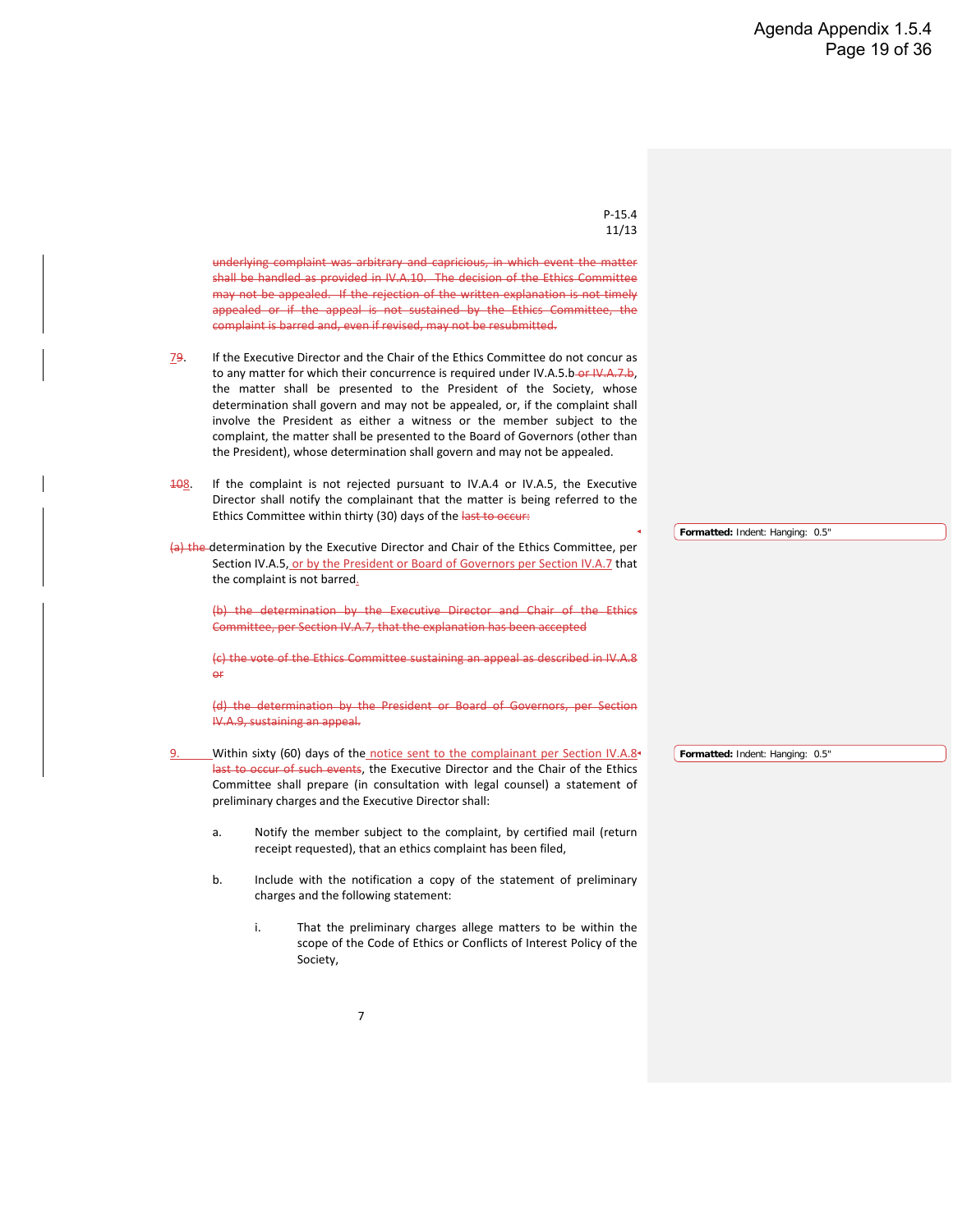P-15.4
11/13

~~underlying complaint was arbitrary and capricious, in which event the matter shall be handled as provided in IV.A.10. The decision of the Ethics Committee may not be appealed. If the rejection of the written explanation is not timely appealed or if the appeal is not sustained by the Ethics Committee, the complaint is barred and, even if revised, may not be resubmitted.~~

7~~9~~. If the Executive Director and the Chair of the Ethics Committee do not concur as to any matter for which their concurrence is required under IV.A.5.b ~~or IV.A.7.b~~, the matter shall be presented to the President of the Society, whose determination shall govern and may not be appealed, or, if the complaint shall involve the President as either a witness or the member subject to the complaint, the matter shall be presented to the Board of Governors (other than the President), whose determination shall govern and may not be appealed.

~~10~~8. If the complaint is not rejected pursuant to IV.A.4 or IV.A.5, the Executive Director shall notify the complainant that the matter is being referred to the Ethics Committee within thirty (30) days of the ~~last to occur:~~

~~(a) the~~ determination by the Executive Director and Chair of the Ethics Committee, per Section IV.A.5, or by the President or Board of Governors per Section IV.A.7 that the complaint is not barred.

~~(b) the determination by the Executive Director and Chair of the Ethics Committee, per Section IV.A.7, that the explanation has been accepted~~

~~(c) the vote of the Ethics Committee sustaining an appeal as described in IV.A.8 or~~

~~(d) the determination by the President or Board of Governors, per Section IV.A.9, sustaining an appeal.~~

9. Within sixty (60) days of the notice sent to the complainant per Section IV.A.8 ~~last to occur of such events~~, the Executive Director and the Chair of the Ethics Committee shall prepare (in consultation with legal counsel) a statement of preliminary charges and the Executive Director shall:

   a. Notify the member subject to the complaint, by certified mail (return receipt requested), that an ethics complaint has been filed,

   b. Include with the notification a copy of the statement of preliminary charges and the following statement:

      i. That the preliminary charges allege matters to be within the scope of the Code of Ethics or Conflicts of Interest Policy of the Society,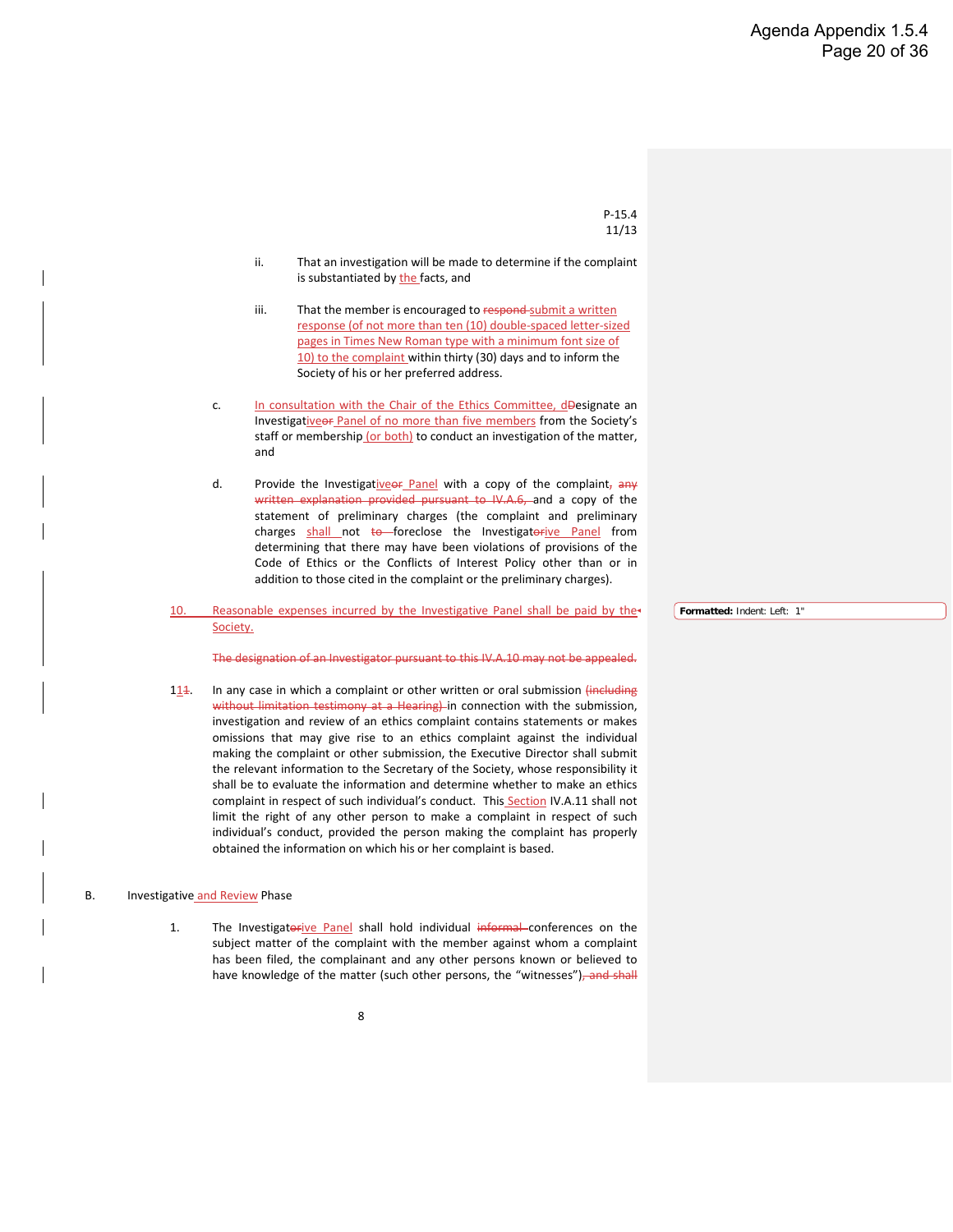P-15.4
11/13

ii. That an investigation will be made to determine if the complaint is substantiated by the facts, and

iii. That the member is encouraged to ~~respond~~ submit a written response (of not more than ten (10) double-spaced letter-sized pages in Times New Roman type with a minimum font size of 10) to the complaint within thirty (30) days and to inform the Society of his or her preferred address.

c. In consultation with the Chair of the Ethics Committee, d~~D~~esignate an Investigative~~or~~ Panel of no more than five members from the Society's staff or membership (or both) to conduct an investigation of the matter, and

d. Provide the Investigative~~or~~ Panel with a copy of the complaint, ~~any written explanation provided pursuant to IV.A.6,~~ and a copy of the statement of preliminary charges (the complaint and preliminary charges shall not ~~to~~ foreclose the Investigat~~or~~ive Panel from determining that there may have been violations of provisions of the Code of Ethics or the Conflicts of Interest Policy other than or in addition to those cited in the complaint or the preliminary charges).

10. Reasonable expenses incurred by the Investigative Panel shall be paid by the Society.

~~The designation of an Investigator pursuant to this IV.A.10 may not be appealed.~~

11~~1~~. In any case in which a complaint or other written or oral submission ~~(including without limitation testimony at a Hearing)~~ in connection with the submission, investigation and review of an ethics complaint contains statements or makes omissions that may give rise to an ethics complaint against the individual making the complaint or other submission, the Executive Director shall submit the relevant information to the Secretary of the Society, whose responsibility it shall be to evaluate the information and determine whether to make an ethics complaint in respect of such individual's conduct. This Section IV.A.11 shall not limit the right of any other person to make a complaint in respect of such individual's conduct, provided the person making the complaint has properly obtained the information on which his or her complaint is based.

B. Investigative and Review Phase

1. The Investigat~~or~~ive Panel shall hold individual ~~informal~~ conferences on the subject matter of the complaint with the member against whom a complaint has been filed, the complainant and any other persons known or believed to have knowledge of the matter (such other persons, the "witnesses")~~, and shall~~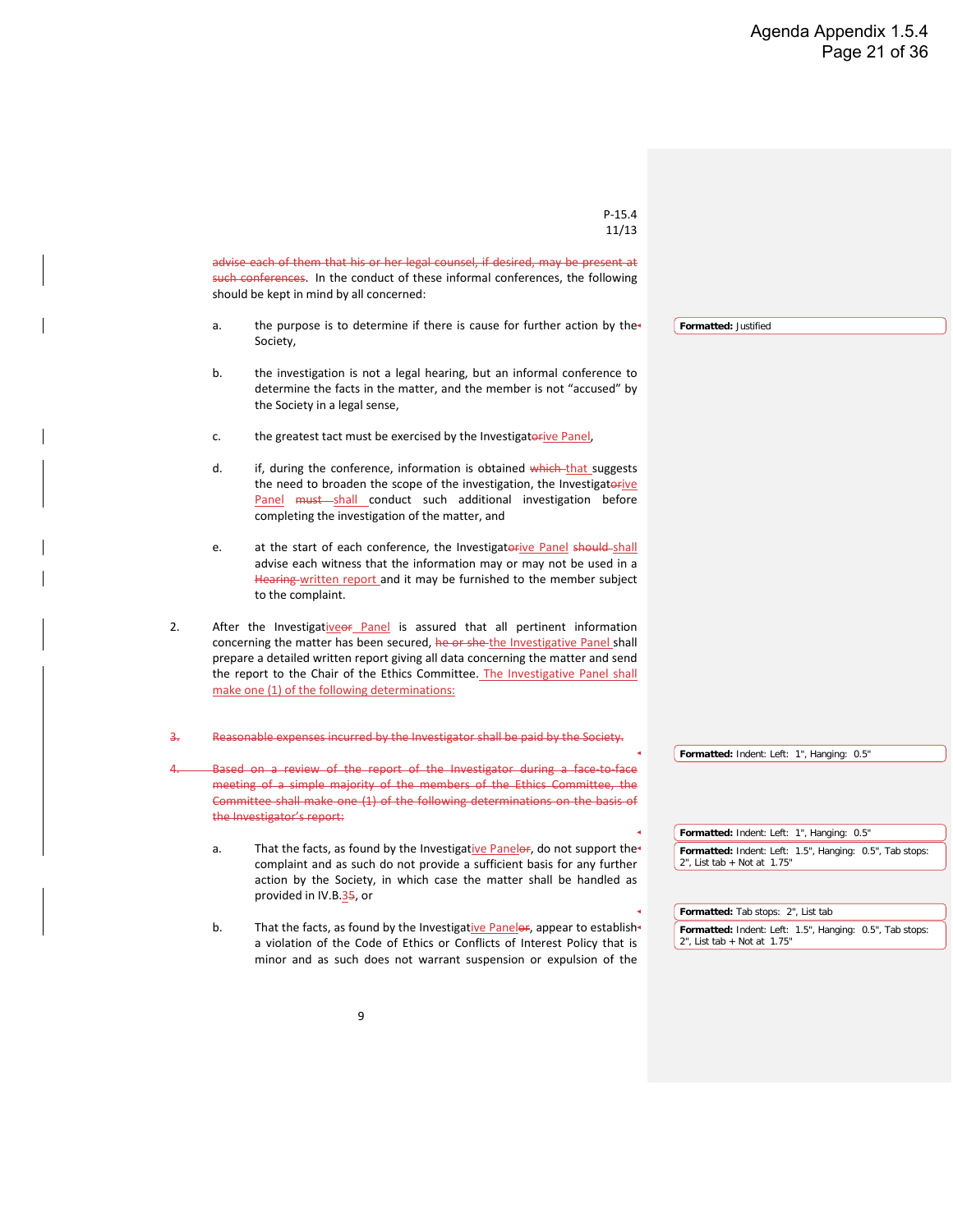advise each of them that his or her legal counsel, if desired, may be present at such conferences. In the conduct of these informal conferences, the following should be kept in mind by all concerned:

a. the purpose is to determine if there is cause for further action by the Society,

b. the investigation is not a legal hearing, but an informal conference to determine the facts in the matter, and the member is not "accused" by the Society in a legal sense,

c. the greatest tact must be exercised by the Investigatorive Panel,

d. if, during the conference, information is obtained which that suggests the need to broaden the scope of the investigation, the Investigatorive Panel must shall conduct such additional investigation before completing the investigation of the matter, and

e. at the start of each conference, the Investigatorive Panel should shall advise each witness that the information may or may not be used in a Hearing written report and it may be furnished to the member subject to the complaint.

2. After the Investigativeor Panel is assured that all pertinent information concerning the matter has been secured, he or she the Investigative Panel shall prepare a detailed written report giving all data concerning the matter and send the report to the Chair of the Ethics Committee. The Investigative Panel shall make one (1) of the following determinations:

3. Reasonable expenses incurred by the Investigator shall be paid by the Society.

4. Based on a review of the report of the Investigator during a face-to-face meeting of a simple majority of the members of the Ethics Committee, the Committee shall make one (1) of the following determinations on the basis of the Investigator's report:

a. That the facts, as found by the Investigative Panelor, do not support the complaint and as such do not provide a sufficient basis for any further action by the Society, in which case the matter shall be handled as provided in IV.B.35, or

b. That the facts, as found by the Investigative Panelor, appear to establish a violation of the Code of Ethics or Conflicts of Interest Policy that is minor and as such does not warrant suspension or expulsion of the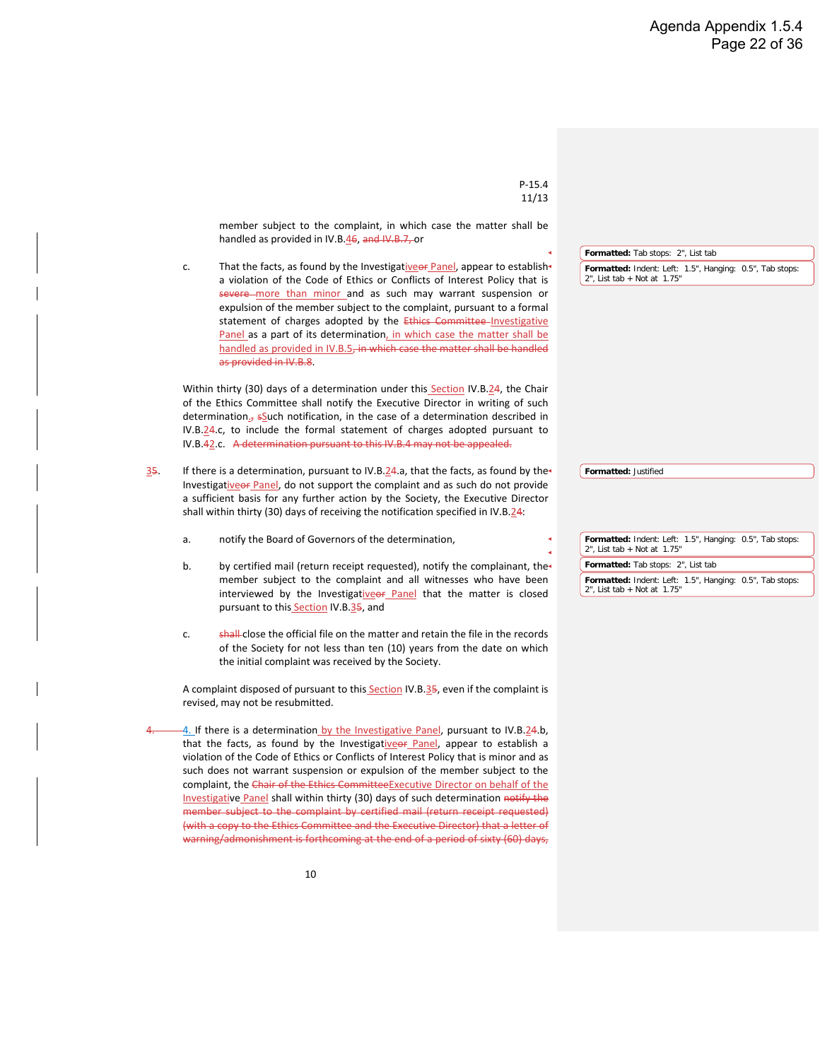member subject to the complaint, in which case the matter shall be handled as provided in IV.B.46, and IV.B.7, or

c. That the facts, as found by the Investigativeor Panel, appear to establish a violation of the Code of Ethics or Conflicts of Interest Policy that is severe more than minor and as such may warrant suspension or expulsion of the member subject to the complaint, pursuant to a formal statement of charges adopted by the Ethics Committee Investigative Panel as a part of its determination, in which case the matter shall be handled as provided in IV.B.5, in which case the matter shall be handled as provided in IV.B.8.

Within thirty (30) days of a determination under this Section IV.B.24, the Chair of the Ethics Committee shall notify the Executive Director in writing of such determination., sSuch notification, in the case of a determination described in IV.B.24.c, to include the formal statement of charges adopted pursuant to IV.B.42.c. A determination pursuant to this IV.B.4 may not be appealed.

35. If there is a determination, pursuant to IV.B.24.a, that the facts, as found by the Investigativeor Panel, do not support the complaint and as such do not provide a sufficient basis for any further action by the Society, the Executive Director shall within thirty (30) days of receiving the notification specified in IV.B.24:

a. notify the Board of Governors of the determination,

b. by certified mail (return receipt requested), notify the complainant, the member subject to the complaint and all witnesses who have been interviewed by the Investigativeor Panel that the matter is closed pursuant to this Section IV.B.35, and

c. shall close the official file on the matter and retain the file in the records of the Society for not less than ten (10) years from the date on which the initial complaint was received by the Society.

A complaint disposed of pursuant to this Section IV.B.35, even if the complaint is revised, may not be resubmitted.

4. 4. If there is a determination by the Investigative Panel, pursuant to IV.B.24.b, that the facts, as found by the Investigativeor Panel, appear to establish a violation of the Code of Ethics or Conflicts of Interest Policy that is minor and as such does not warrant suspension or expulsion of the member subject to the complaint, the Chair of the Ethics CommitteeExecutive Director on behalf of the Investigative Panel shall within thirty (30) days of such determination notify the member subject to the complaint by certified mail (return receipt requested) (with a copy to the Ethics Committee and the Executive Director) that a letter of warning/admonishment is forthcoming at the end of a period of sixty (60) days,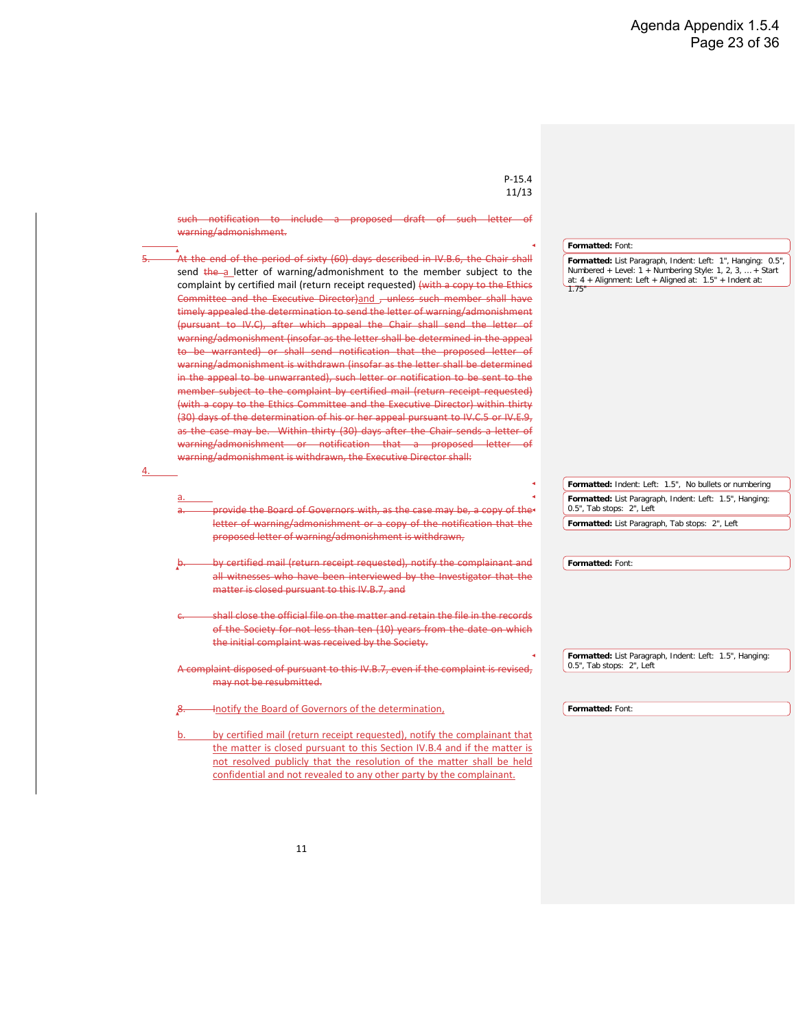P-15.4
11/13

~~such notification to include a proposed draft of such letter of warning/admonishment.~~

~~5.~~ ~~At the end of the period of sixty (60) days described in IV.B.6, the Chair shall~~ send ~~the~~ a letter of warning/admonishment to the member subject to the complaint by certified mail (return receipt requested) ~~(with a copy to the Ethics Committee and the Executive Director)~~and ~~, unless such member shall have timely appealed the determination to send the letter of warning/admonishment (pursuant to IV.C), after which appeal the Chair shall send the letter of warning/admonishment (insofar as the letter shall be determined in the appeal to be warranted) or shall send notification that the proposed letter of warning/admonishment is withdrawn (insofar as the letter shall be determined in the appeal to be unwarranted), such letter or notification to be sent to the member subject to the complaint by certified mail (return receipt requested) (with a copy to the Ethics Committee and the Executive Director) within thirty (30) days of the determination of his or her appeal pursuant to IV.C.5 or IV.E.9, as the case may be. Within thirty (30) days after the Chair sends a letter of warning/admonishment or notification that a proposed letter of warning/admonishment is withdrawn, the Executive Director shall:~~

4.

a.

~~a. provide the Board of Governors with, as the case may be, a copy of the letter of warning/admonishment or a copy of the notification that the proposed letter of warning/admonishment is withdrawn,~~

~~b. by certified mail (return receipt requested), notify the complainant and all witnesses who have been interviewed by the Investigator that the matter is closed pursuant to this IV.B.7, and~~

~~c. shall close the official file on the matter and retain the file in the records of the Society for not less than ten (10) years from the date on which the initial complaint was received by the Society.~~

~~A complaint disposed of pursuant to this IV.B.7, even if the complaint is revised, may not be resubmitted.~~

~~8.~~ Inotify the Board of Governors of the determination,

b. by certified mail (return receipt requested), notify the complainant that the matter is closed pursuant to this Section IV.B.4 and if the matter is not resolved publicly that the resolution of the matter shall be held confidential and not revealed to any other party by the complainant.

**Formatted:** Font:

**Formatted:** List Paragraph, Indent: Left: 1", Hanging: 0.5", Numbered + Level: 1 + Numbering Style: 1, 2, 3, … + Start at: 4 + Alignment: Left + Aligned at: 1.5" + Indent at: 1.75"

**Formatted:** Indent: Left: 1.5", No bullets or numbering

**Formatted:** List Paragraph, Indent: Left: 1.5", Hanging: 0.5", Tab stops: 2", Left

**Formatted:** List Paragraph, Tab stops: 2", Left

**Formatted:** Font:

**Formatted:** List Paragraph, Indent: Left: 1.5", Hanging: 0.5", Tab stops: 2", Left

**Formatted:** Font: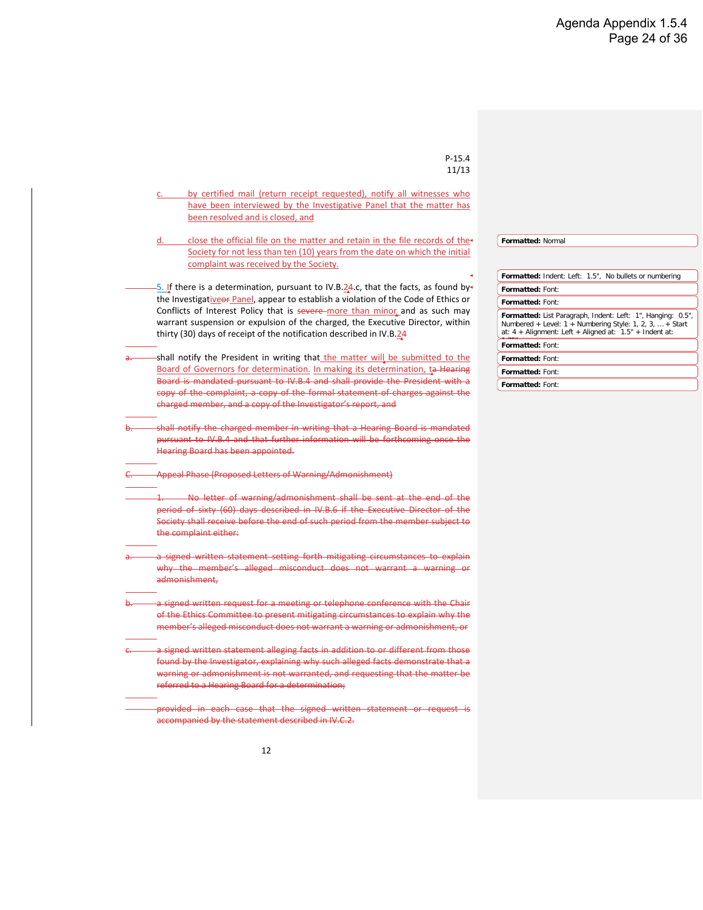P-15.4
11/13

c. by certified mail (return receipt requested), notify all witnesses who have been interviewed by the Investigative Panel that the matter has been resolved and is closed, and

d. close the official file on the matter and retain in the file records of the Society for not less than ten (10) years from the date on which the initial complaint was received by the Society.

5. If there is a determination, pursuant to IV.B.24.c, that the facts, as found by the Investigativeor Panel, appear to establish a violation of the Code of Ethics or Conflicts of Interest Policy that is severe more than minor, and as such may warrant suspension or expulsion of the charged, the Executive Director, within thirty (30) days of receipt of the notification described in IV.B.24

a. shall notify the President in writing that the matter will be submitted to the Board of Governors for determination. In making its determination, ta Hearing Board is mandated pursuant to IV.B.4 and shall provide the President with a copy of the complaint, a copy of the formal statement of charges against the charged member, and a copy of the Investigator's report, and

b. shall notify the charged member in writing that a Hearing Board is mandated pursuant to IV.B.4 and that further information will be forthcoming once the Hearing Board has been appointed.

C. Appeal Phase (Proposed Letters of Warning/Admonishment)

1. No letter of warning/admonishment shall be sent at the end of the period of sixty (60) days described in IV.B.6 if the Executive Director of the Society shall receive before the end of such period from the member subject to the complaint either:

a. a signed written statement setting forth mitigating circumstances to explain why the member's alleged misconduct does not warrant a warning or admonishment,

b. a signed written request for a meeting or telephone conference with the Chair of the Ethics Committee to present mitigating circumstances to explain why the member's alleged misconduct does not warrant a warning or admonishment, or

c. a signed written statement alleging facts in addition to or different from those found by the Investigator, explaining why such alleged facts demonstrate that a warning or admonishment is not warranted, and requesting that the matter be referred to a Hearing Board for a determination;

provided in each case that the signed written statement or request is accompanied by the statement described in IV.C.2.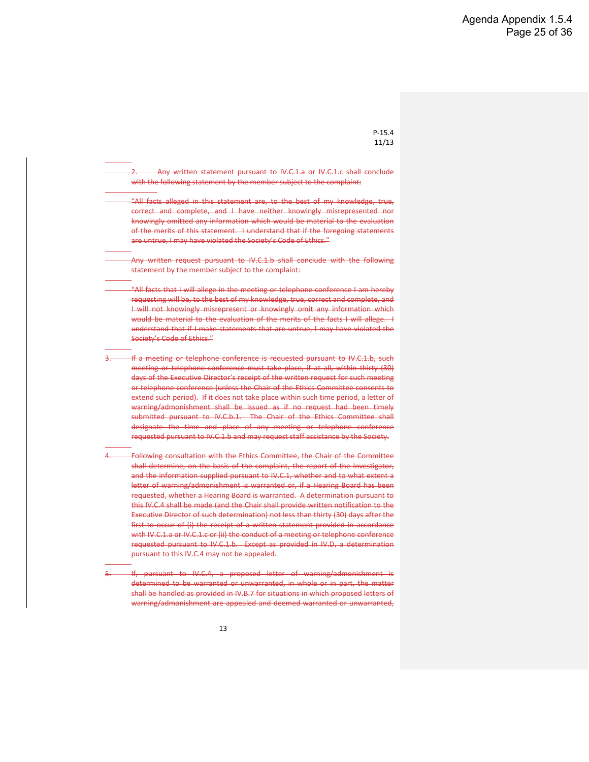P-15.4
11/13

~~2. Any written statement pursuant to IV.C.1.a or IV.C.1.c shall conclude with the following statement by the member subject to the complaint:~~

~~"All facts alleged in this statement are, to the best of my knowledge, true, correct and complete, and I have neither knowingly misrepresented nor knowingly omitted any information which would be material to the evaluation of the merits of this statement. I understand that if the foregoing statements are untrue, I may have violated the Society's Code of Ethics."~~

~~Any written request pursuant to IV.C.1.b shall conclude with the following statement by the member subject to the complaint:~~

~~"All facts that I will allege in the meeting or telephone conference I am hereby requesting will be, to the best of my knowledge, true, correct and complete, and I will not knowingly misrepresent or knowingly omit any information which would be material to the evaluation of the merits of the facts I will allege. I understand that if I make statements that are untrue, I may have violated the Society's Code of Ethics."~~

~~3. If a meeting or telephone conference is requested pursuant to IV.C.1.b, such meeting or telephone conference must take place, if at all, within thirty (30) days of the Executive Director's receipt of the written request for such meeting or telephone conference (unless the Chair of the Ethics Committee consents to extend such period). If it does not take place within such time period, a letter of warning/admonishment shall be issued as if no request had been timely submitted pursuant to IV.C.b.1. The Chair of the Ethics Committee shall designate the time and place of any meeting or telephone conference requested pursuant to IV.C.1.b and may request staff assistance by the Society.~~

~~4. Following consultation with the Ethics Committee, the Chair of the Committee shall determine, on the basis of the complaint, the report of the Investigator, and the information supplied pursuant to IV.C.1, whether and to what extent a letter of warning/admonishment is warranted or, if a Hearing Board has been requested, whether a Hearing Board is warranted. A determination pursuant to this IV.C.4 shall be made (and the Chair shall provide written notification to the Executive Director of such determination) not less than thirty (30) days after the first to occur of (i) the receipt of a written statement provided in accordance with IV.C.1.a or IV.C.1.c or (ii) the conduct of a meeting or telephone conference requested pursuant to IV.C.1.b. Except as provided in IV.D, a determination pursuant to this IV.C.4 may not be appealed.~~

~~5. If, pursuant to IV.C.4, a proposed letter of warning/admonishment is determined to be warranted or unwarranted, in whole or in part, the matter shall be handled as provided in IV.B.7 for situations in which proposed letters of warning/admonishment are appealed and deemed warranted or unwarranted,~~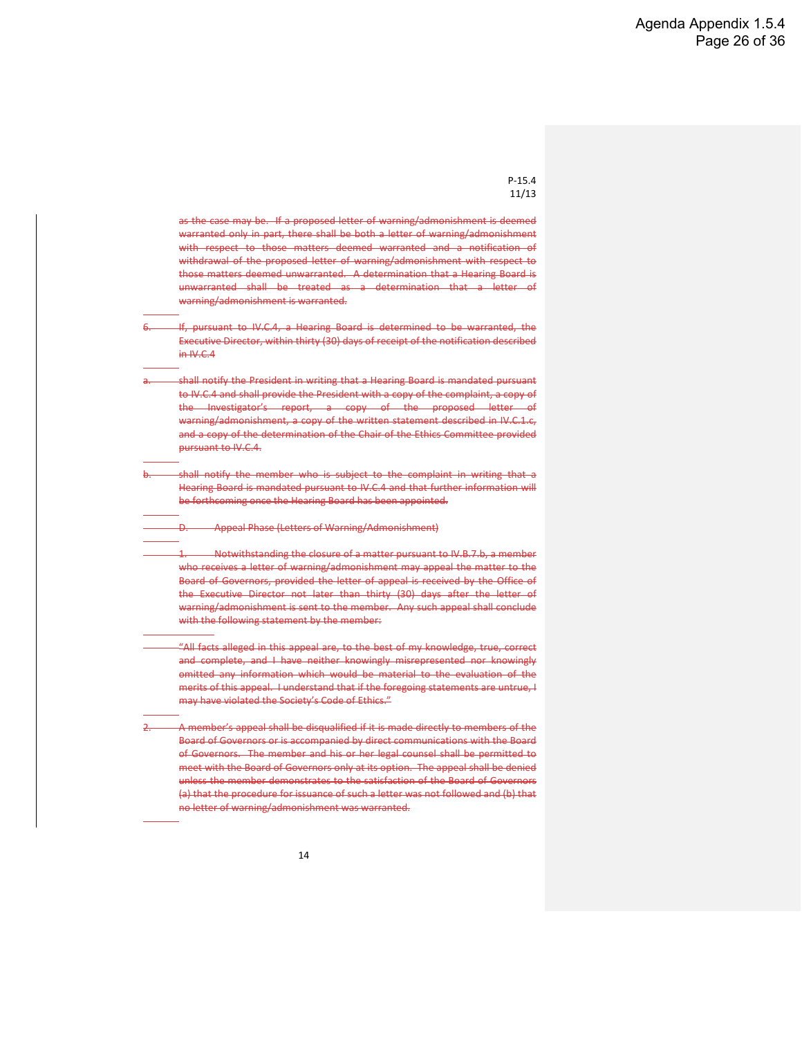P-15.4
11/13

~~as the case may be. If a proposed letter of warning/admonishment is deemed warranted only in part, there shall be both a letter of warning/admonishment with respect to those matters deemed warranted and a notification of withdrawal of the proposed letter of warning/admonishment with respect to those matters deemed unwarranted. A determination that a Hearing Board is unwarranted shall be treated as a determination that a letter of warning/admonishment is warranted.~~

~~6. If, pursuant to IV.C.4, a Hearing Board is determined to be warranted, the Executive Director, within thirty (30) days of receipt of the notification described in IV.C.4~~

~~a. shall notify the President in writing that a Hearing Board is mandated pursuant to IV.C.4 and shall provide the President with a copy of the complaint, a copy of the Investigator's report, a copy of the proposed letter of warning/admonishment, a copy of the written statement described in IV.C.1.c, and a copy of the determination of the Chair of the Ethics Committee provided pursuant to IV.C.4.~~

~~b. shall notify the member who is subject to the complaint in writing that a Hearing Board is mandated pursuant to IV.C.4 and that further information will be forthcoming once the Hearing Board has been appointed.~~

~~D. Appeal Phase (Letters of Warning/Admonishment)~~

~~1. Notwithstanding the closure of a matter pursuant to IV.B.7.b, a member who receives a letter of warning/admonishment may appeal the matter to the Board of Governors, provided the letter of appeal is received by the Office of the Executive Director not later than thirty (30) days after the letter of warning/admonishment is sent to the member. Any such appeal shall conclude with the following statement by the member:~~

~~"All facts alleged in this appeal are, to the best of my knowledge, true, correct and complete, and I have neither knowingly misrepresented nor knowingly omitted any information which would be material to the evaluation of the merits of this appeal. I understand that if the foregoing statements are untrue, I may have violated the Society's Code of Ethics."~~

~~2. A member's appeal shall be disqualified if it is made directly to members of the Board of Governors or is accompanied by direct communications with the Board of Governors. The member and his or her legal counsel shall be permitted to meet with the Board of Governors only at its option. The appeal shall be denied unless the member demonstrates to the satisfaction of the Board of Governors (a) that the procedure for issuance of such a letter was not followed and (b) that no letter of warning/admonishment was warranted.~~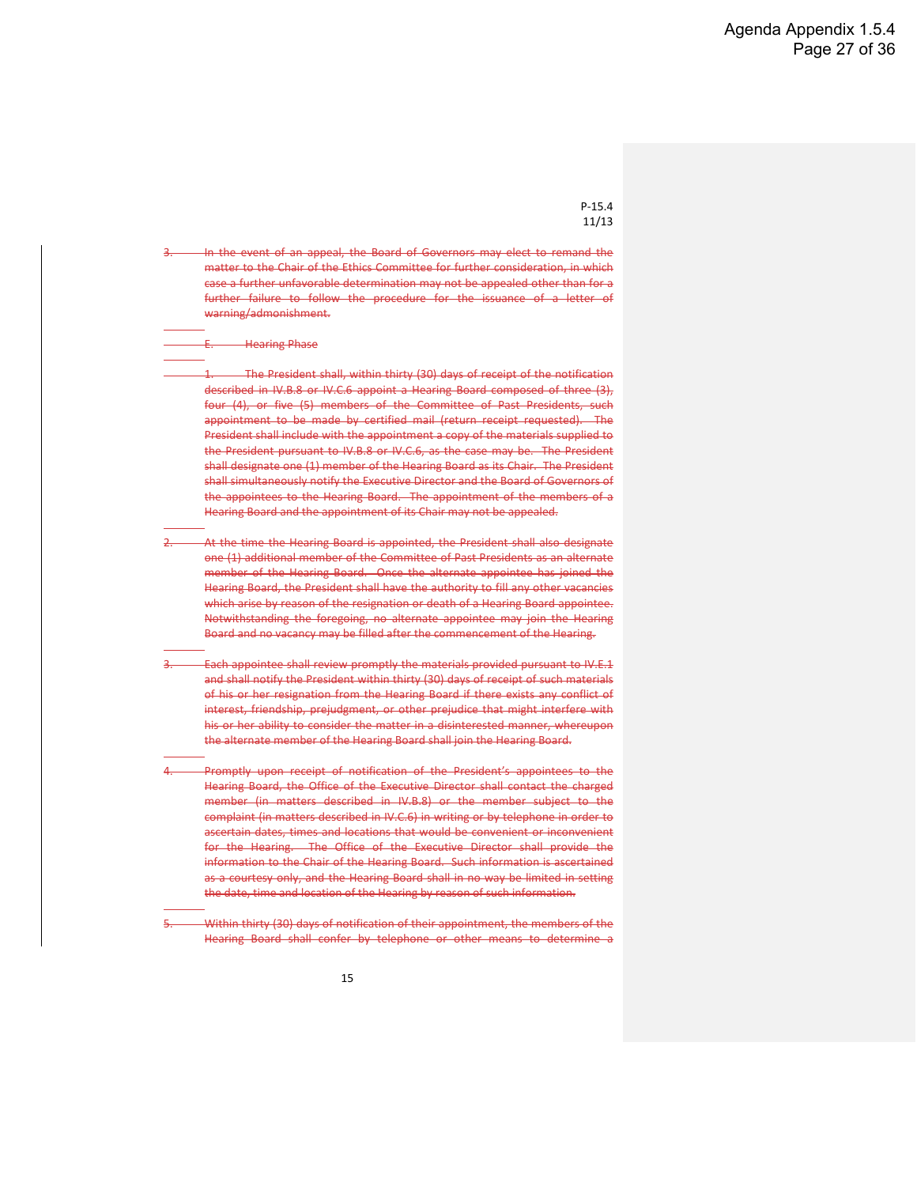P-15.4
11/13

3. ~~In the event of an appeal, the Board of Governors may elect to remand the matter to the Chair of the Ethics Committee for further consideration, in which case a further unfavorable determination may not be appealed other than for a further failure to follow the procedure for the issuance of a letter of warning/admonishment.~~

~~E. Hearing Phase~~

1. ~~The President shall, within thirty (30) days of receipt of the notification described in IV.B.8 or IV.C.6 appoint a Hearing Board composed of three (3), four (4), or five (5) members of the Committee of Past Presidents, such appointment to be made by certified mail (return receipt requested). The President shall include with the appointment a copy of the materials supplied to the President pursuant to IV.B.8 or IV.C.6, as the case may be. The President shall designate one (1) member of the Hearing Board as its Chair. The President shall simultaneously notify the Executive Director and the Board of Governors of the appointees to the Hearing Board. The appointment of the members of a Hearing Board and the appointment of its Chair may not be appealed.~~

2. ~~At the time the Hearing Board is appointed, the President shall also designate one (1) additional member of the Committee of Past Presidents as an alternate member of the Hearing Board. Once the alternate appointee has joined the Hearing Board, the President shall have the authority to fill any other vacancies which arise by reason of the resignation or death of a Hearing Board appointee. Notwithstanding the foregoing, no alternate appointee may join the Hearing Board and no vacancy may be filled after the commencement of the Hearing.~~

3. ~~Each appointee shall review promptly the materials provided pursuant to IV.E.1 and shall notify the President within thirty (30) days of receipt of such materials of his or her resignation from the Hearing Board if there exists any conflict of interest, friendship, prejudgment, or other prejudice that might interfere with his or her ability to consider the matter in a disinterested manner, whereupon the alternate member of the Hearing Board shall join the Hearing Board.~~

4. ~~Promptly upon receipt of notification of the President's appointees to the Hearing Board, the Office of the Executive Director shall contact the charged member (in matters described in IV.B.8) or the member subject to the complaint (in matters described in IV.C.6) in writing or by telephone in order to ascertain dates, times and locations that would be convenient or inconvenient for the Hearing. The Office of the Executive Director shall provide the information to the Chair of the Hearing Board. Such information is ascertained as a courtesy only, and the Hearing Board shall in no way be limited in setting the date, time and location of the Hearing by reason of such information.~~

5. ~~Within thirty (30) days of notification of their appointment, the members of the Hearing Board shall confer by telephone or other means to determine a~~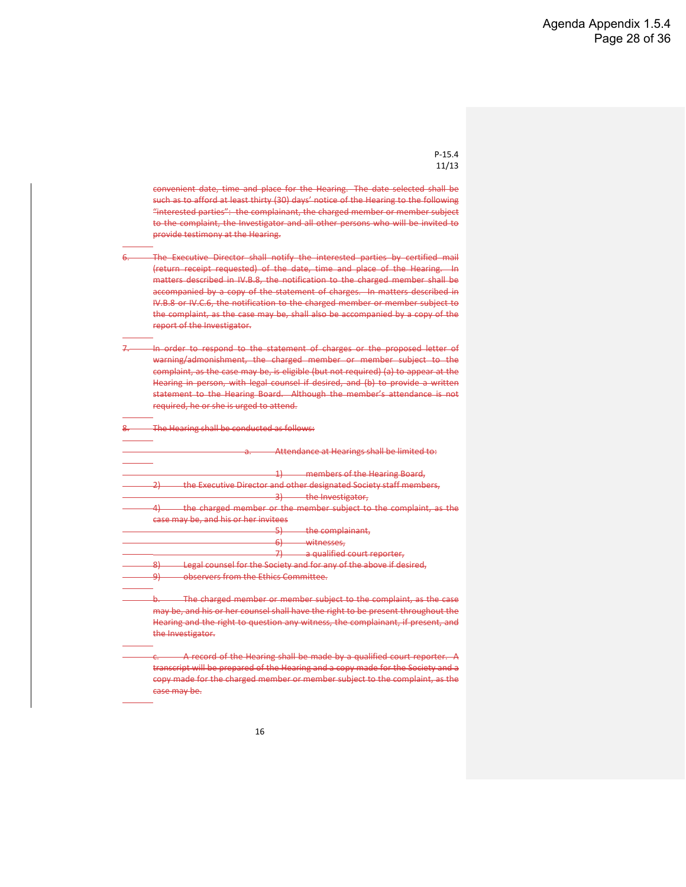P-15.4
11/13

~~convenient date, time and place for the Hearing. The date selected shall be such as to afford at least thirty (30) days' notice of the Hearing to the following "interested parties": the complainant, the charged member or member subject to the complaint, the Investigator and all other persons who will be invited to provide testimony at the Hearing.~~

~~6. The Executive Director shall notify the interested parties by certified mail (return receipt requested) of the date, time and place of the Hearing. In matters described in IV.B.8, the notification to the charged member shall be accompanied by a copy of the statement of charges. In matters described in IV.B.8 or IV.C.6, the notification to the charged member or member subject to the complaint, as the case may be, shall also be accompanied by a copy of the report of the Investigator.~~

~~7. In order to respond to the statement of charges or the proposed letter of warning/admonishment, the charged member or member subject to the complaint, as the case may be, is eligible (but not required) (a) to appear at the Hearing in person, with legal counsel if desired, and (b) to provide a written statement to the Hearing Board. Although the member's attendance is not required, he or she is urged to attend.~~

~~8. The Hearing shall be conducted as follows:~~

~~a. Attendance at Hearings shall be limited to:~~

~~1) members of the Hearing Board,~~
~~2) the Executive Director and other designated Society staff members,~~
~~3) the Investigator,~~
~~4) the charged member or the member subject to the complaint, as the case may be, and his or her invitees~~
~~5) the complainant,~~
~~6) witnesses,~~
~~7) a qualified court reporter,~~
~~8) Legal counsel for the Society and for any of the above if desired,~~
~~9) observers from the Ethics Committee.~~

~~b. The charged member or member subject to the complaint, as the case may be, and his or her counsel shall have the right to be present throughout the Hearing and the right to question any witness, the complainant, if present, and the Investigator.~~

~~c. A record of the Hearing shall be made by a qualified court reporter. A transcript will be prepared of the Hearing and a copy made for the Society and a copy made for the charged member or member subject to the complaint, as the case may be.~~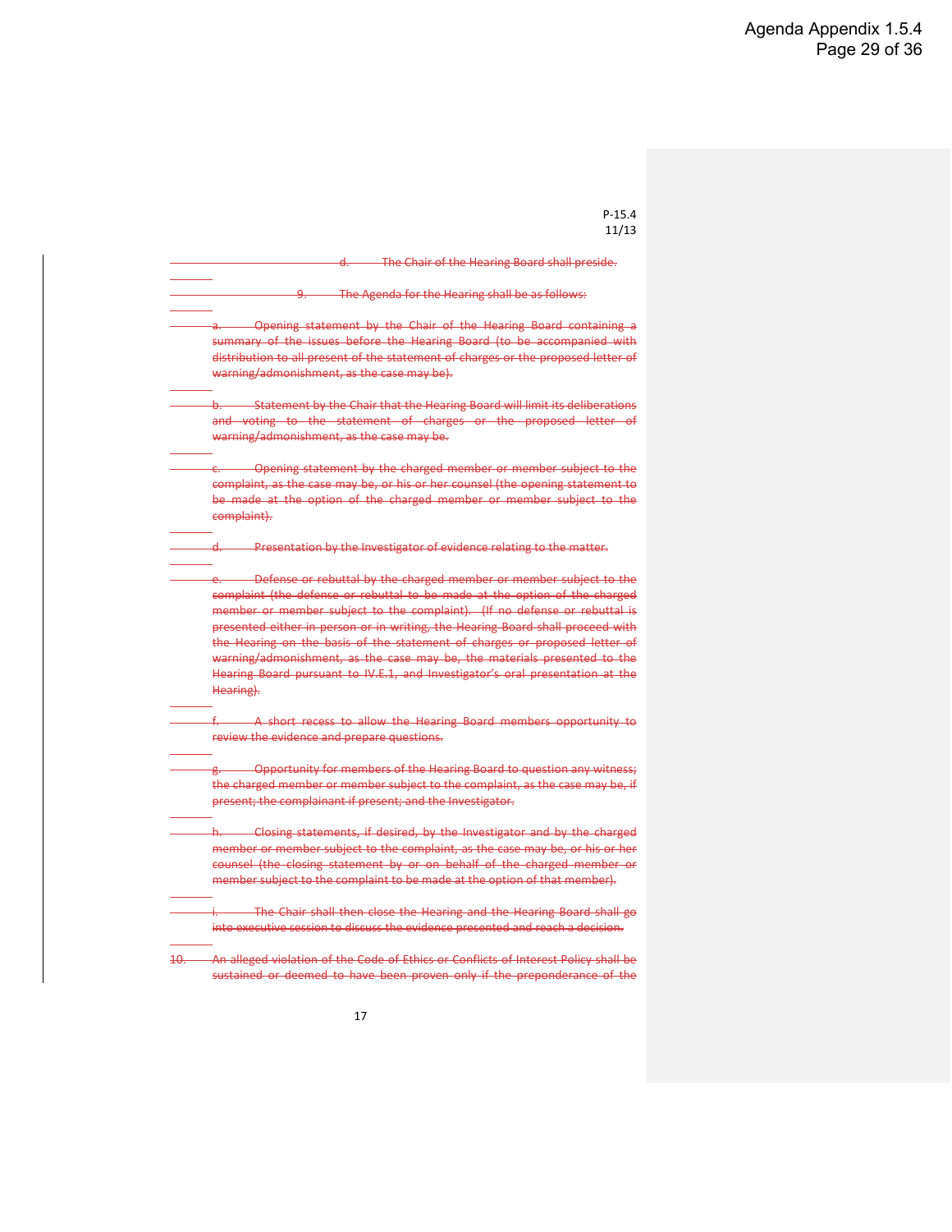P-15.4
11/13

~~d. The Chair of the Hearing Board shall preside.~~

~~9. The Agenda for the Hearing shall be as follows:~~

~~a. Opening statement by the Chair of the Hearing Board containing a summary of the issues before the Hearing Board (to be accompanied with distribution to all present of the statement of charges or the proposed letter of warning/admonishment, as the case may be).~~

~~b. Statement by the Chair that the Hearing Board will limit its deliberations and voting to the statement of charges or the proposed letter of warning/admonishment, as the case may be.~~

~~c. Opening statement by the charged member or member subject to the complaint, as the case may be, or his or her counsel (the opening statement to be made at the option of the charged member or member subject to the complaint).~~

~~d. Presentation by the Investigator of evidence relating to the matter.~~

~~e. Defense or rebuttal by the charged member or member subject to the complaint (the defense or rebuttal to be made at the option of the charged member or member subject to the complaint). (If no defense or rebuttal is presented either in person or in writing, the Hearing Board shall proceed with the Hearing on the basis of the statement of charges or proposed letter of warning/admonishment, as the case may be, the materials presented to the Hearing Board pursuant to IV.E.1, and Investigator's oral presentation at the Hearing).~~

~~f. A short recess to allow the Hearing Board members opportunity to review the evidence and prepare questions.~~

~~g. Opportunity for members of the Hearing Board to question any witness; the charged member or member subject to the complaint, as the case may be, if present; the complainant if present; and the Investigator.~~

~~h. Closing statements, if desired, by the Investigator and by the charged member or member subject to the complaint, as the case may be, or his or her counsel (the closing statement by or on behalf of the charged member or member subject to the complaint to be made at the option of that member).~~

~~i. The Chair shall then close the Hearing and the Hearing Board shall go into executive session to discuss the evidence presented and reach a decision.~~

~~10. An alleged violation of the Code of Ethics or Conflicts of Interest Policy shall be sustained or deemed to have been proven only if the preponderance of the~~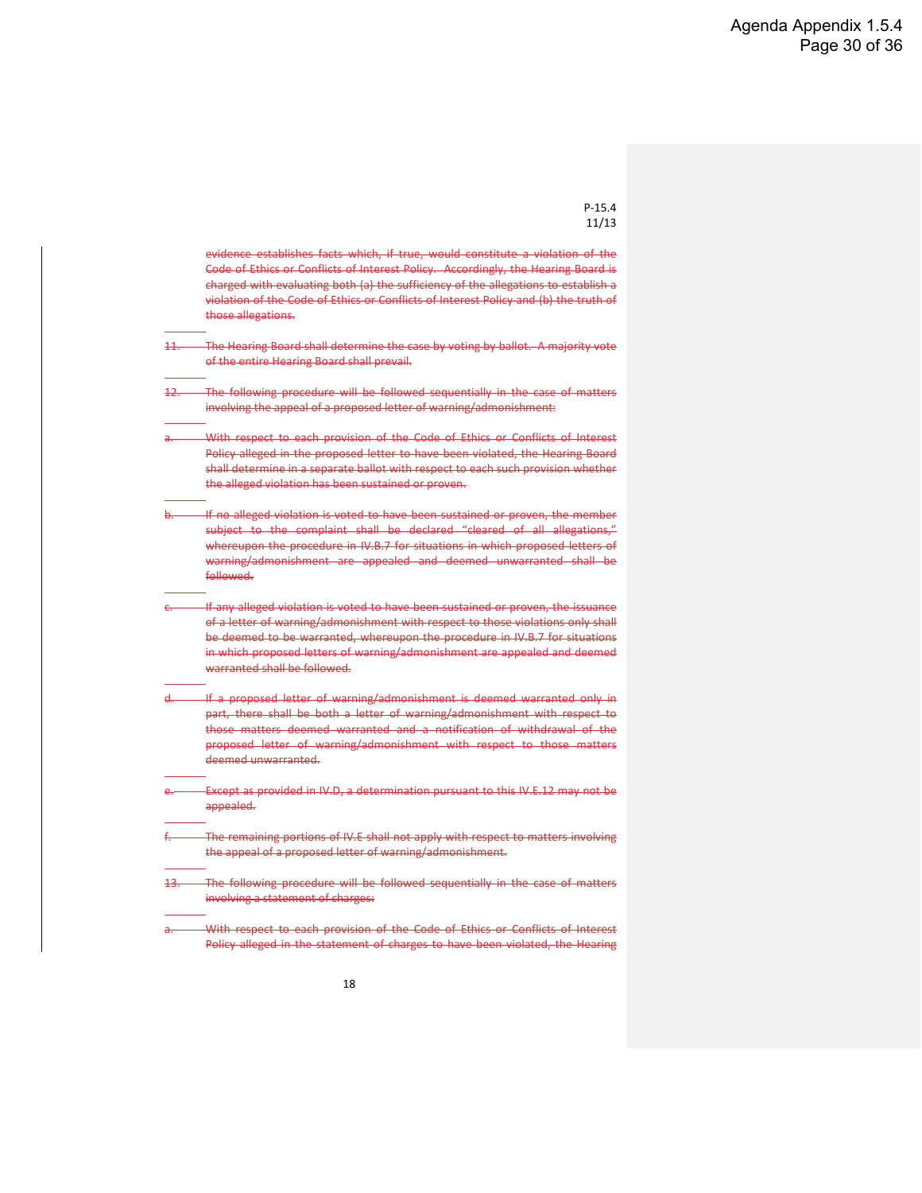evidence establishes facts which, if true, would constitute a violation of the Code of Ethics or Conflicts of Interest Policy. Accordingly, the Hearing Board is charged with evaluating both (a) the sufficiency of the allegations to establish a violation of the Code of Ethics or Conflicts of Interest Policy and (b) the truth of those allegations.

11. The Hearing Board shall determine the case by voting by ballot. A majority vote of the entire Hearing Board shall prevail.

12. The following procedure will be followed sequentially in the case of matters involving the appeal of a proposed letter of warning/admonishment:

a. With respect to each provision of the Code of Ethics or Conflicts of Interest Policy alleged in the proposed letter to have been violated, the Hearing Board shall determine in a separate ballot with respect to each such provision whether the alleged violation has been sustained or proven.

b. If no alleged violation is voted to have been sustained or proven, the member subject to the complaint shall be declared "cleared of all allegations," whereupon the procedure in IV.B.7 for situations in which proposed letters of warning/admonishment are appealed and deemed unwarranted shall be followed.

c. If any alleged violation is voted to have been sustained or proven, the issuance of a letter of warning/admonishment with respect to those violations only shall be deemed to be warranted, whereupon the procedure in IV.B.7 for situations in which proposed letters of warning/admonishment are appealed and deemed warranted shall be followed.

d. If a proposed letter of warning/admonishment is deemed warranted only in part, there shall be both a letter of warning/admonishment with respect to those matters deemed warranted and a notification of withdrawal of the proposed letter of warning/admonishment with respect to those matters deemed unwarranted.

e. Except as provided in IV.D, a determination pursuant to this IV.E.12 may not be appealed.

f. The remaining portions of IV.E shall not apply with respect to matters involving the appeal of a proposed letter of warning/admonishment.

13. The following procedure will be followed sequentially in the case of matters involving a statement of charges:

a. With respect to each provision of the Code of Ethics or Conflicts of Interest Policy alleged in the statement of charges to have been violated, the Hearing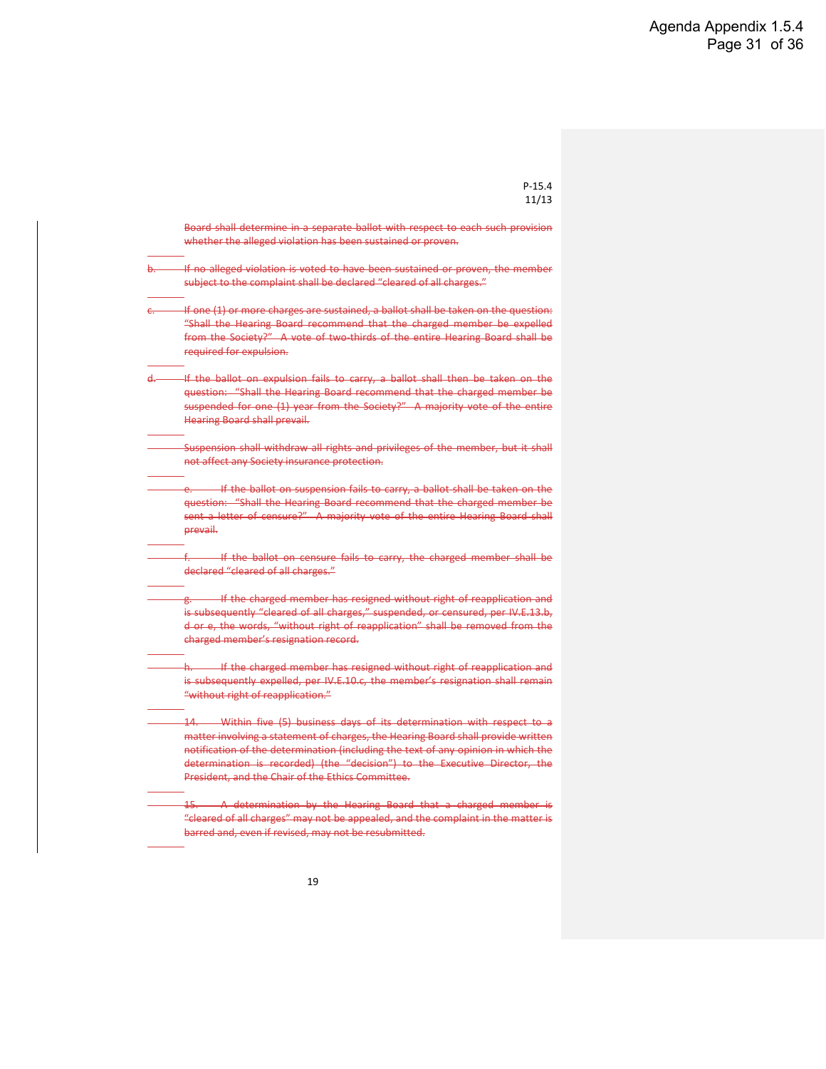P-15.4
11/13

~~Board shall determine in a separate ballot with respect to each such provision whether the alleged violation has been sustained or proven.~~

~~b. If no alleged violation is voted to have been sustained or proven, the member subject to the complaint shall be declared "cleared of all charges."~~

~~c. If one (1) or more charges are sustained, a ballot shall be taken on the question: "Shall the Hearing Board recommend that the charged member be expelled from the Society?" A vote of two-thirds of the entire Hearing Board shall be required for expulsion.~~

~~d. If the ballot on expulsion fails to carry, a ballot shall then be taken on the question: "Shall the Hearing Board recommend that the charged member be suspended for one (1) year from the Society?" A majority vote of the entire Hearing Board shall prevail.~~

~~Suspension shall withdraw all rights and privileges of the member, but it shall not affect any Society insurance protection.~~

~~e. If the ballot on suspension fails to carry, a ballot shall be taken on the question: "Shall the Hearing Board recommend that the charged member be sent a letter of censure?" A majority vote of the entire Hearing Board shall prevail.~~

~~f. If the ballot on censure fails to carry, the charged member shall be declared "cleared of all charges."~~

~~g. If the charged member has resigned without right of reapplication and is subsequently "cleared of all charges," suspended, or censured, per IV.E.13.b, d or e, the words, "without right of reapplication" shall be removed from the charged member's resignation record.~~

~~h. If the charged member has resigned without right of reapplication and is subsequently expelled, per IV.E.10.c, the member's resignation shall remain "without right of reapplication."~~

~~14. Within five (5) business days of its determination with respect to a matter involving a statement of charges, the Hearing Board shall provide written notification of the determination (including the text of any opinion in which the determination is recorded) (the "decision") to the Executive Director, the President, and the Chair of the Ethics Committee.~~

~~15. A determination by the Hearing Board that a charged member is "cleared of all charges" may not be appealed, and the complaint in the matter is barred and, even if revised, may not be resubmitted.~~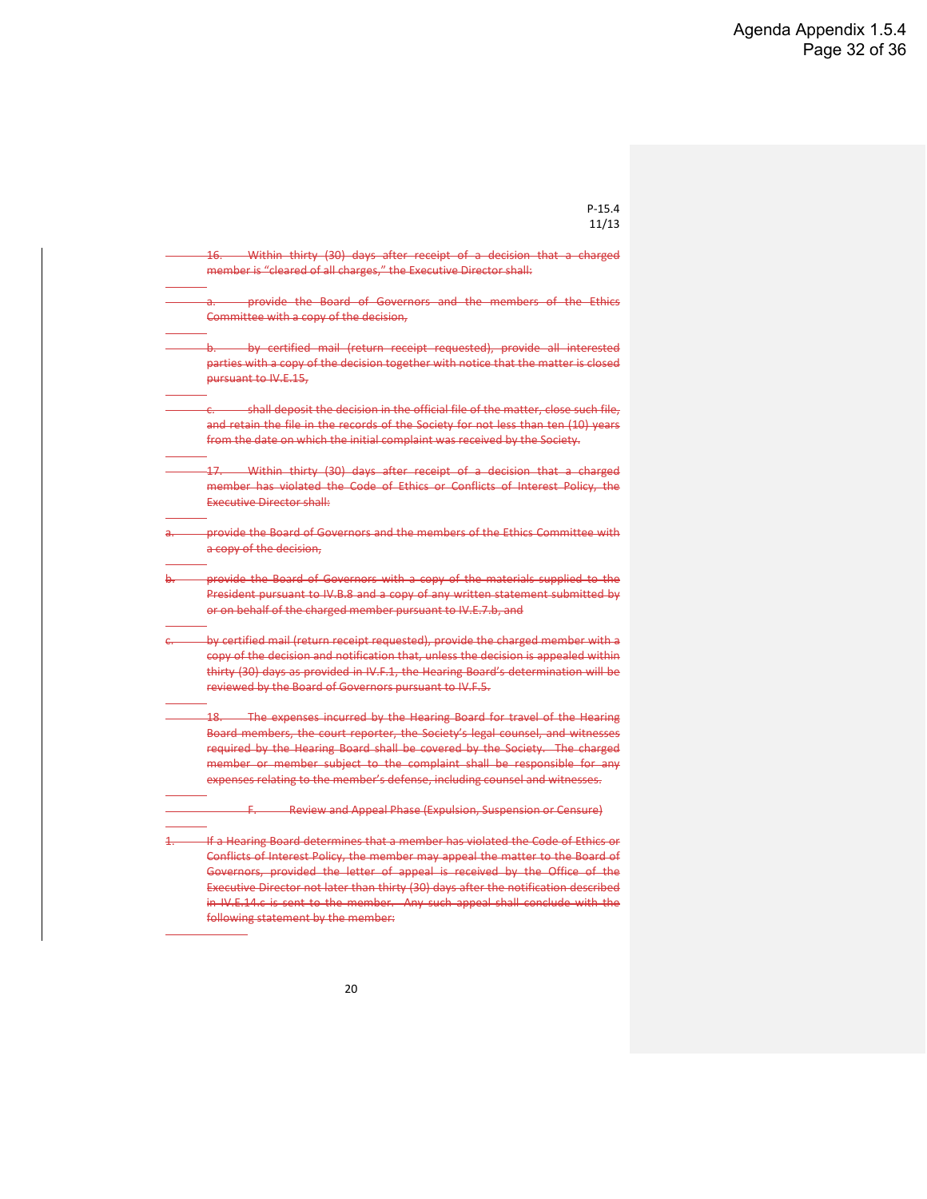P-15.4
11/13

~~16. Within thirty (30) days after receipt of a decision that a charged member is "cleared of all charges," the Executive Director shall:~~

~~a. provide the Board of Governors and the members of the Ethics Committee with a copy of the decision,~~

~~b. by certified mail (return receipt requested), provide all interested parties with a copy of the decision together with notice that the matter is closed pursuant to IV.E.15,~~

~~c. shall deposit the decision in the official file of the matter, close such file, and retain the file in the records of the Society for not less than ten (10) years from the date on which the initial complaint was received by the Society.~~

~~17. Within thirty (30) days after receipt of a decision that a charged member has violated the Code of Ethics or Conflicts of Interest Policy, the Executive Director shall:~~

~~a. provide the Board of Governors and the members of the Ethics Committee with a copy of the decision,~~

~~b. provide the Board of Governors with a copy of the materials supplied to the President pursuant to IV.B.8 and a copy of any written statement submitted by or on behalf of the charged member pursuant to IV.E.7.b, and~~

~~c. by certified mail (return receipt requested), provide the charged member with a copy of the decision and notification that, unless the decision is appealed within thirty (30) days as provided in IV.F.1, the Hearing Board's determination will be reviewed by the Board of Governors pursuant to IV.F.5.~~

~~18. The expenses incurred by the Hearing Board for travel of the Hearing Board members, the court reporter, the Society's legal counsel, and witnesses required by the Hearing Board shall be covered by the Society. The charged member or member subject to the complaint shall be responsible for any expenses relating to the member's defense, including counsel and witnesses.~~

~~F. Review and Appeal Phase (Expulsion, Suspension or Censure)~~

~~1. If a Hearing Board determines that a member has violated the Code of Ethics or Conflicts of Interest Policy, the member may appeal the matter to the Board of Governors, provided the letter of appeal is received by the Office of the Executive Director not later than thirty (30) days after the notification described in IV.E.14.c is sent to the member. Any such appeal shall conclude with the following statement by the member:~~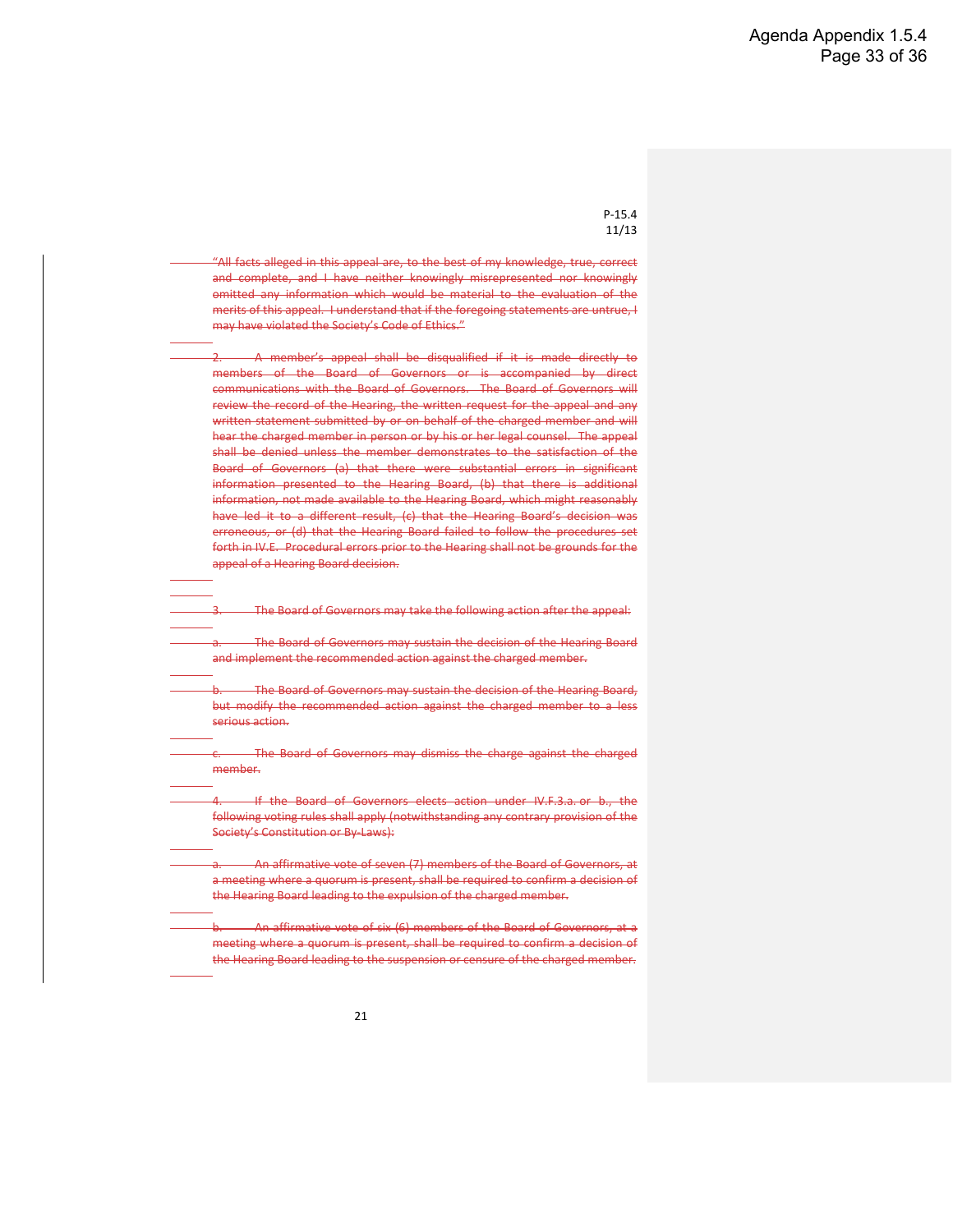P-15.4
11/13

~~"All facts alleged in this appeal are, to the best of my knowledge, true, correct and complete, and I have neither knowingly misrepresented nor knowingly omitted any information which would be material to the evaluation of the merits of this appeal. I understand that if the foregoing statements are untrue, I may have violated the Society's Code of Ethics."~~

~~2. A member's appeal shall be disqualified if it is made directly to members of the Board of Governors or is accompanied by direct communications with the Board of Governors. The Board of Governors will review the record of the Hearing, the written request for the appeal and any written statement submitted by or on behalf of the charged member and will hear the charged member in person or by his or her legal counsel. The appeal shall be denied unless the member demonstrates to the satisfaction of the Board of Governors (a) that there were substantial errors in significant information presented to the Hearing Board, (b) that there is additional information, not made available to the Hearing Board, which might reasonably have led it to a different result, (c) that the Hearing Board's decision was erroneous, or (d) that the Hearing Board failed to follow the procedures set forth in IV.E. Procedural errors prior to the Hearing shall not be grounds for the appeal of a Hearing Board decision.~~

~~3. The Board of Governors may take the following action after the appeal:~~

~~a. The Board of Governors may sustain the decision of the Hearing Board and implement the recommended action against the charged member.~~

~~b. The Board of Governors may sustain the decision of the Hearing Board, but modify the recommended action against the charged member to a less serious action.~~

~~c. The Board of Governors may dismiss the charge against the charged member.~~

~~4. If the Board of Governors elects action under IV.F.3.a. or b., the following voting rules shall apply (notwithstanding any contrary provision of the Society's Constitution or By-Laws):~~

~~a. An affirmative vote of seven (7) members of the Board of Governors, at a meeting where a quorum is present, shall be required to confirm a decision of the Hearing Board leading to the expulsion of the charged member.~~

~~b. An affirmative vote of six (6) members of the Board of Governors, at a meeting where a quorum is present, shall be required to confirm a decision of the Hearing Board leading to the suspension or censure of the charged member.~~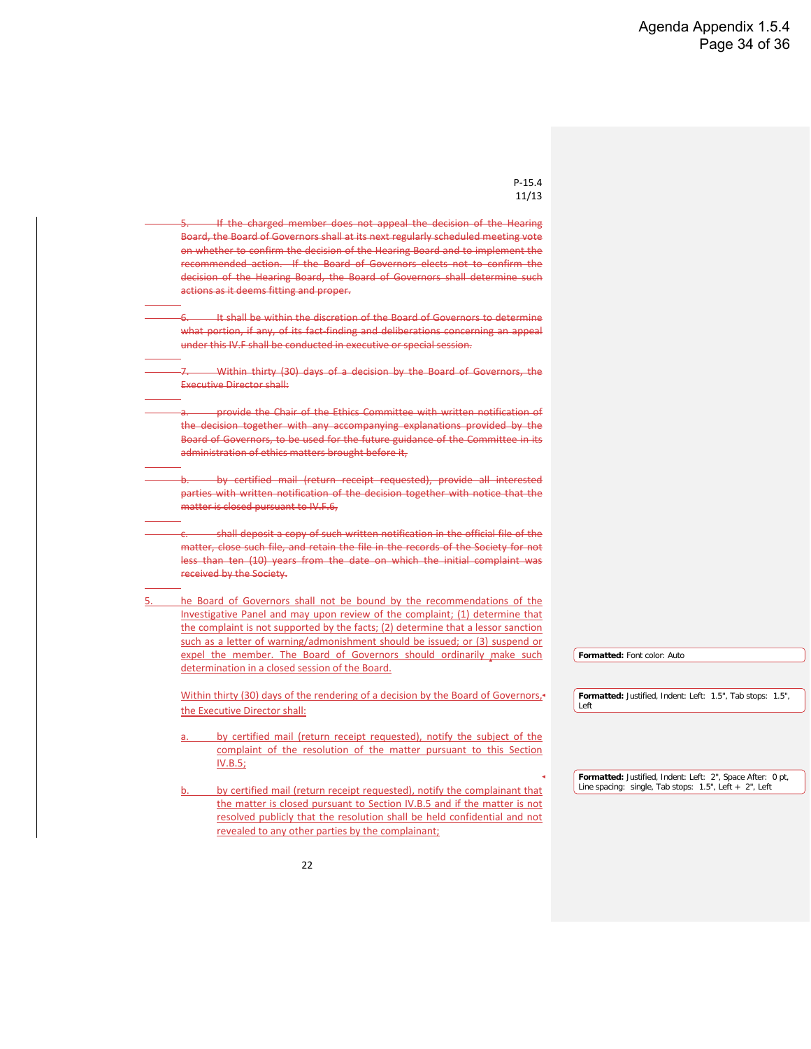P-15.4
11/13

~~5. If the charged member does not appeal the decision of the Hearing Board, the Board of Governors shall at its next regularly scheduled meeting vote on whether to confirm the decision of the Hearing Board and to implement the recommended action. If the Board of Governors elects not to confirm the decision of the Hearing Board, the Board of Governors shall determine such actions as it deems fitting and proper.~~

~~6. It shall be within the discretion of the Board of Governors to determine what portion, if any, of its fact-finding and deliberations concerning an appeal under this IV.F shall be conducted in executive or special session.~~

~~7. Within thirty (30) days of a decision by the Board of Governors, the Executive Director shall:~~

~~a. provide the Chair of the Ethics Committee with written notification of the decision together with any accompanying explanations provided by the Board of Governors, to be used for the future guidance of the Committee in its administration of ethics matters brought before it,~~

~~b. by certified mail (return receipt requested), provide all interested parties with written notification of the decision together with notice that the matter is closed pursuant to IV.F.6,~~

~~c. shall deposit a copy of such written notification in the official file of the matter, close such file, and retain the file in the records of the Society for not less than ten (10) years from the date on which the initial complaint was received by the Society.~~

5. he Board of Governors shall not be bound by the recommendations of the Investigative Panel and may upon review of the complaint; (1) determine that the complaint is not supported by the facts; (2) determine that a lessor sanction such as a letter of warning/admonishment should be issued; or (3) suspend or expel the member. The Board of Governors should ordinarily make such determination in a closed session of the Board.

Within thirty (30) days of the rendering of a decision by the Board of Governors, the Executive Director shall:

a. by certified mail (return receipt requested), notify the subject of the complaint of the resolution of the matter pursuant to this Section IV.B.5;

b. by certified mail (return receipt requested), notify the complainant that the matter is closed pursuant to Section IV.B.5 and if the matter is not resolved publicly that the resolution shall be held confidential and not revealed to any other parties by the complainant;

**Formatted:** Font color: Auto

**Formatted:** Justified, Indent: Left: 1.5", Tab stops: 1.5", Left

**Formatted:** Justified, Indent: Left: 2", Space After: 0 pt, Line spacing: single, Tab stops: 1.5", Left + 2", Left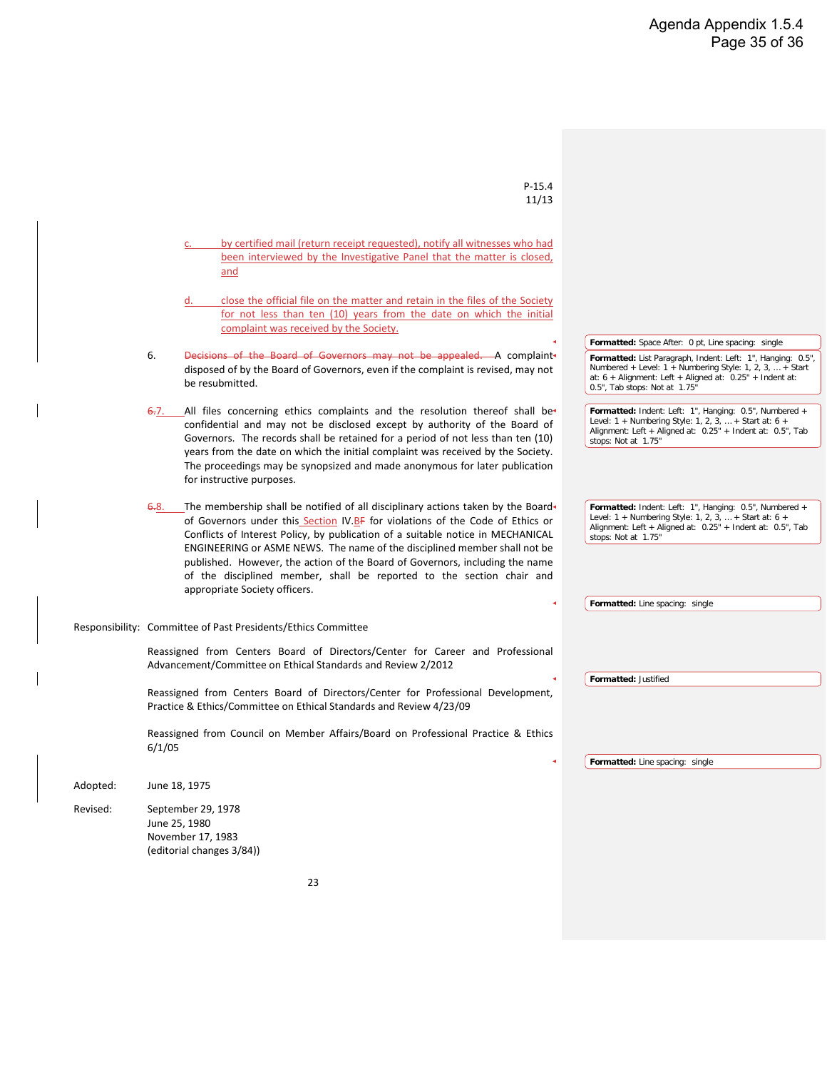P-15.4
11/13

c. by certified mail (return receipt requested), notify all witnesses who had been interviewed by the Investigative Panel that the matter is closed, and

d. close the official file on the matter and retain in the files of the Society for not less than ten (10) years from the date on which the initial complaint was received by the Society.

6. ~~Decisions of the Board of Governors may not be appealed.~~ A complaint disposed of by the Board of Governors, even if the complaint is revised, may not be resubmitted.

~~6.~~7. All files concerning ethics complaints and the resolution thereof shall be confidential and may not be disclosed except by authority of the Board of Governors. The records shall be retained for a period of not less than ten (10) years from the date on which the initial complaint was received by the Society. The proceedings may be synopsized and made anonymous for later publication for instructive purposes.

~~6.~~8. The membership shall be notified of all disciplinary actions taken by the Board of Governors under this Section IV.~~B~~F for violations of the Code of Ethics or Conflicts of Interest Policy, by publication of a suitable notice in MECHANICAL ENGINEERING or ASME NEWS. The name of the disciplined member shall not be published. However, the action of the Board of Governors, including the name of the disciplined member, shall be reported to the section chair and appropriate Society officers.

Responsibility: Committee of Past Presidents/Ethics Committee

Reassigned from Centers Board of Directors/Center for Career and Professional Advancement/Committee on Ethical Standards and Review 2/2012

Reassigned from Centers Board of Directors/Center for Professional Development, Practice & Ethics/Committee on Ethical Standards and Review 4/23/09

Reassigned from Council on Member Affairs/Board on Professional Practice & Ethics 6/1/05

Adopted: June 18, 1975

Revised: September 29, 1978
June 25, 1980
November 17, 1983
(editorial changes 3/84))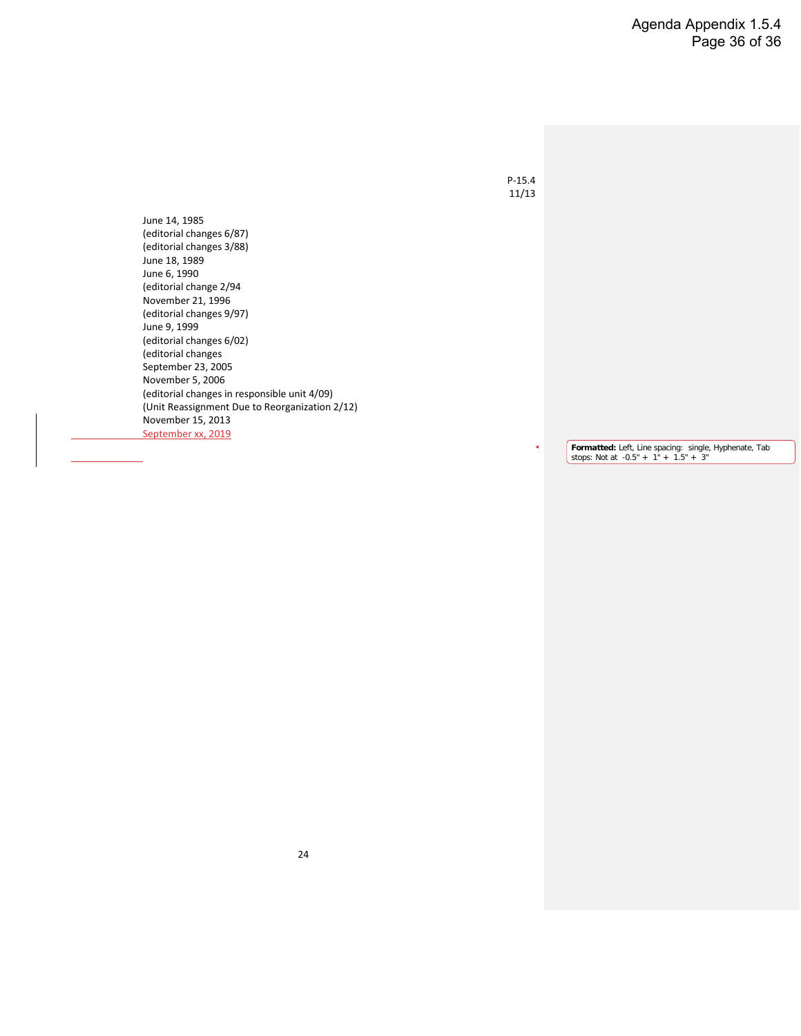P-15.4
11/13

June 14, 1985
(editorial changes 6/87)
(editorial changes 3/88)
June 18, 1989
June 6, 1990
(editorial change 2/94
November 21, 1996
(editorial changes 9/97)
June 9, 1999
(editorial changes 6/02)
(editorial changes
September 23, 2005
November 5, 2006
(editorial changes in responsible unit 4/09)
(Unit Reassignment Due to Reorganization 2/12)
November 15, 2013
September xx, 2019

**Formatted:** Left, Line spacing: single, Hyphenate, Tab stops: Not at -0.5" + 1" + 1.5" + 3"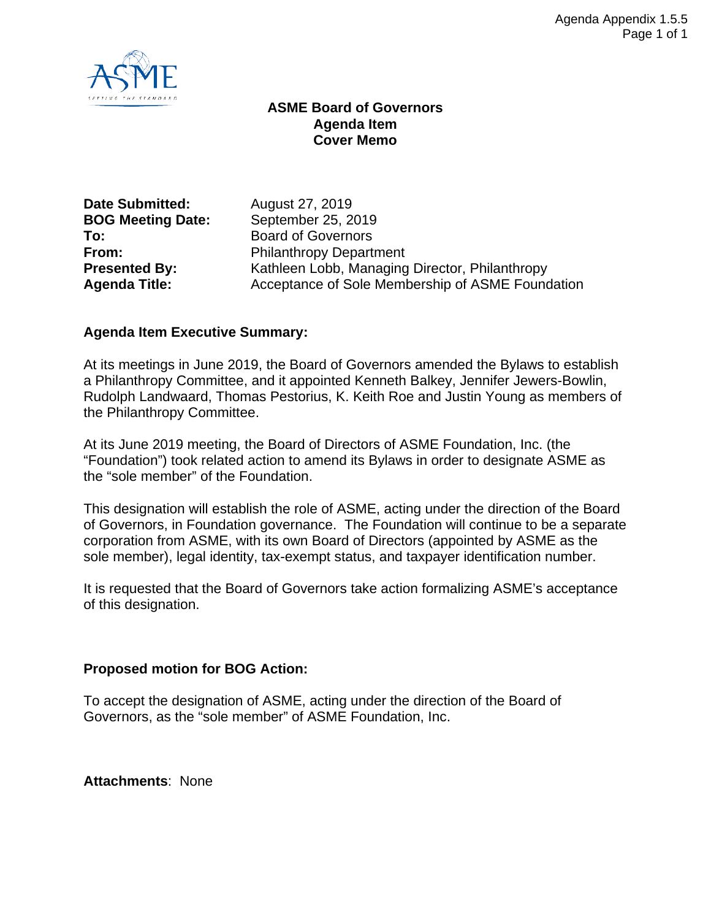Agenda Appendix 1.5.5

# ASME Board of Governors
## Agenda Item
## Cover Memo

| | |
|---|---|
| **Date Submitted:** | August 27, 2019 |
| **BOG Meeting Date:** | September 25, 2019 |
| **To:** | Board of Governors |
| **From:** | Philanthropy Department |
| **Presented By:** | Kathleen Lobb, Managing Director, Philanthropy |
| **Agenda Title:** | Acceptance of Sole Membership of ASME Foundation |

### Agenda Item Executive Summary:

At its meetings in June 2019, the Board of Governors amended the Bylaws to establish a Philanthropy Committee, and it appointed Kenneth Balkey, Jennifer Jewers-Bowlin, Rudolph Landwaard, Thomas Pestorius, K. Keith Roe and Justin Young as members of the Philanthropy Committee.

At its June 2019 meeting, the Board of Directors of ASME Foundation, Inc. (the "Foundation") took related action to amend its Bylaws in order to designate ASME as the "sole member" of the Foundation.

This designation will establish the role of ASME, acting under the direction of the Board of Governors, in Foundation governance. The Foundation will continue to be a separate corporation from ASME, with its own Board of Directors (appointed by ASME as the sole member), legal identity, tax-exempt status, and taxpayer identification number.

It is requested that the Board of Governors take action formalizing ASME's acceptance of this designation.

### Proposed motion for BOG Action:

To accept the designation of ASME, acting under the direction of the Board of Governors, as the "sole member" of ASME Foundation, Inc.

**Attachments**: None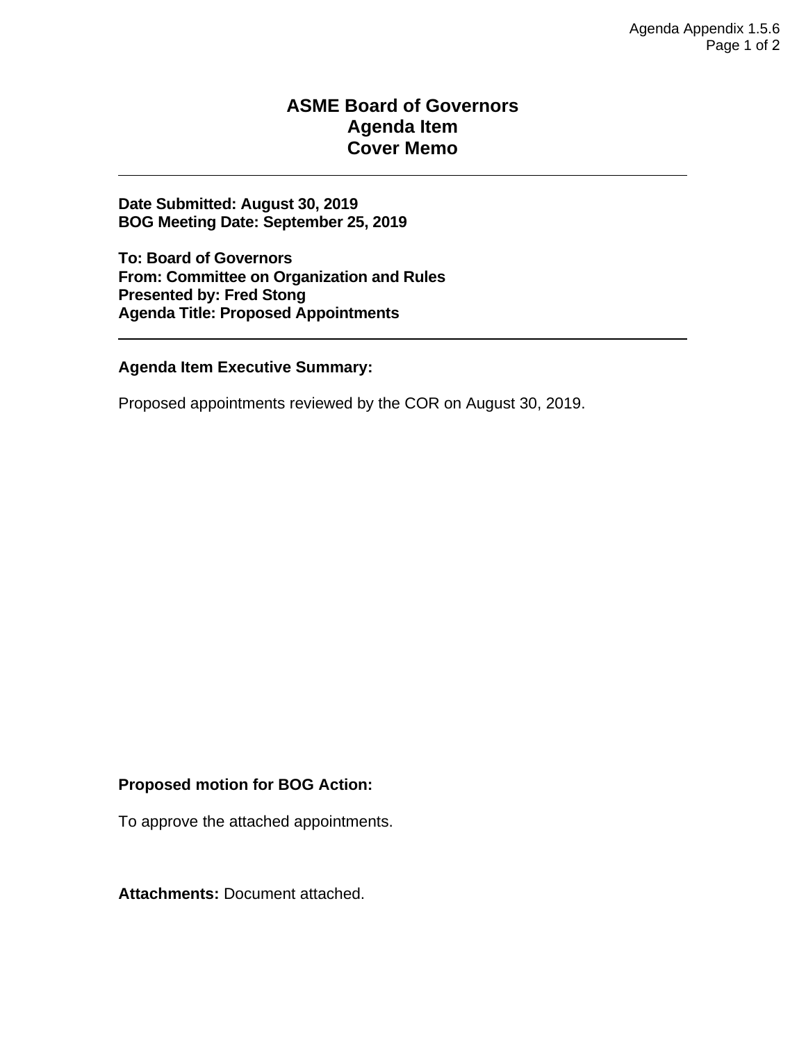# ASME Board of Governors
# Agenda Item
# Cover Memo

---

**Date Submitted: August 30, 2019**
**BOG Meeting Date: September 25, 2019**

**To: Board of Governors**
**From: Committee on Organization and Rules**
**Presented by: Fred Stong**
**Agenda Title: Proposed Appointments**

---

**Agenda Item Executive Summary:**

Proposed appointments reviewed by the COR on August 30, 2019.

**Proposed motion for BOG Action:**

To approve the attached appointments.

**Attachments:** Document attached.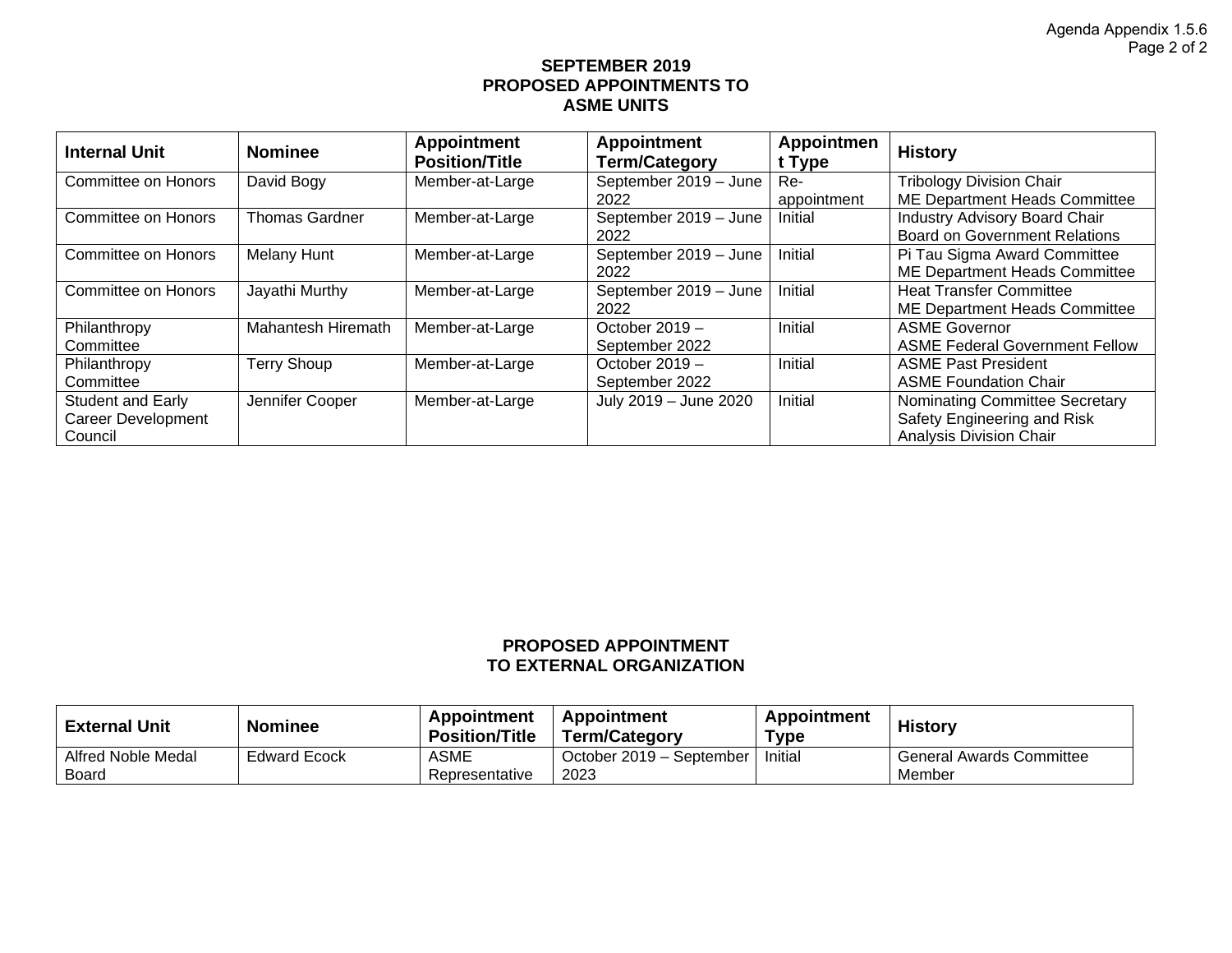## SEPTEMBER 2019
## PROPOSED APPOINTMENTS TO
## ASME UNITS

| Internal Unit | Nominee | Appointment Position/Title | Appointment Term/Category | Appointment Type | History |
|---|---|---|---|---|---|
| Committee on Honors | David Bogy | Member-at-Large | September 2019 – June 2022 | Re-appointment | Tribology Division Chair<br>ME Department Heads Committee |
| Committee on Honors | Thomas Gardner | Member-at-Large | September 2019 – June 2022 | Initial | Industry Advisory Board Chair<br>Board on Government Relations |
| Committee on Honors | Melany Hunt | Member-at-Large | September 2019 – June 2022 | Initial | Pi Tau Sigma Award Committee<br>ME Department Heads Committee |
| Committee on Honors | Jayathi Murthy | Member-at-Large | September 2019 – June 2022 | Initial | Heat Transfer Committee<br>ME Department Heads Committee |
| Philanthropy Committee | Mahantesh Hiremath | Member-at-Large | October 2019 – September 2022 | Initial | ASME Governor<br>ASME Federal Government Fellow |
| Philanthropy Committee | Terry Shoup | Member-at-Large | October 2019 – September 2022 | Initial | ASME Past President<br>ASME Foundation Chair |
| Student and Early Career Development Council | Jennifer Cooper | Member-at-Large | July 2019 – June 2020 | Initial | Nominating Committee Secretary<br>Safety Engineering and Risk Analysis Division Chair |

## PROPOSED APPOINTMENT
## TO EXTERNAL ORGANIZATION

| External Unit | Nominee | Appointment Position/Title | Appointment Term/Category | Appointment Type | History |
|---|---|---|---|---|---|
| Alfred Noble Medal Board | Edward Ecock | ASME Representative | October 2019 – September 2023 | Initial | General Awards Committee Member |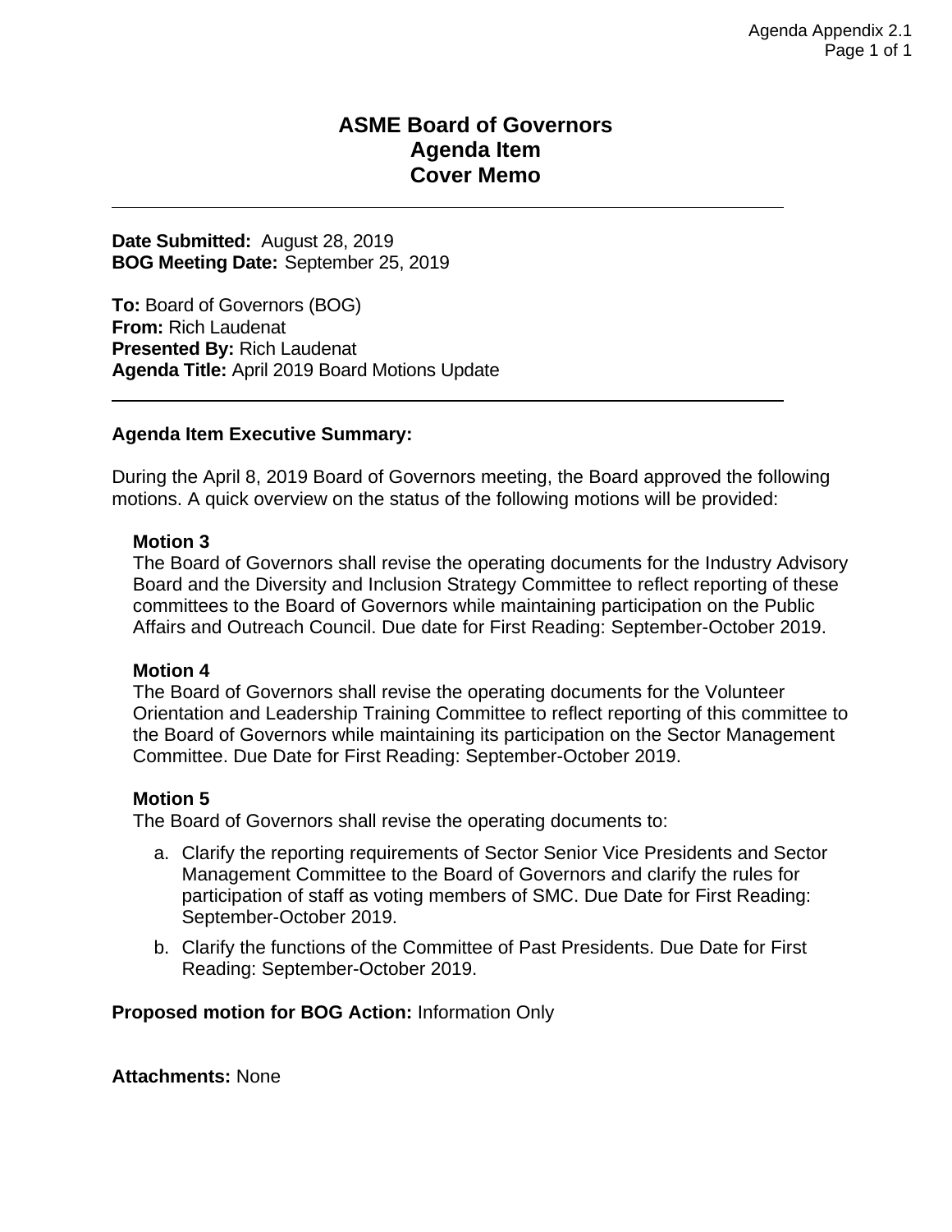# ASME Board of Governors
# Agenda Item
# Cover Memo

---

**Date Submitted:** August 28, 2019
**BOG Meeting Date:** September 25, 2019

**To:** Board of Governors (BOG)
**From:** Rich Laudenat
**Presented By:** Rich Laudenat
**Agenda Title:** April 2019 Board Motions Update

---

**Agenda Item Executive Summary:**

During the April 8, 2019 Board of Governors meeting, the Board approved the following motions. A quick overview on the status of the following motions will be provided:

**Motion 3**
The Board of Governors shall revise the operating documents for the Industry Advisory Board and the Diversity and Inclusion Strategy Committee to reflect reporting of these committees to the Board of Governors while maintaining participation on the Public Affairs and Outreach Council. Due date for First Reading: September-October 2019.

**Motion 4**
The Board of Governors shall revise the operating documents for the Volunteer Orientation and Leadership Training Committee to reflect reporting of this committee to the Board of Governors while maintaining its participation on the Sector Management Committee. Due Date for First Reading: September-October 2019.

**Motion 5**
The Board of Governors shall revise the operating documents to:

a. Clarify the reporting requirements of Sector Senior Vice Presidents and Sector Management Committee to the Board of Governors and clarify the rules for participation of staff as voting members of SMC. Due Date for First Reading: September-October 2019.

b. Clarify the functions of the Committee of Past Presidents. Due Date for First Reading: September-October 2019.

**Proposed motion for BOG Action:** Information Only

**Attachments:** None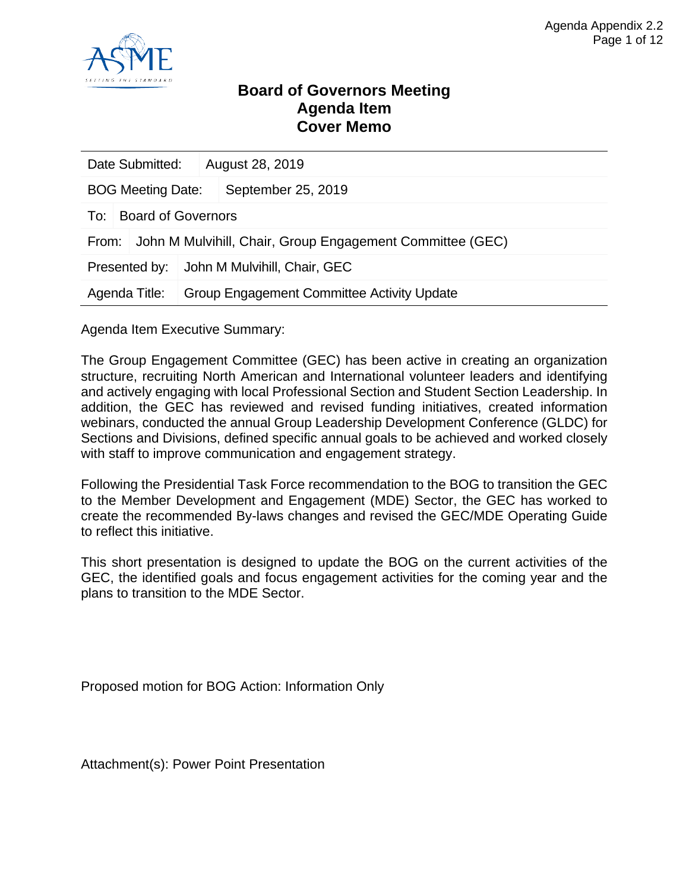# Board of Governors Meeting
# Agenda Item
# Cover Memo

| | |
|---|---|
| Date Submitted: | August 28, 2019 |
| BOG Meeting Date: | September 25, 2019 |
| To: | Board of Governors |
| From: | John M Mulvihill, Chair, Group Engagement Committee (GEC) |
| Presented by: | John M Mulvihill, Chair, GEC |
| Agenda Title: | Group Engagement Committee Activity Update |

Agenda Item Executive Summary:

The Group Engagement Committee (GEC) has been active in creating an organization structure, recruiting North American and International volunteer leaders and identifying and actively engaging with local Professional Section and Student Section Leadership. In addition, the GEC has reviewed and revised funding initiatives, created information webinars, conducted the annual Group Leadership Development Conference (GLDC) for Sections and Divisions, defined specific annual goals to be achieved and worked closely with staff to improve communication and engagement strategy.

Following the Presidential Task Force recommendation to the BOG to transition the GEC to the Member Development and Engagement (MDE) Sector, the GEC has worked to create the recommended By-laws changes and revised the GEC/MDE Operating Guide to reflect this initiative.

This short presentation is designed to update the BOG on the current activities of the GEC, the identified goals and focus engagement activities for the coming year and the plans to transition to the MDE Sector.

Proposed motion for BOG Action: Information Only

Attachment(s): Power Point Presentation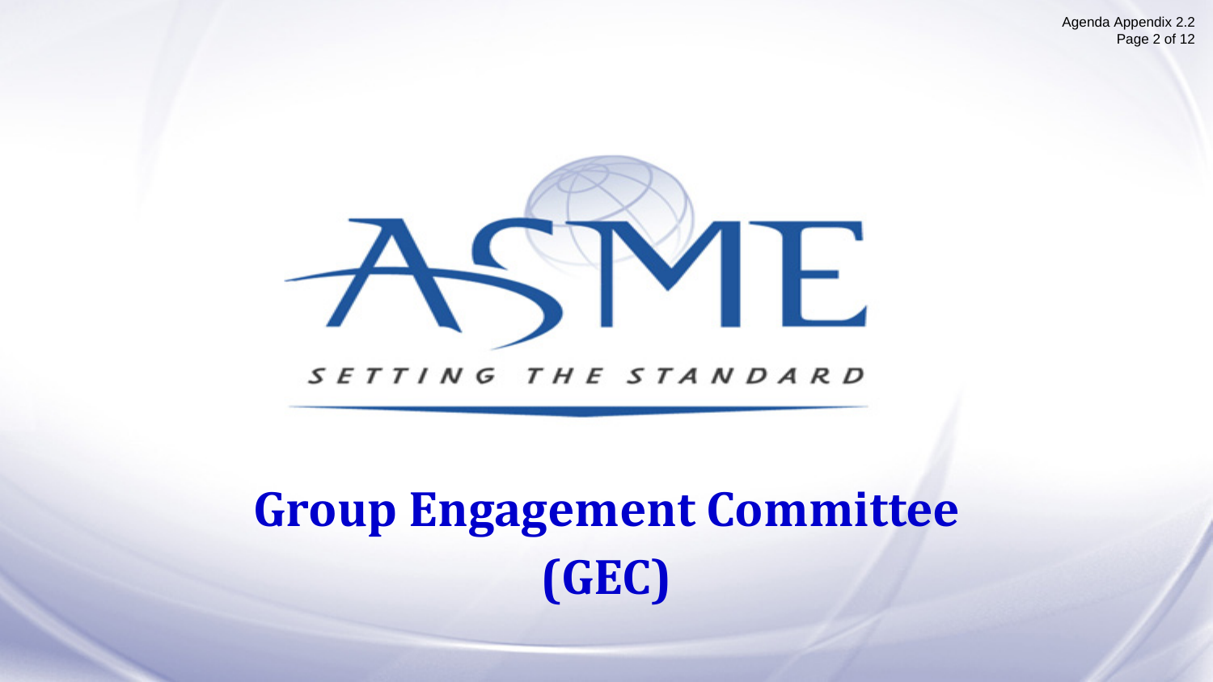ASME

SETTING THE STANDARD

# Group Engagement Committee (GEC)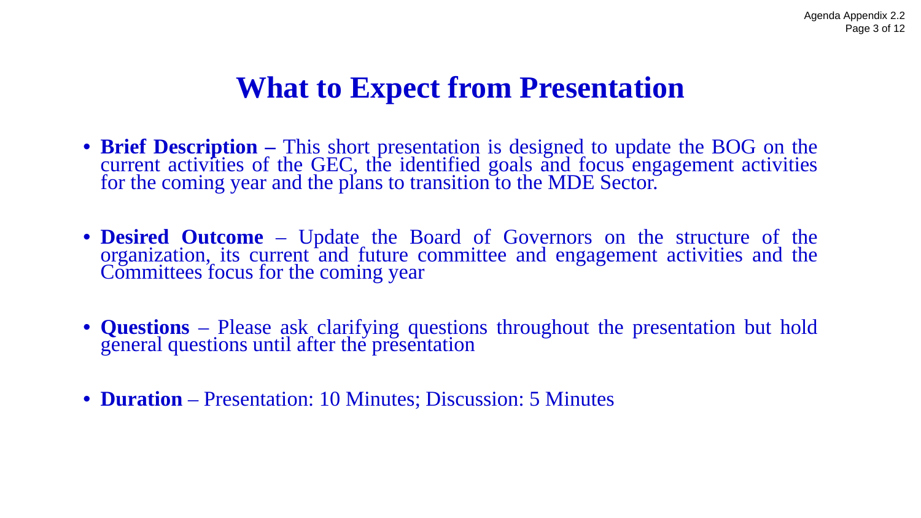# What to Expect from Presentation

- **Brief Description –** This short presentation is designed to update the BOG on the current activities of the GEC, the identified goals and focus engagement activities for the coming year and the plans to transition to the MDE Sector.

- **Desired Outcome** – Update the Board of Governors on the structure of the organization, its current and future committee and engagement activities and the Committees focus for the coming year

- **Questions** – Please ask clarifying questions throughout the presentation but hold general questions until after the presentation

- **Duration** – Presentation: 10 Minutes; Discussion: 5 Minutes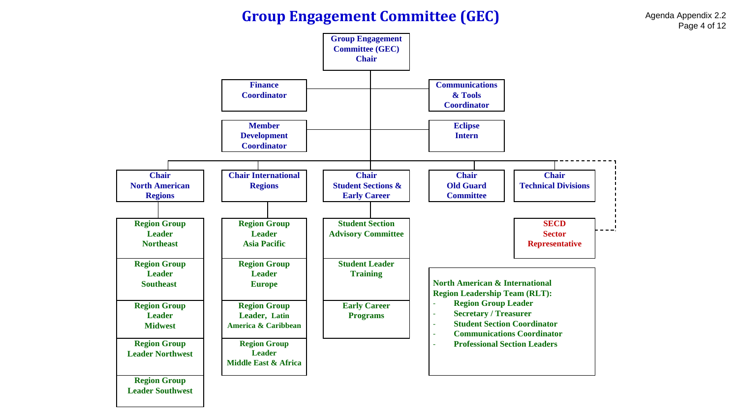# Group Engagement Committee (GEC)

Agenda Appendix 2.2

- **Group Engagement Committee (GEC) Chair**
  - Finance Coordinator
  - Communications & Tools Coordinator
  - Member Development Coordinator
  - Eclipse Intern
  - **Chair North American Regions**
    - Region Group Leader Northeast
    - Region Group Leader Southeast
    - Region Group Leader Midwest
    - Region Group Leader Northwest
    - Region Group Leader Southwest
  - **Chair International Regions**
    - Region Group Leader Asia Pacific
    - Region Group Leader Europe
    - Region Group Leader, Latin America & Caribbean
    - Region Group Leader Middle East & Africa
  - **Chair Student Sections & Early Career**
    - Student Section Advisory Committee
    - Student Leader Training
    - Early Career Programs
  - **Chair Old Guard Committee**
  - **Chair Technical Divisions**
  - SECD Sector Representative (dashed line)

**North American & International Region Leadership Team (RLT):**

- Region Group Leader
- Secretary / Treasurer
- Student Section Coordinator
- Communications Coordinator
- Professional Section Leaders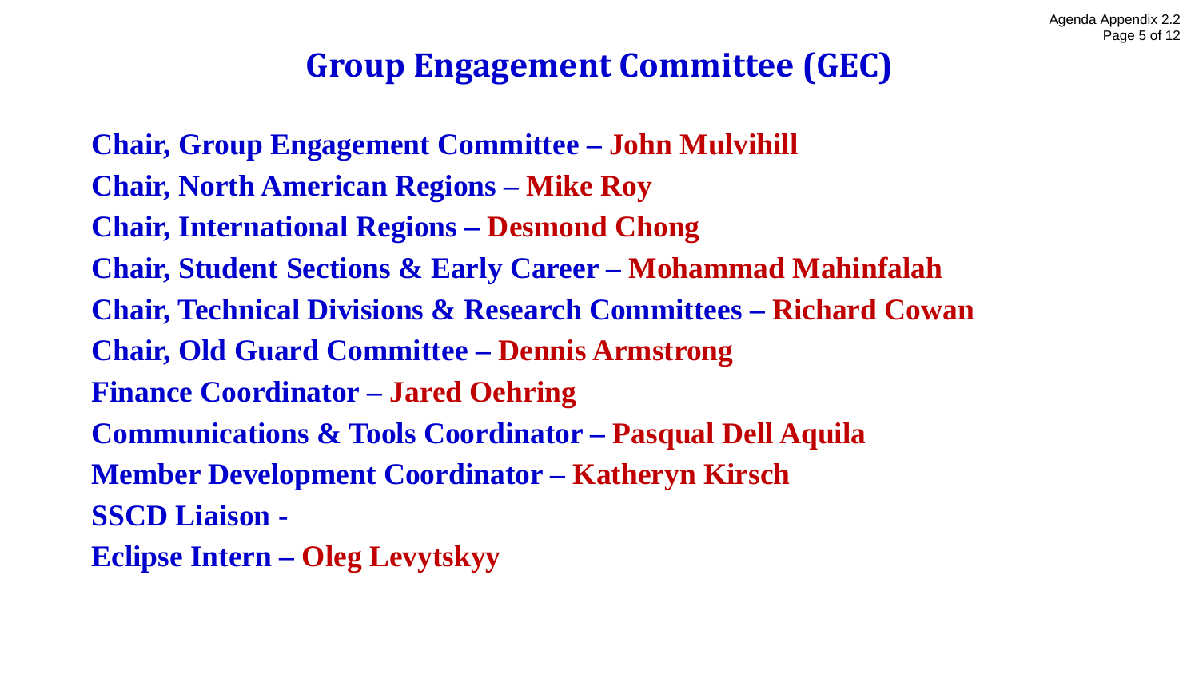# Group Engagement Committee (GEC)

**Chair, Group Engagement Committee – John Mulvihill**
**Chair, North American Regions – Mike Roy**
**Chair, International Regions – Desmond Chong**
**Chair, Student Sections & Early Career – Mohammad Mahinfalah**
**Chair, Technical Divisions & Research Committees – Richard Cowan**
**Chair, Old Guard Committee – Dennis Armstrong**
**Finance Coordinator – Jared Oehring**
**Communications & Tools Coordinator – Pasqual Dell Aquila**
**Member Development Coordinator – Katheryn Kirsch**
**SSCD Liaison -**
**Eclipse Intern – Oleg Levytskyy**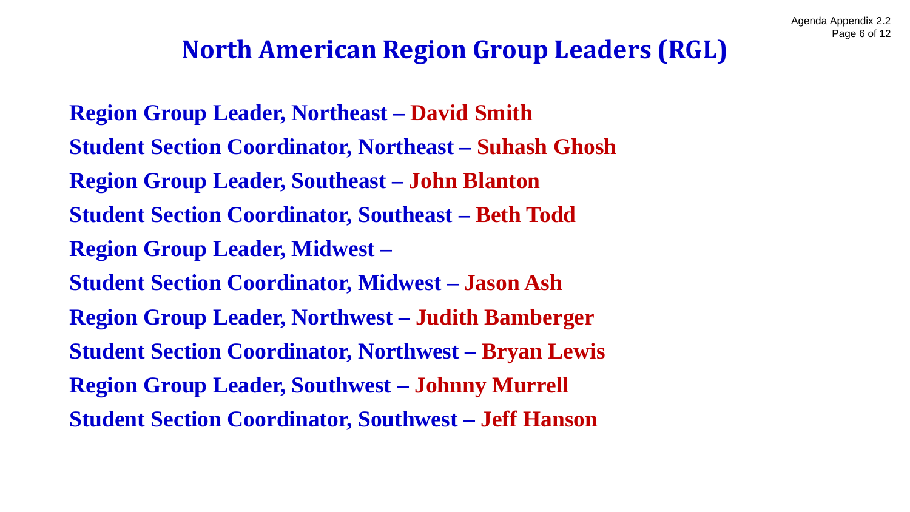# North American Region Group Leaders (RGL)

**Region Group Leader, Northeast – David Smith**

**Student Section Coordinator, Northeast – Suhash Ghosh**

**Region Group Leader, Southeast – John Blanton**

**Student Section Coordinator, Southeast – Beth Todd**

**Region Group Leader, Midwest –**

**Student Section Coordinator, Midwest – Jason Ash**

**Region Group Leader, Northwest – Judith Bamberger**

**Student Section Coordinator, Northwest – Bryan Lewis**

**Region Group Leader, Southwest – Johnny Murrell**

**Student Section Coordinator, Southwest – Jeff Hanson**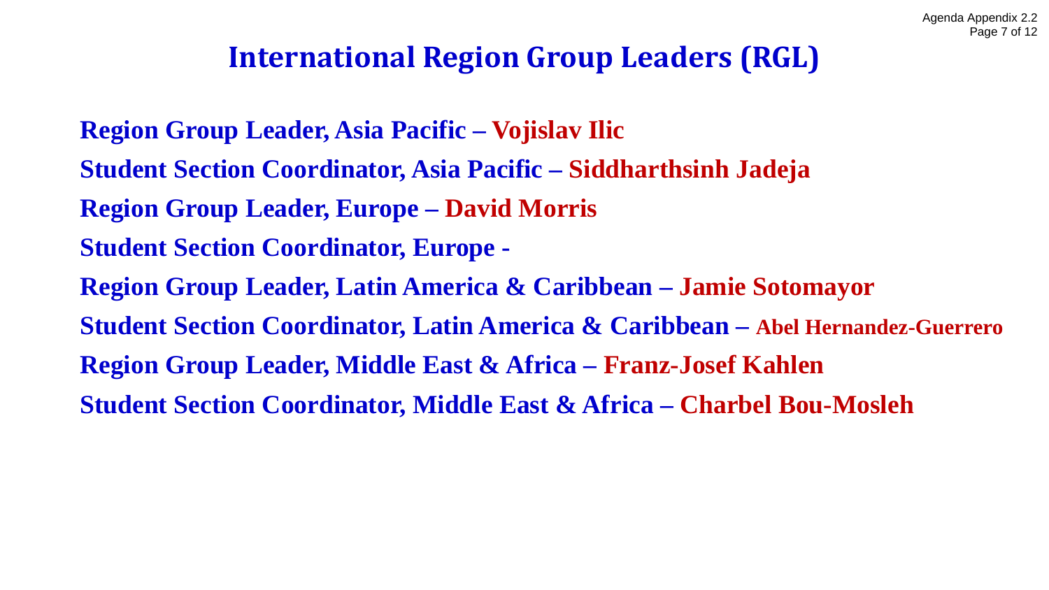# International Region Group Leaders (RGL)

**Region Group Leader, Asia Pacific – Vojislav Ilic**

**Student Section Coordinator, Asia Pacific – Siddharthsinh Jadeja**

**Region Group Leader, Europe – David Morris**

**Student Section Coordinator, Europe -**

**Region Group Leader, Latin America & Caribbean – Jamie Sotomayor**

**Student Section Coordinator, Latin America & Caribbean – Abel Hernandez-Guerrero**

**Region Group Leader, Middle East & Africa – Franz-Josef Kahlen**

**Student Section Coordinator, Middle East & Africa – Charbel Bou-Mosleh**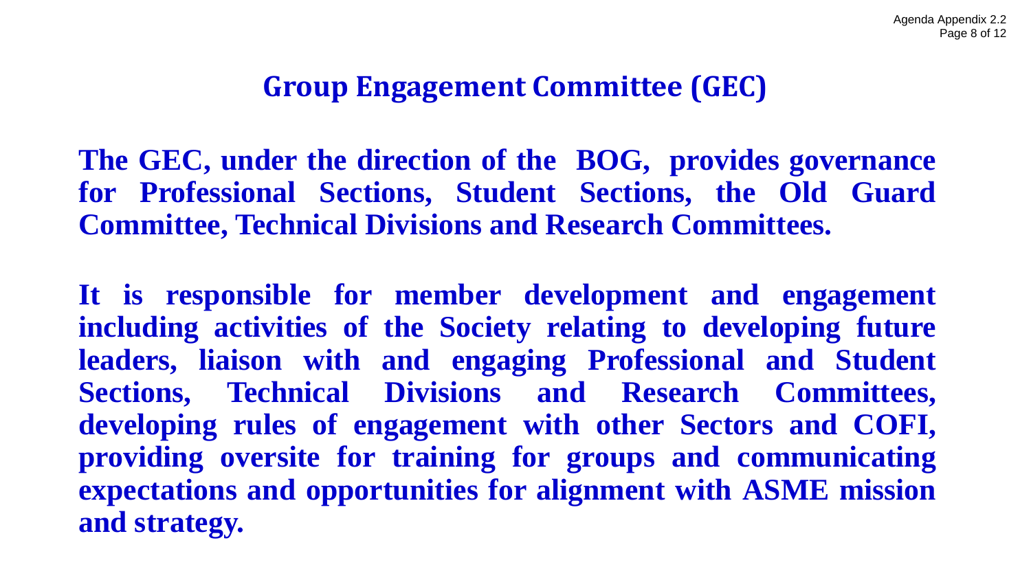# Group Engagement Committee (GEC)

**The GEC, under the direction of the BOG, provides governance for Professional Sections, Student Sections, the Old Guard Committee, Technical Divisions and Research Committees.**

**It is responsible for member development and engagement including activities of the Society relating to developing future leaders, liaison with and engaging Professional and Student Sections, Technical Divisions and Research Committees, developing rules of engagement with other Sectors and COFI, providing oversite for training for groups and communicating expectations and opportunities for alignment with ASME mission and strategy.**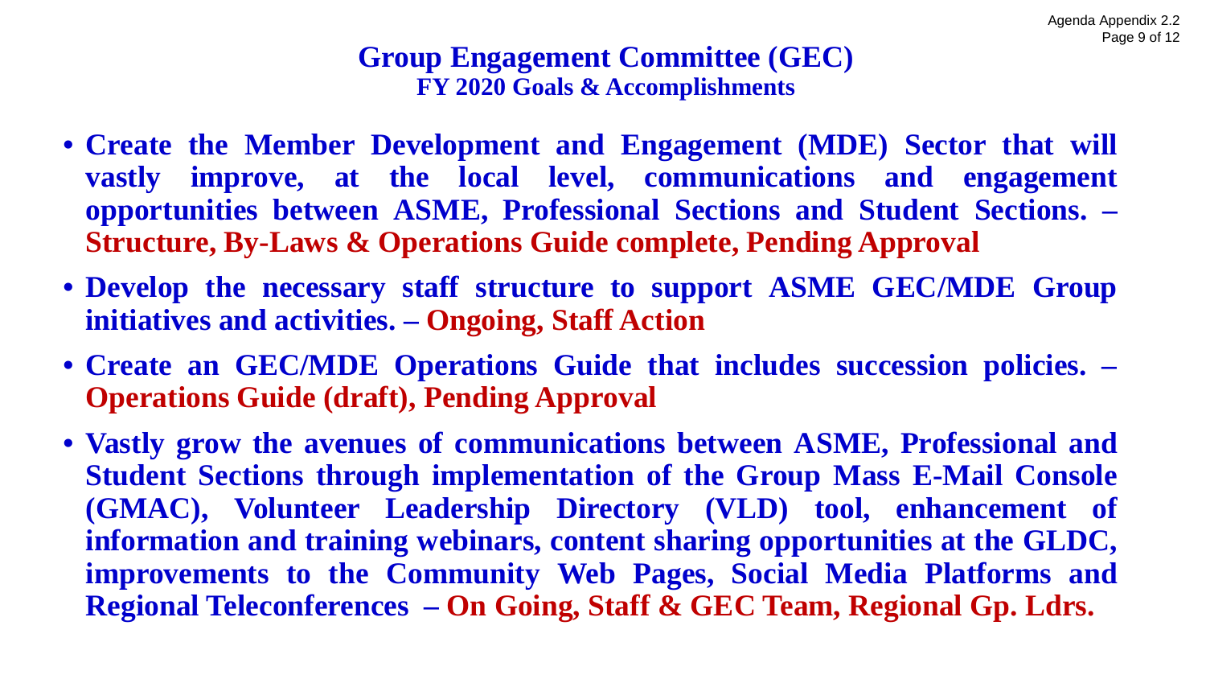# Group Engagement Committee (GEC)

## FY 2020 Goals & Accomplishments

- **Create the Member Development and Engagement (MDE) Sector that will vastly improve, at the local level, communications and engagement opportunities between ASME, Professional Sections and Student Sections. – Structure, By-Laws & Operations Guide complete, Pending Approval**
- **Develop the necessary staff structure to support ASME GEC/MDE Group initiatives and activities. – Ongoing, Staff Action**
- **Create an GEC/MDE Operations Guide that includes succession policies. – Operations Guide (draft), Pending Approval**
- **Vastly grow the avenues of communications between ASME, Professional and Student Sections through implementation of the Group Mass E-Mail Console (GMAC), Volunteer Leadership Directory (VLD) tool, enhancement of information and training webinars, content sharing opportunities at the GLDC, improvements to the Community Web Pages, Social Media Platforms and Regional Teleconferences – On Going, Staff & GEC Team, Regional Gp. Ldrs.**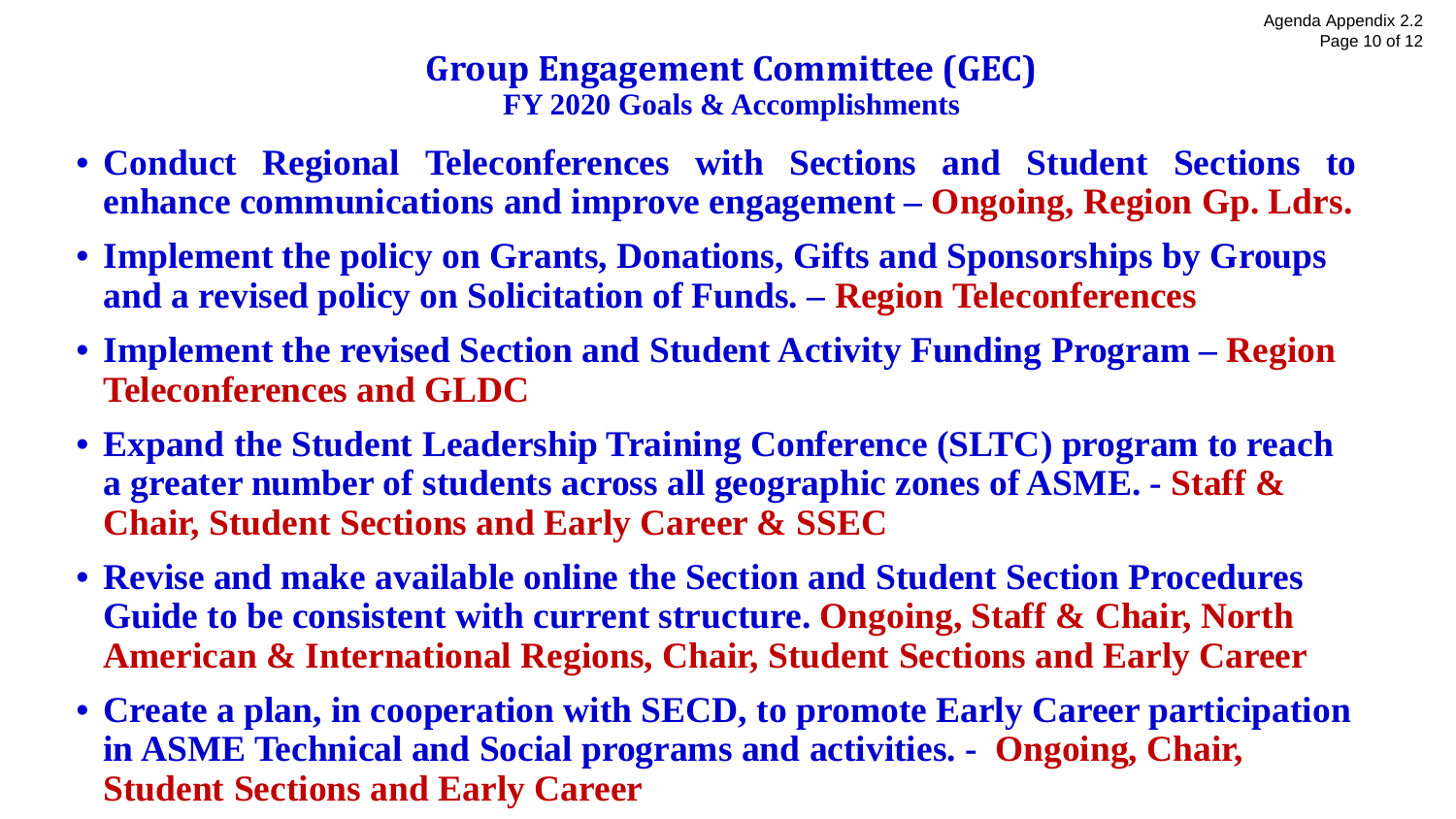# Group Engagement Committee (GEC)

## FY 2020 Goals & Accomplishments

- **Conduct Regional Teleconferences with Sections and Student Sections to enhance communications and improve engagement – Ongoing, Region Gp. Ldrs.**
- **Implement the policy on Grants, Donations, Gifts and Sponsorships by Groups and a revised policy on Solicitation of Funds. – Region Teleconferences**
- **Implement the revised Section and Student Activity Funding Program – Region Teleconferences and GLDC**
- **Expand the Student Leadership Training Conference (SLTC) program to reach a greater number of students across all geographic zones of ASME. - Staff & Chair, Student Sections and Early Career & SSEC**
- **Revise and make available online the Section and Student Section Procedures Guide to be consistent with current structure. Ongoing, Staff & Chair, North American & International Regions, Chair, Student Sections and Early Career**
- **Create a plan, in cooperation with SECD, to promote Early Career participation in ASME Technical and Social programs and activities. - Ongoing, Chair, Student Sections and Early Career**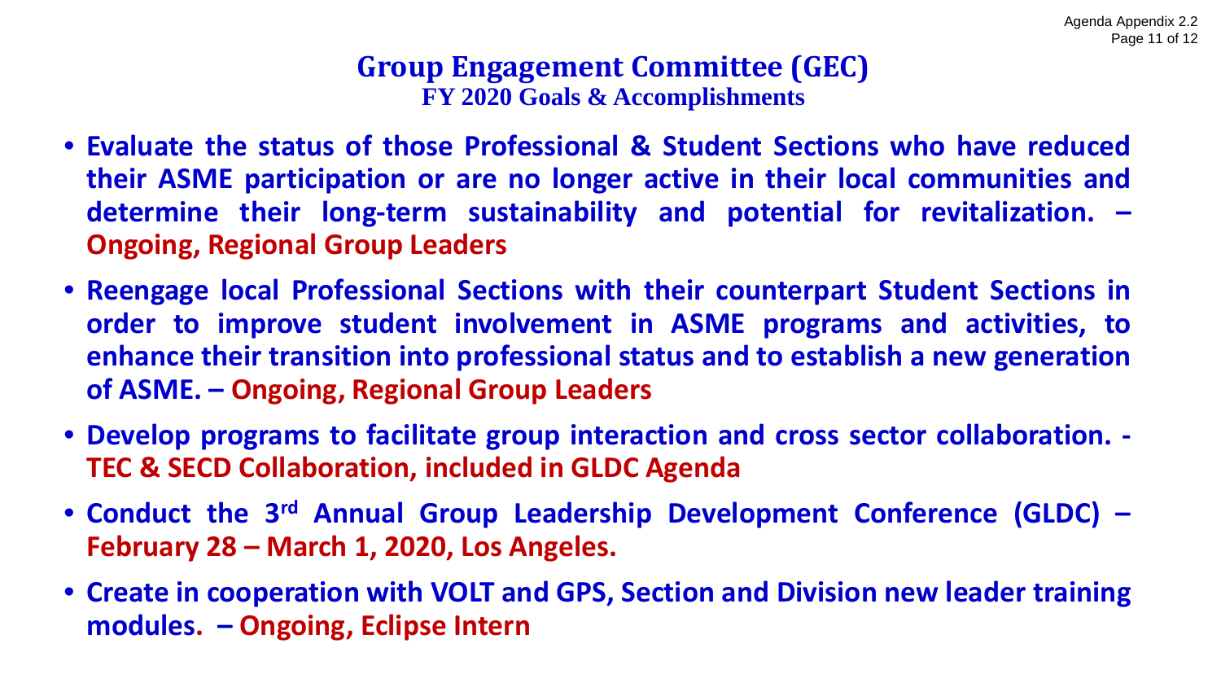# Group Engagement Committee (GEC)

## FY 2020 Goals & Accomplishments

- **Evaluate the status of those Professional & Student Sections who have reduced their ASME participation or are no longer active in their local communities and determine their long-term sustainability and potential for revitalization. – Ongoing, Regional Group Leaders**
- **Reengage local Professional Sections with their counterpart Student Sections in order to improve student involvement in ASME programs and activities, to enhance their transition into professional status and to establish a new generation of ASME. – Ongoing, Regional Group Leaders**
- **Develop programs to facilitate group interaction and cross sector collaboration. - TEC & SECD Collaboration, included in GLDC Agenda**
- **Conduct the 3rd Annual Group Leadership Development Conference (GLDC) – February 28 – March 1, 2020, Los Angeles.**
- **Create in cooperation with VOLT and GPS, Section and Division new leader training modules. – Ongoing, Eclipse Intern**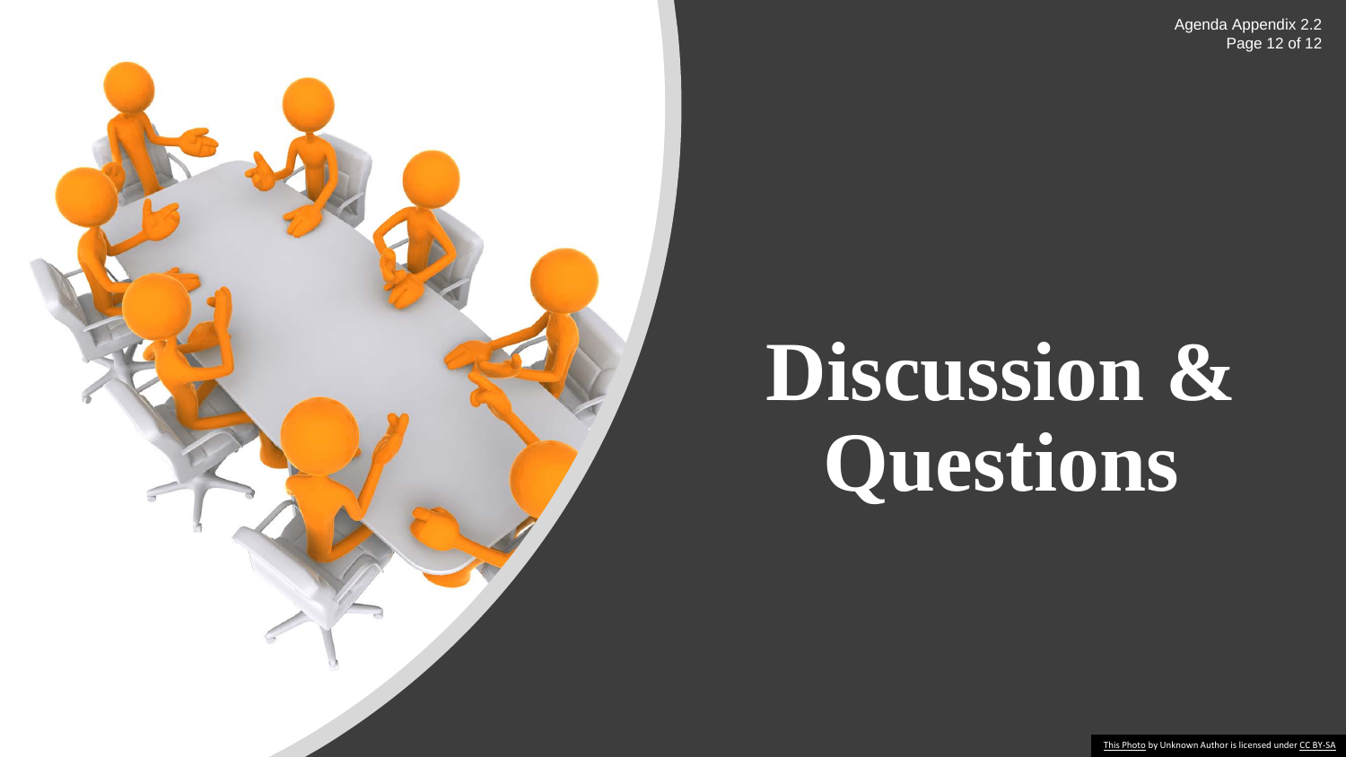# Discussion & Questions

This Photo by Unknown Author is licensed under CC BY-SA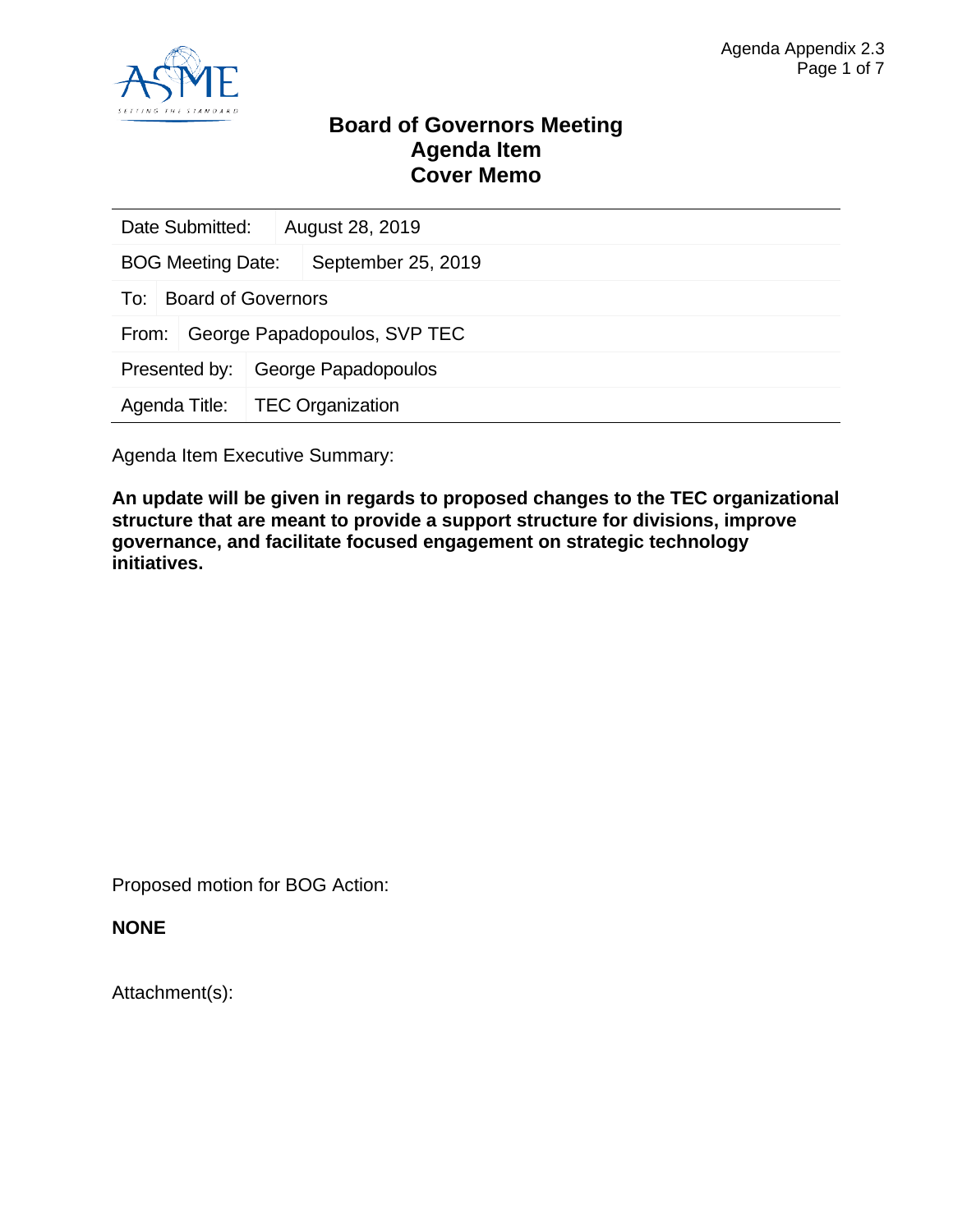# Board of Governors Meeting
# Agenda Item
# Cover Memo

| | |
|---|---|
| Date Submitted: | August 28, 2019 |
| BOG Meeting Date: | September 25, 2019 |
| To: | Board of Governors |
| From: | George Papadopoulos, SVP TEC |
| Presented by: | George Papadopoulos |
| Agenda Title: | TEC Organization |

Agenda Item Executive Summary:

**An update will be given in regards to proposed changes to the TEC organizational structure that are meant to provide a support structure for divisions, improve governance, and facilitate focused engagement on strategic technology initiatives.**

Proposed motion for BOG Action:

**NONE**

Attachment(s):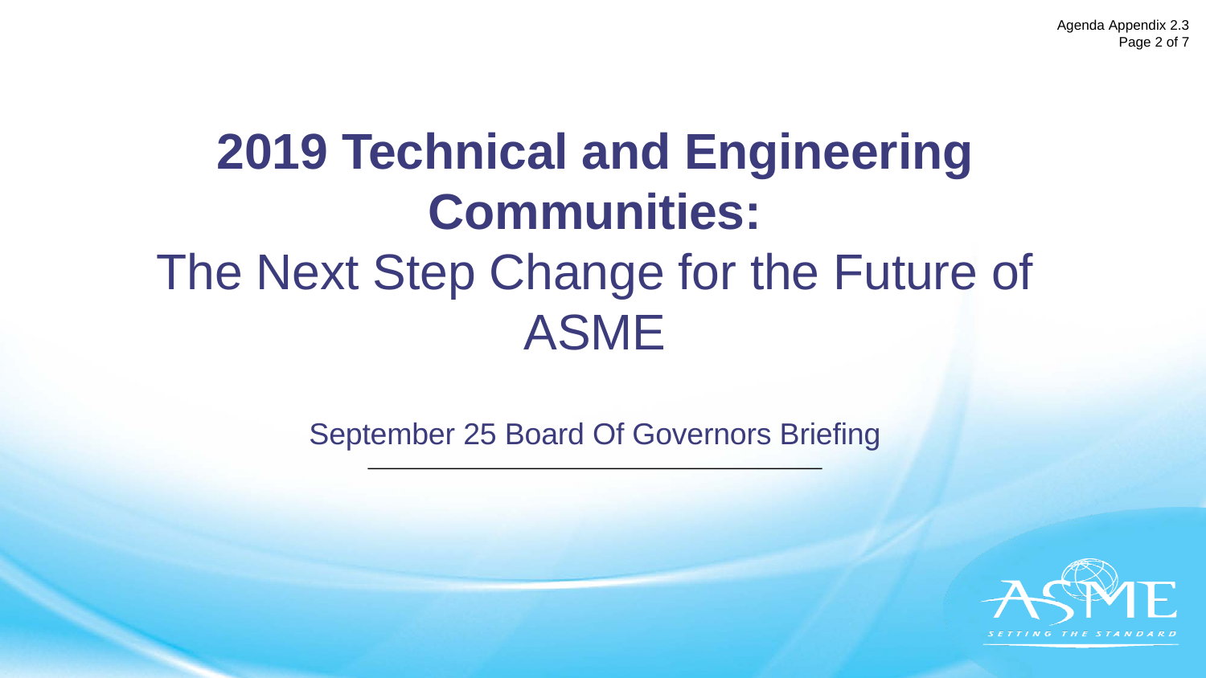# 2019 Technical and Engineering Communities:

# The Next Step Change for the Future of ASME

September 25 Board Of Governors Briefing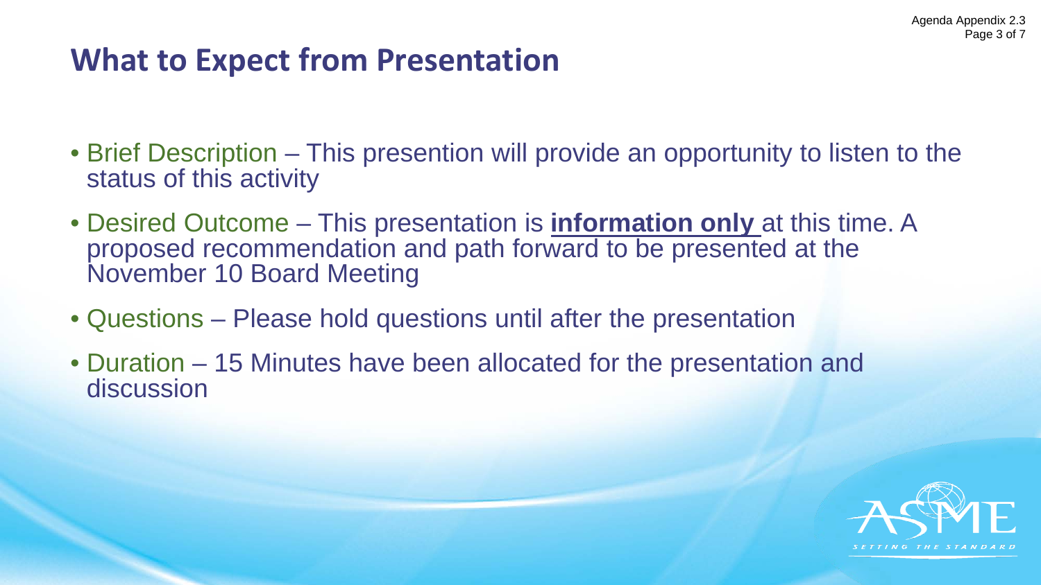# What to Expect from Presentation

- Brief Description – This presention will provide an opportunity to listen to the status of this activity
- Desired Outcome – This presentation is **information only** at this time. A proposed recommendation and path forward to be presented at the November 10 Board Meeting
- Questions – Please hold questions until after the presentation
- Duration – 15 Minutes have been allocated for the presentation and discussion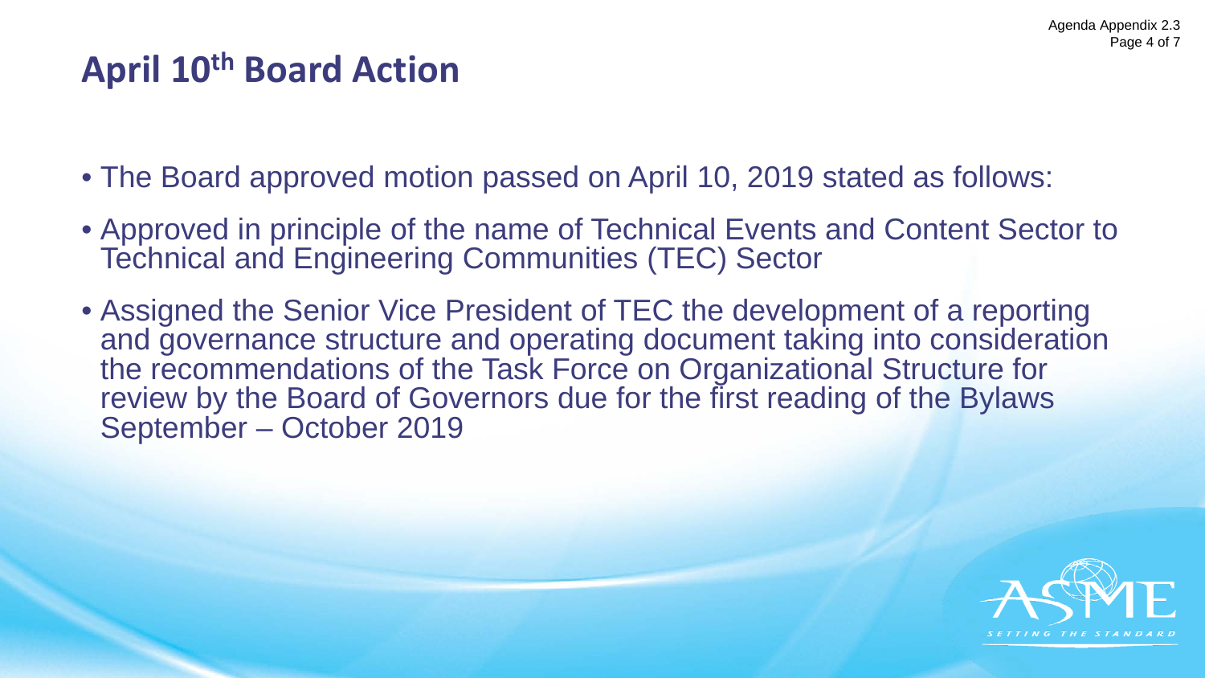# April 10th Board Action

- The Board approved motion passed on April 10, 2019 stated as follows:
- Approved in principle of the name of Technical Events and Content Sector to Technical and Engineering Communities (TEC) Sector
- Assigned the Senior Vice President of TEC the development of a reporting and governance structure and operating document taking into consideration the recommendations of the Task Force on Organizational Structure for review by the Board of Governors due for the first reading of the Bylaws September – October 2019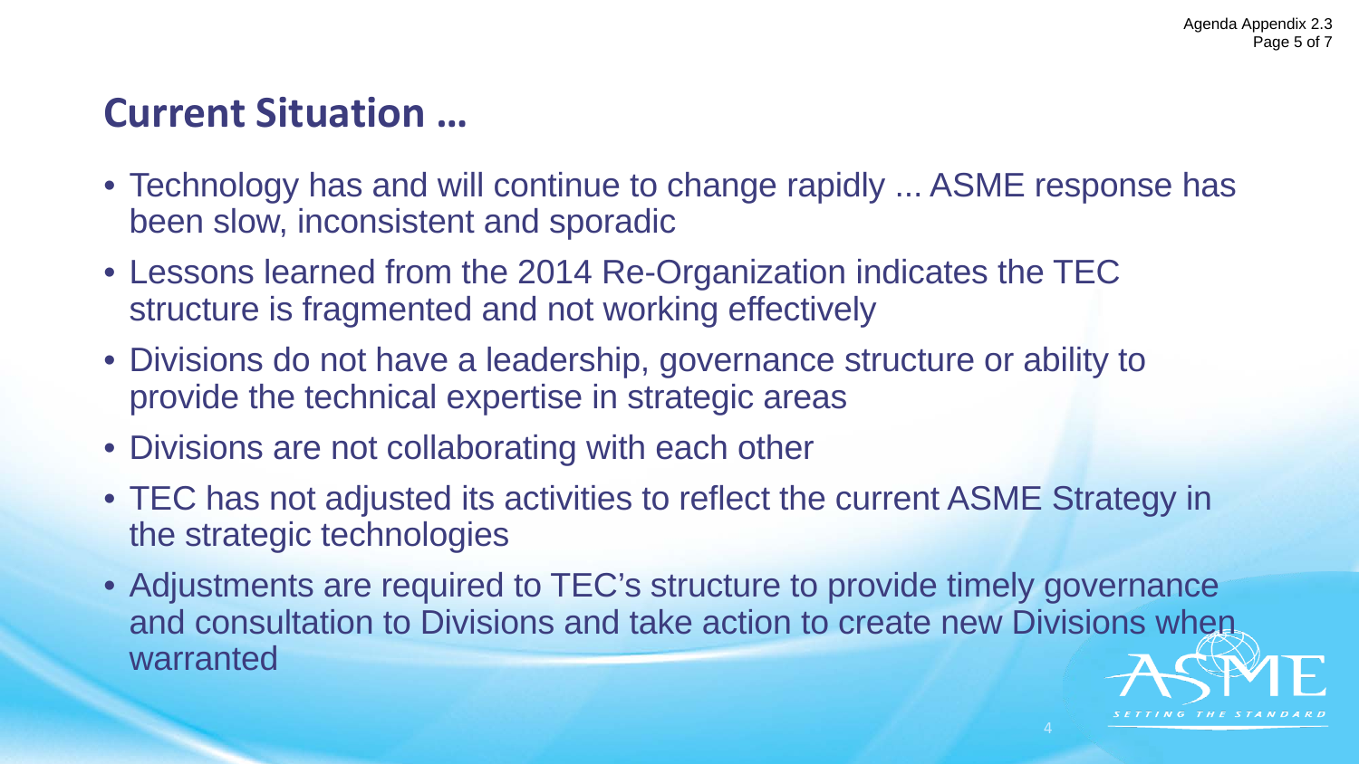## Current Situation …

- Technology has and will continue to change rapidly ... ASME response has been slow, inconsistent and sporadic
- Lessons learned from the 2014 Re-Organization indicates the TEC structure is fragmented and not working effectively
- Divisions do not have a leadership, governance structure or ability to provide the technical expertise in strategic areas
- Divisions are not collaborating with each other
- TEC has not adjusted its activities to reflect the current ASME Strategy in the strategic technologies
- Adjustments are required to TEC's structure to provide timely governance and consultation to Divisions and take action to create new Divisions when warranted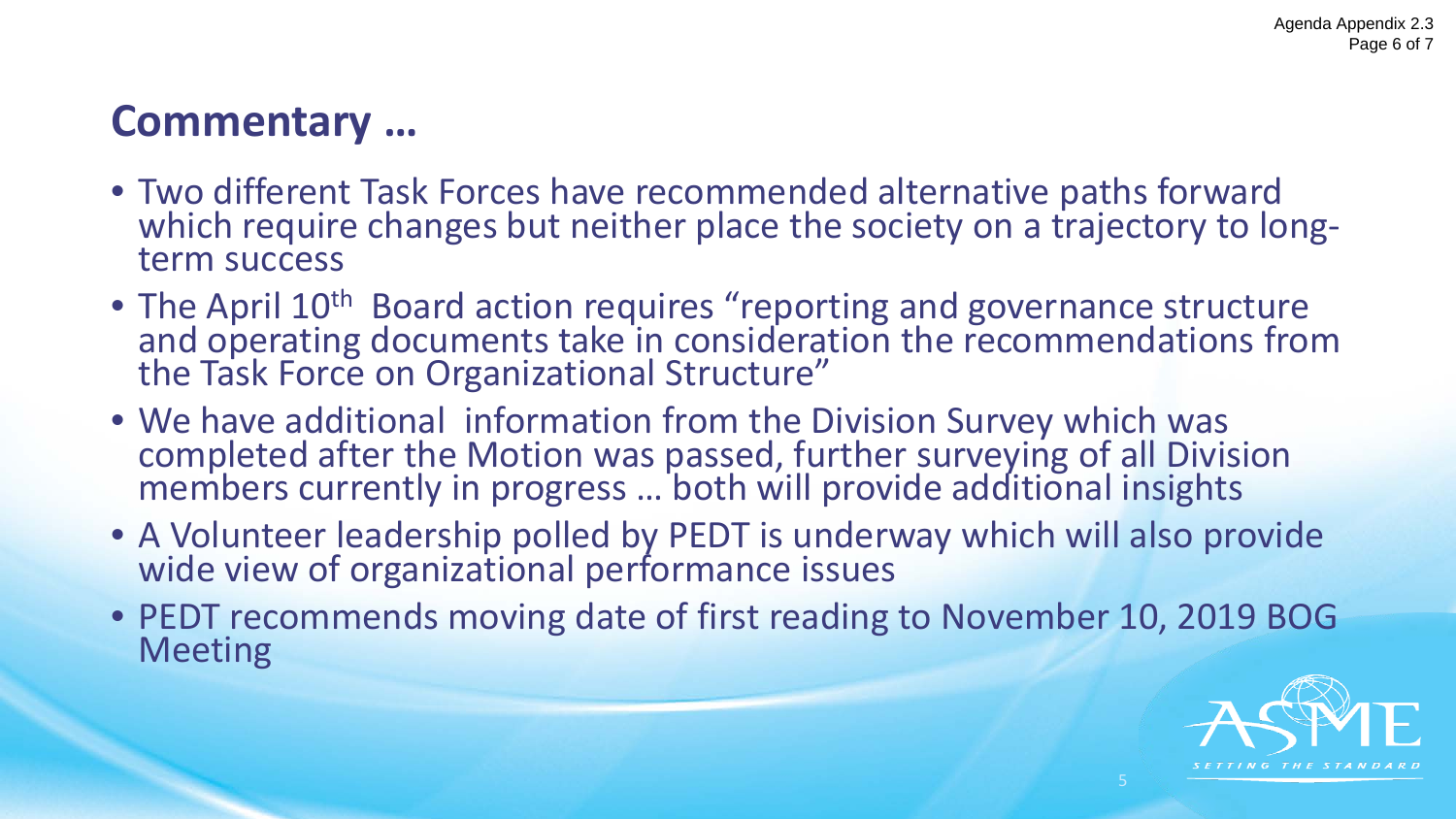## Commentary …

- Two different Task Forces have recommended alternative paths forward which require changes but neither place the society on a trajectory to long-term success
- The April 10th Board action requires "reporting and governance structure and operating documents take in consideration the recommendations from the Task Force on Organizational Structure"
- We have additional information from the Division Survey which was completed after the Motion was passed, further surveying of all Division members currently in progress … both will provide additional insights
- A Volunteer leadership polled by PEDT is underway which will also provide wide view of organizational performance issues
- PEDT recommends moving date of first reading to November 10, 2019 BOG Meeting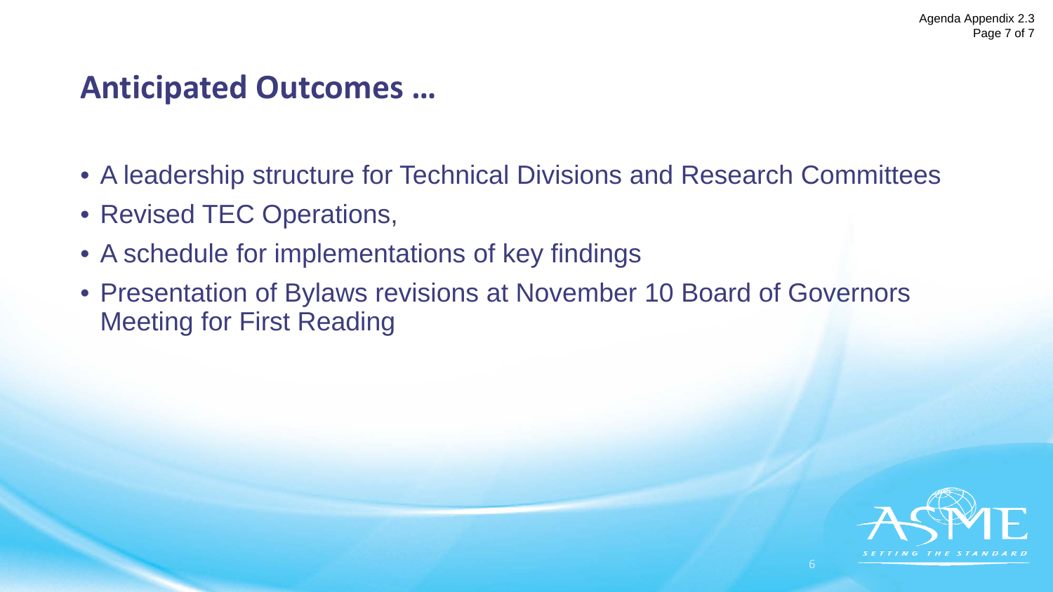## Anticipated Outcomes …

- A leadership structure for Technical Divisions and Research Committees
- Revised TEC Operations,
- A schedule for implementations of key findings
- Presentation of Bylaws revisions at November 10 Board of Governors Meeting for First Reading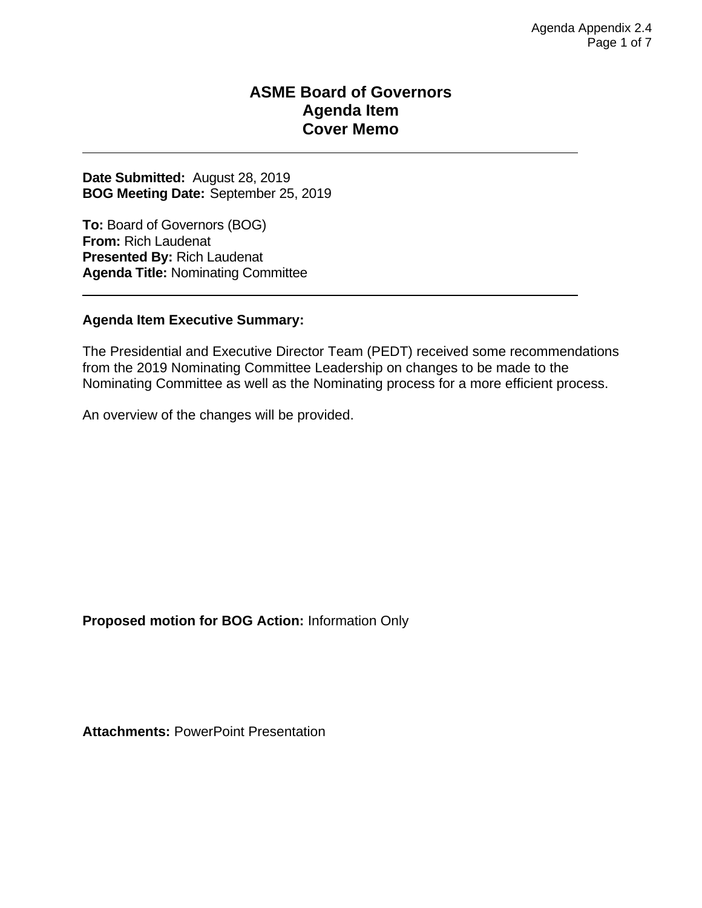# ASME Board of Governors
# Agenda Item
# Cover Memo

---

**Date Submitted:** August 28, 2019
**BOG Meeting Date:** September 25, 2019

**To:** Board of Governors (BOG)
**From:** Rich Laudenat
**Presented By:** Rich Laudenat
**Agenda Title:** Nominating Committee

---

**Agenda Item Executive Summary:**

The Presidential and Executive Director Team (PEDT) received some recommendations from the 2019 Nominating Committee Leadership on changes to be made to the Nominating Committee as well as the Nominating process for a more efficient process.

An overview of the changes will be provided.

**Proposed motion for BOG Action:** Information Only

**Attachments:** PowerPoint Presentation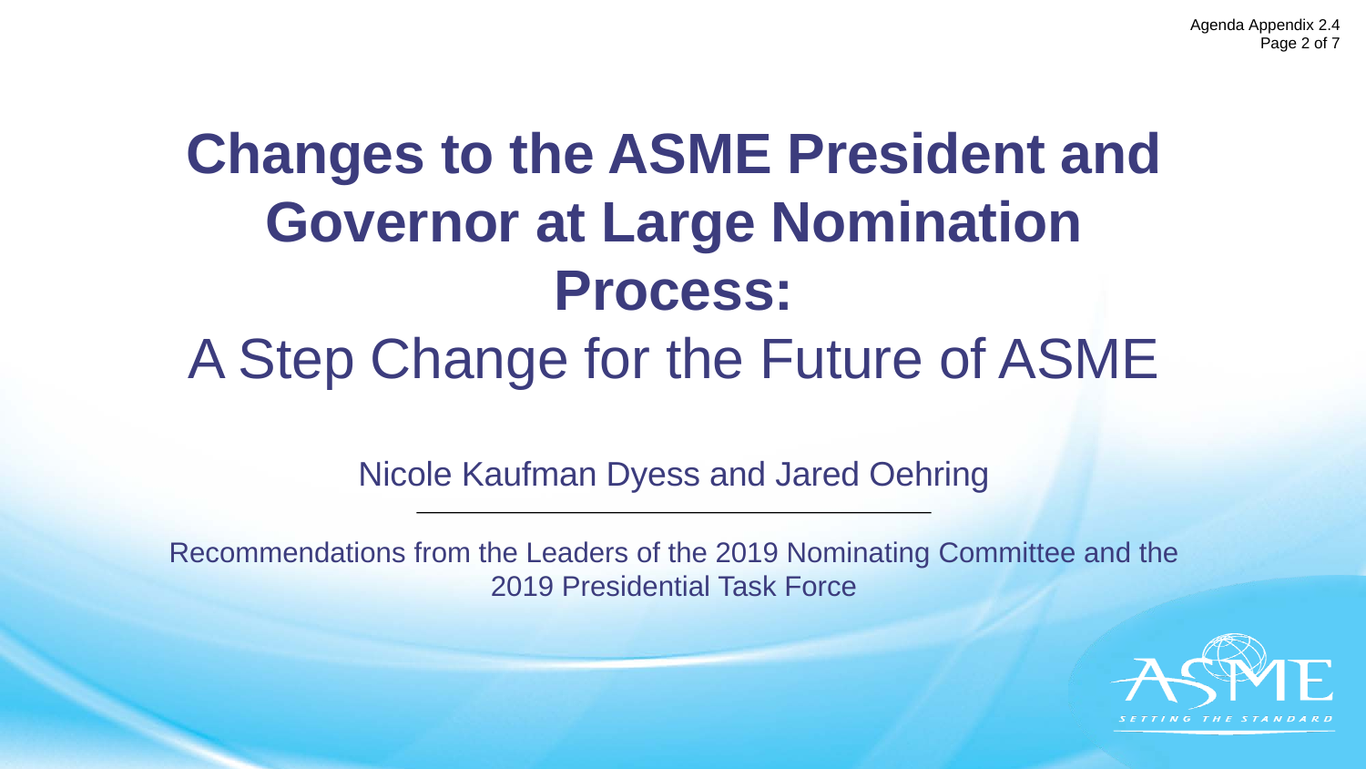# Changes to the ASME President and Governor at Large Nomination Process:

## A Step Change for the Future of ASME

Nicole Kaufman Dyess and Jared Oehring

---

Recommendations from the Leaders of the 2019 Nominating Committee and the 2019 Presidential Task Force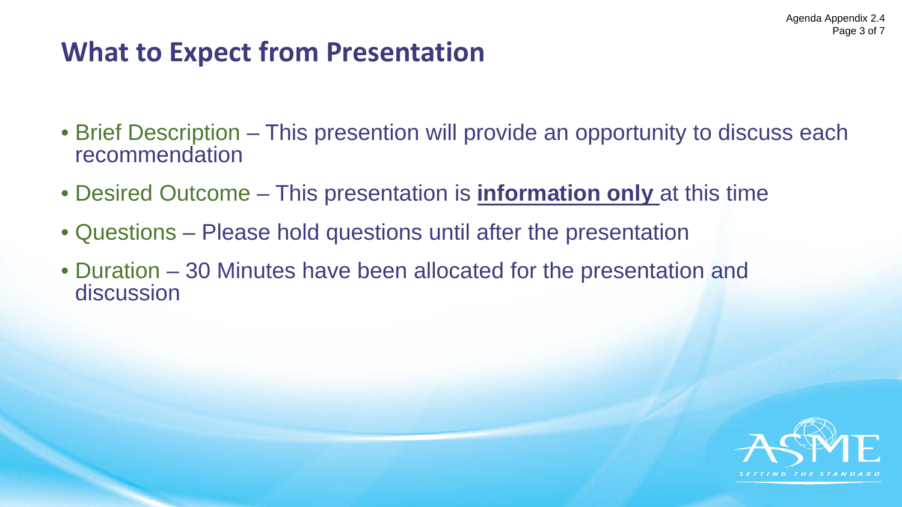## What to Expect from Presentation

- Brief Description – This presention will provide an opportunity to discuss each recommendation
- Desired Outcome – This presentation is **information only** at this time
- Questions – Please hold questions until after the presentation
- Duration – 30 Minutes have been allocated for the presentation and discussion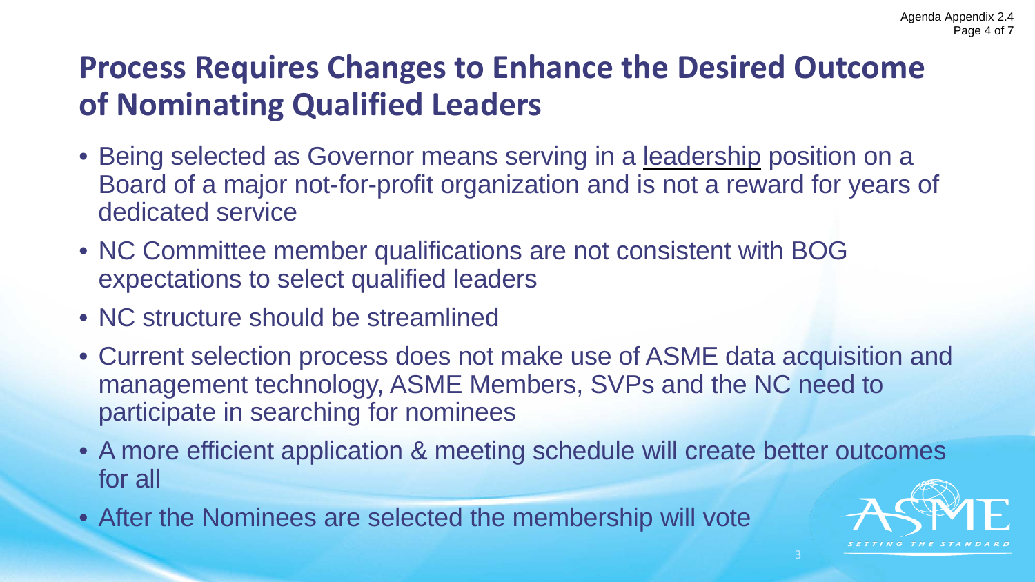# Process Requires Changes to Enhance the Desired Outcome of Nominating Qualified Leaders

- Being selected as Governor means serving in a leadership position on a Board of a major not-for-profit organization and is not a reward for years of dedicated service
- NC Committee member qualifications are not consistent with BOG expectations to select qualified leaders
- NC structure should be streamlined
- Current selection process does not make use of ASME data acquisition and management technology, ASME Members, SVPs and the NC need to participate in searching for nominees
- A more efficient application & meeting schedule will create better outcomes for all
- After the Nominees are selected the membership will vote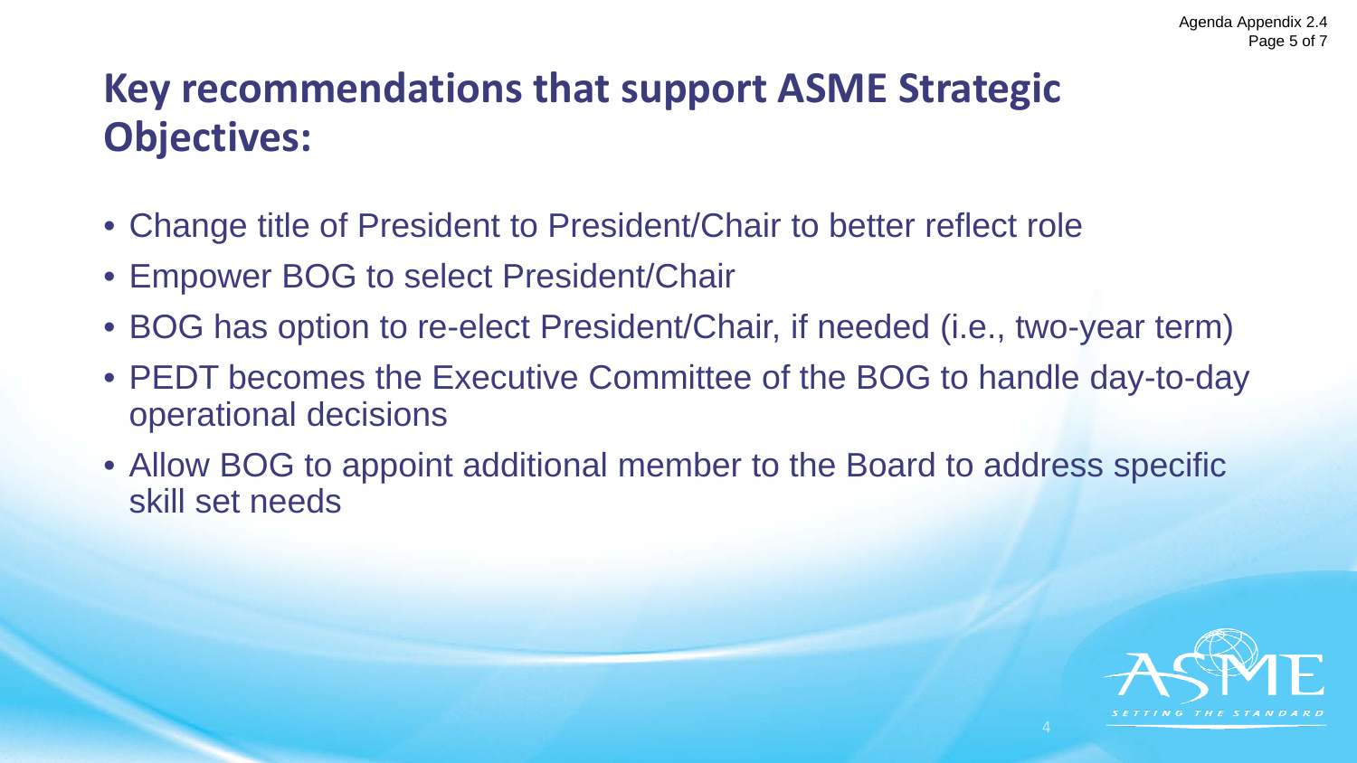# Key recommendations that support ASME Strategic Objectives:

- Change title of President to President/Chair to better reflect role
- Empower BOG to select President/Chair
- BOG has option to re-elect President/Chair, if needed (i.e., two-year term)
- PEDT becomes the Executive Committee of the BOG to handle day-to-day operational decisions
- Allow BOG to appoint additional member to the Board to address specific skill set needs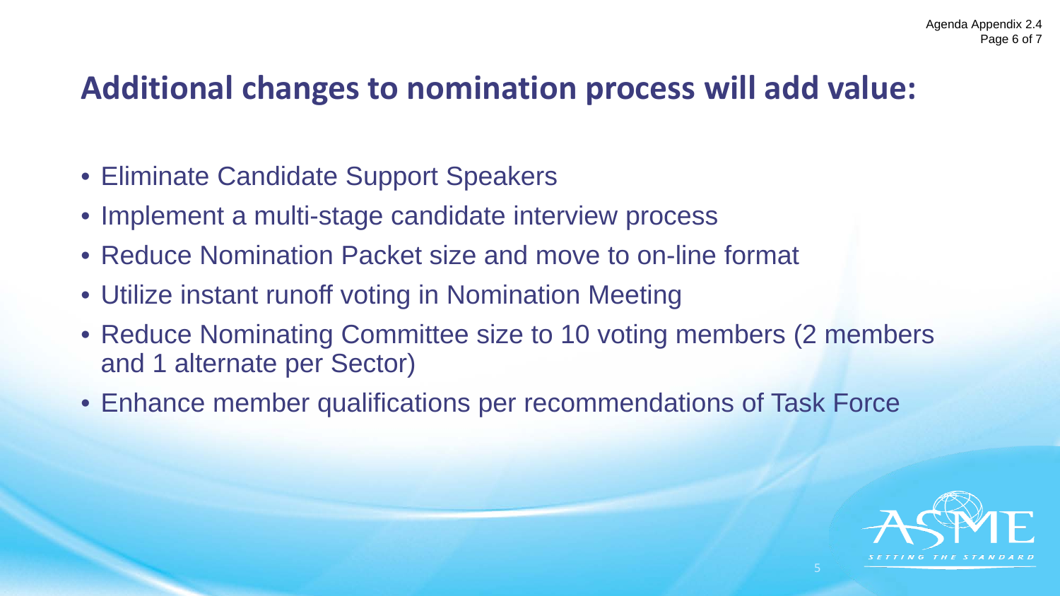# Additional changes to nomination process will add value:

- Eliminate Candidate Support Speakers
- Implement a multi-stage candidate interview process
- Reduce Nomination Packet size and move to on-line format
- Utilize instant runoff voting in Nomination Meeting
- Reduce Nominating Committee size to 10 voting members (2 members and 1 alternate per Sector)
- Enhance member qualifications per recommendations of Task Force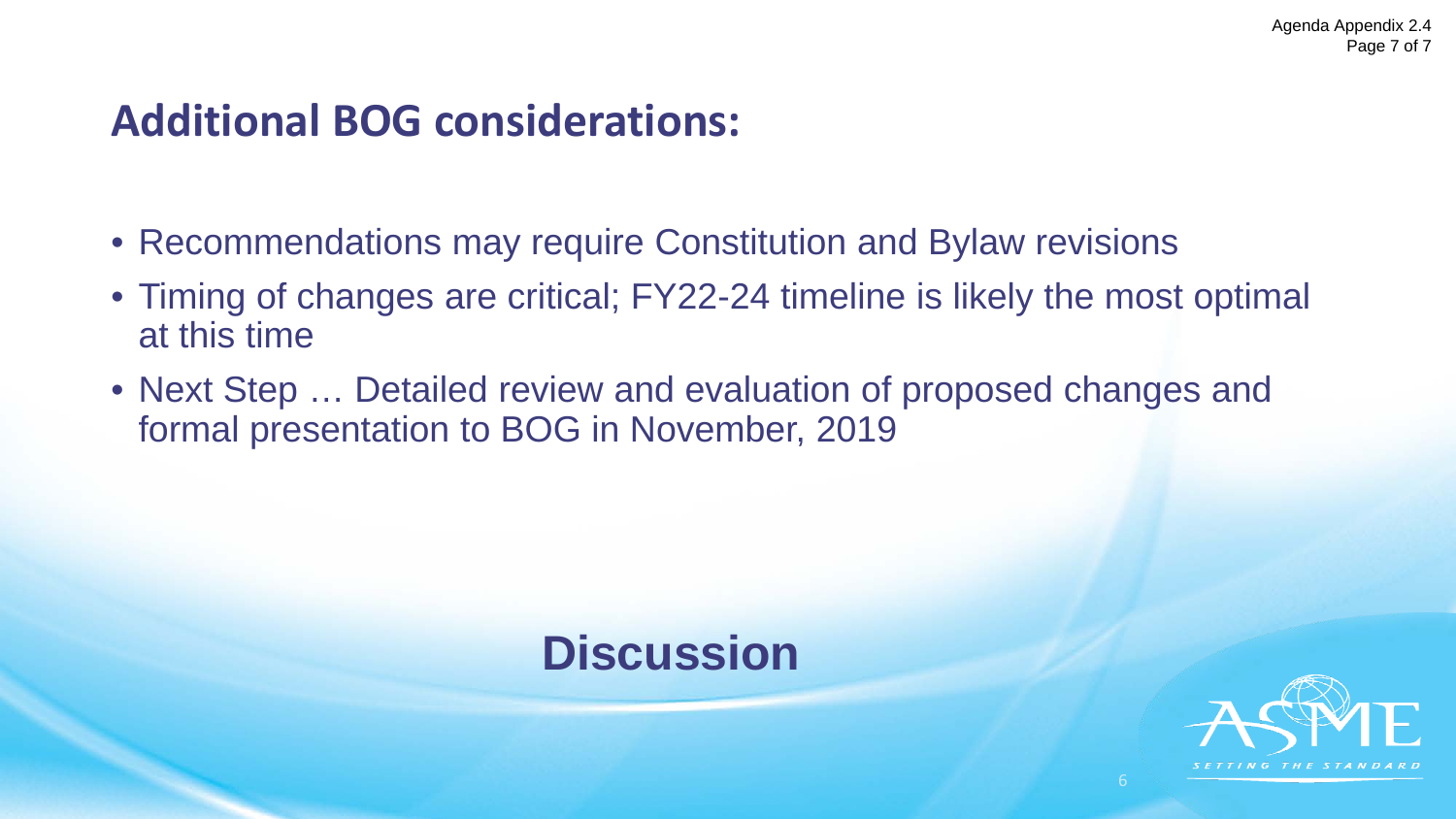## Additional BOG considerations:

- Recommendations may require Constitution and Bylaw revisions
- Timing of changes are critical; FY22-24 timeline is likely the most optimal at this time
- Next Step … Detailed review and evaluation of proposed changes and formal presentation to BOG in November, 2019

**Discussion**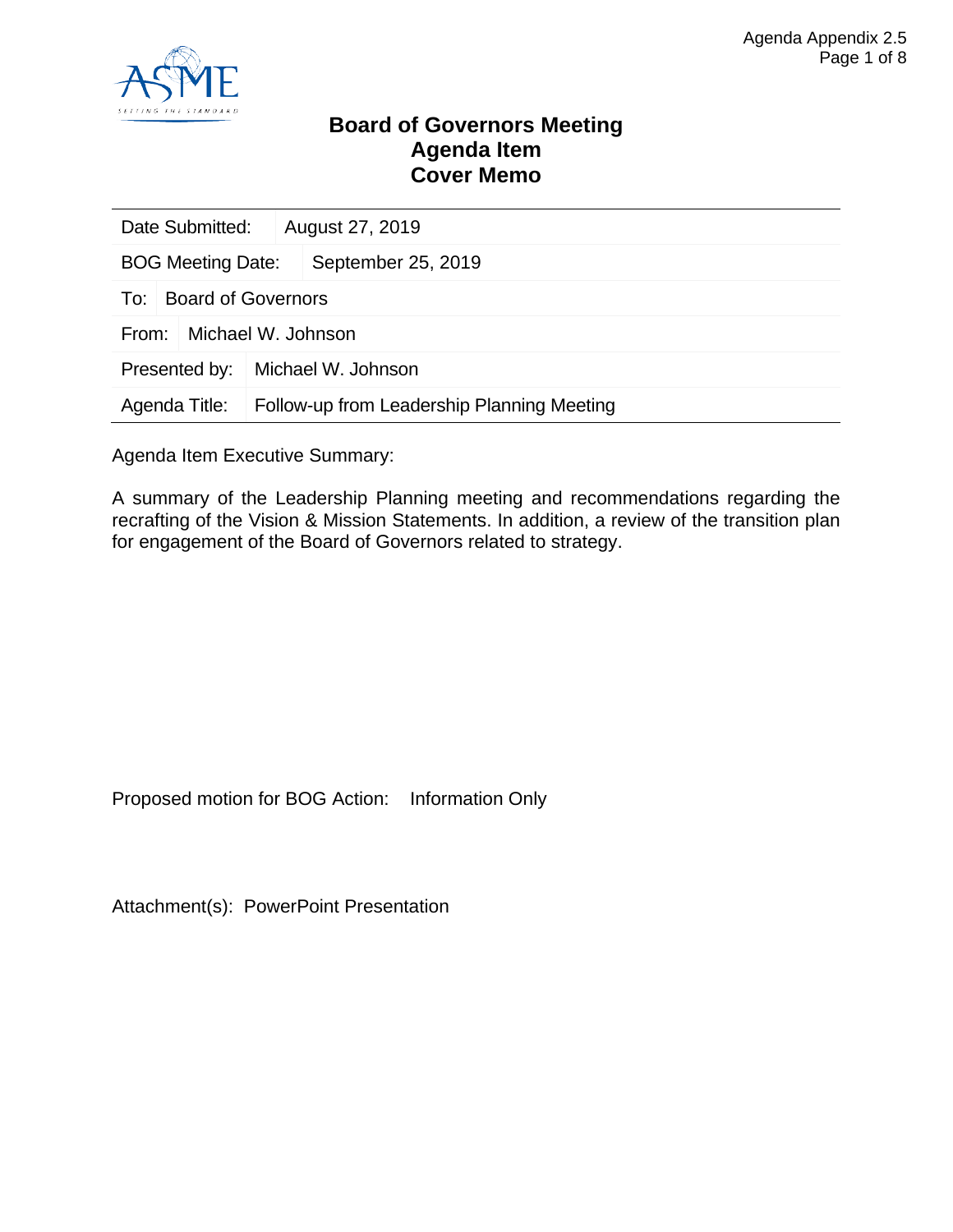# Board of Governors Meeting
# Agenda Item
# Cover Memo

| | |
|---|---|
| Date Submitted: | August 27, 2019 |
| BOG Meeting Date: | September 25, 2019 |
| To: | Board of Governors |
| From: | Michael W. Johnson |
| Presented by: | Michael W. Johnson |
| Agenda Title: | Follow-up from Leadership Planning Meeting |

Agenda Item Executive Summary:

A summary of the Leadership Planning meeting and recommendations regarding the recrafting of the Vision & Mission Statements. In addition, a review of the transition plan for engagement of the Board of Governors related to strategy.

Proposed motion for BOG Action: Information Only

Attachment(s): PowerPoint Presentation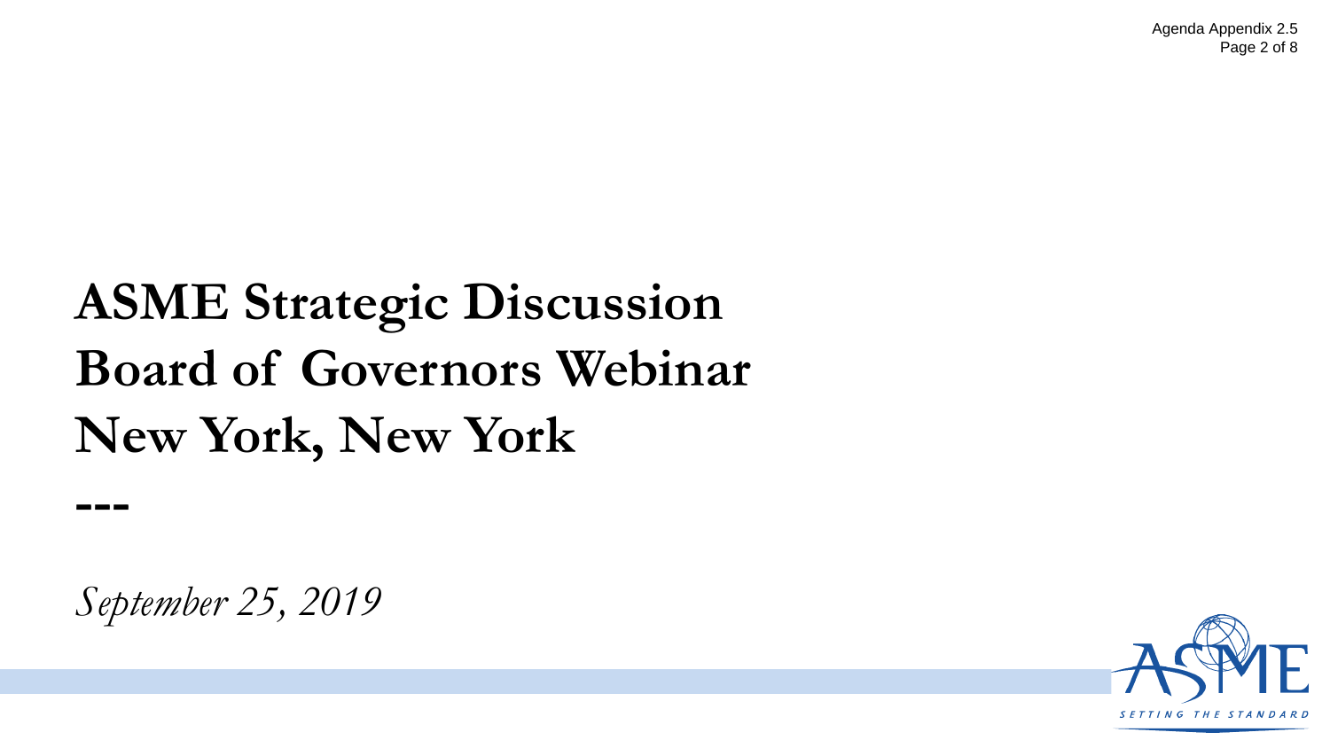# ASME Strategic Discussion
# Board of Governors Webinar
# New York, New York

---

*September 25, 2019*

ASME

SETTING THE STANDARD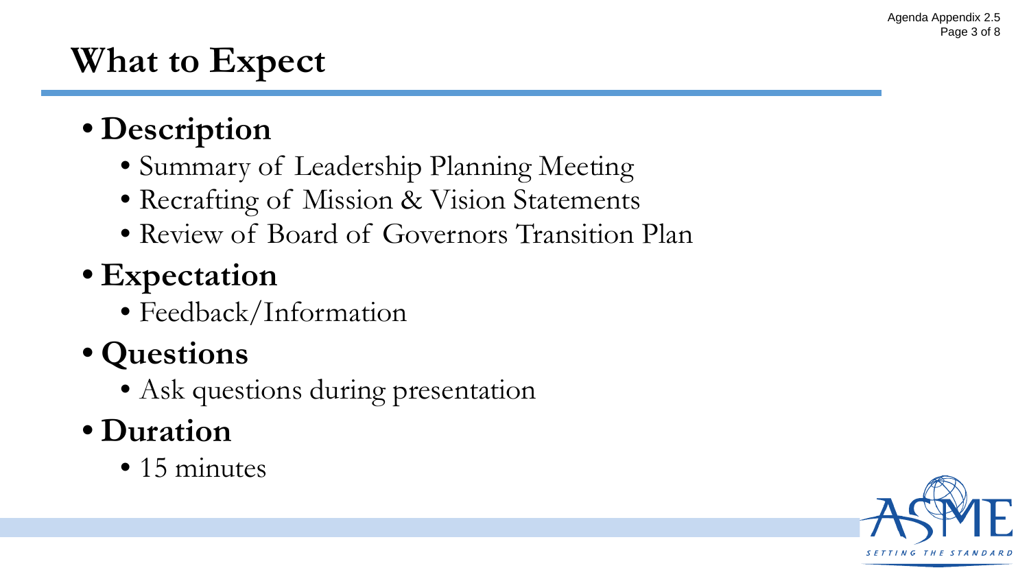# What to Expect

- **Description**
  - Summary of Leadership Planning Meeting
  - Recrafting of Mission & Vision Statements
  - Review of Board of Governors Transition Plan
- **Expectation**
  - Feedback/Information
- **Questions**
  - Ask questions during presentation
- **Duration**
  - 15 minutes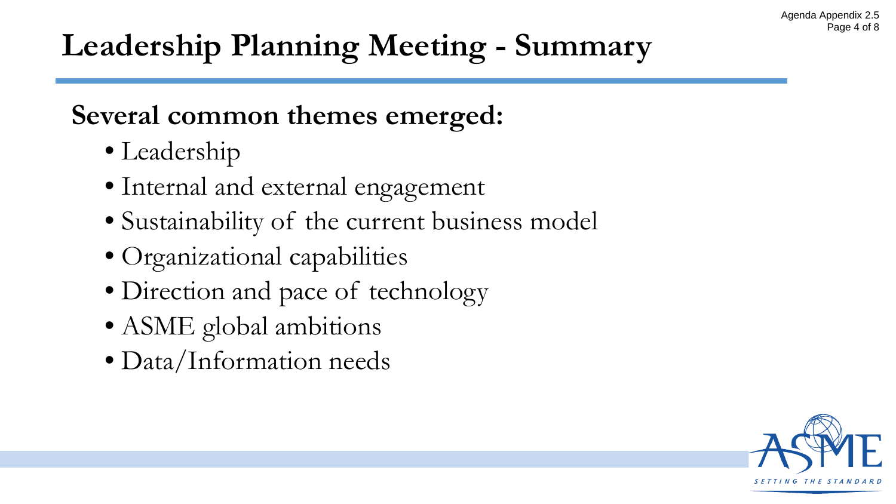# Leadership Planning Meeting - Summary

## Several common themes emerged:

- Leadership
- Internal and external engagement
- Sustainability of the current business model
- Organizational capabilities
- Direction and pace of technology
- ASME global ambitions
- Data/Information needs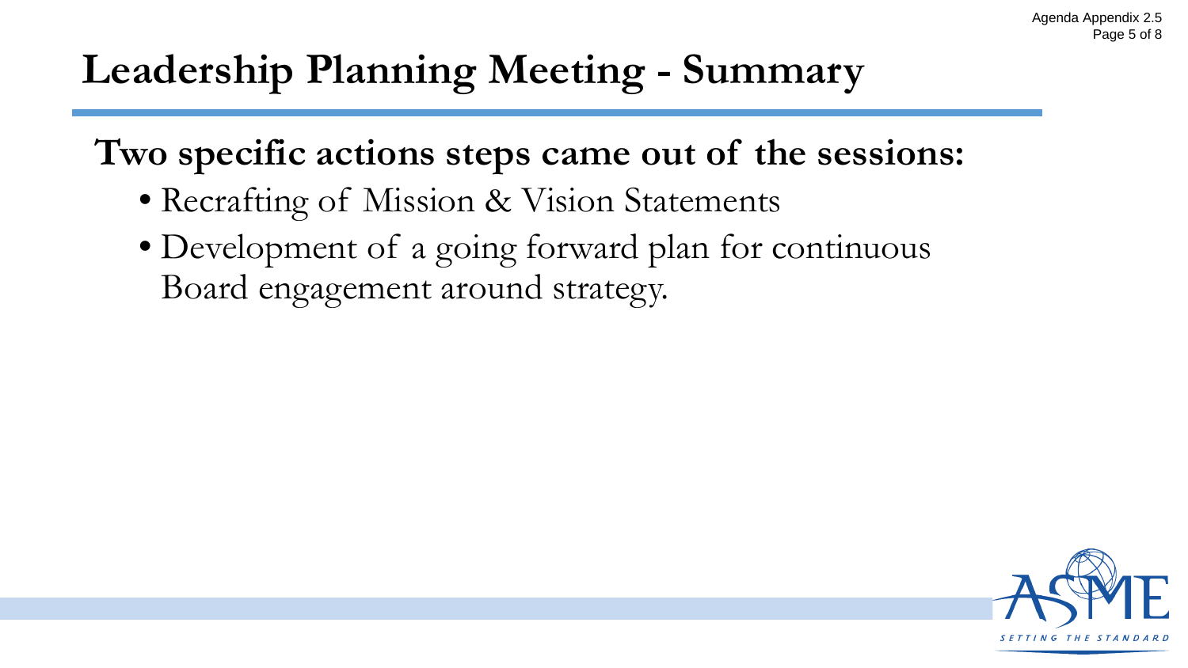# Leadership Planning Meeting - Summary

**Two specific actions steps came out of the sessions:**

- Recrafting of Mission & Vision Statements
- Development of a going forward plan for continuous Board engagement around strategy.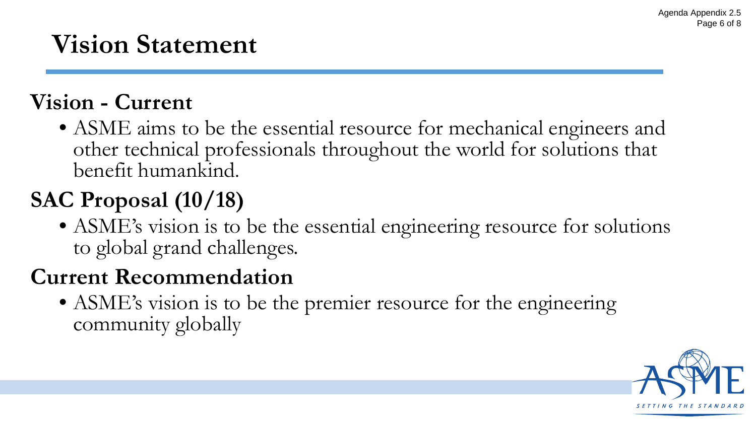# Vision Statement

## Vision - Current

- ASME aims to be the essential resource for mechanical engineers and other technical professionals throughout the world for solutions that benefit humankind.

## SAC Proposal (10/18)

- ASME's vision is to be the essential engineering resource for solutions to global grand challenges.

## Current Recommendation

- ASME's vision is to be the premier resource for the engineering community globally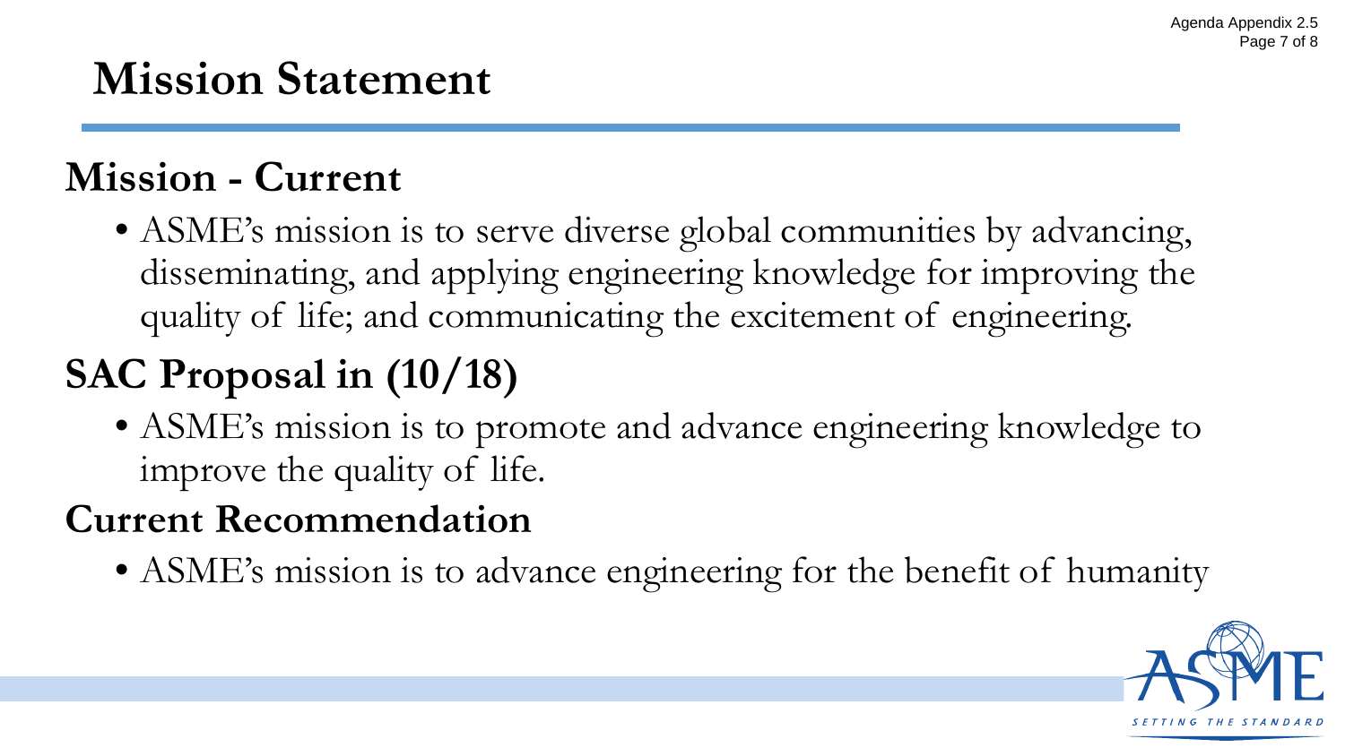# Mission Statement

## Mission - Current

- ASME's mission is to serve diverse global communities by advancing, disseminating, and applying engineering knowledge for improving the quality of life; and communicating the excitement of engineering.

## SAC Proposal in (10/18)

- ASME's mission is to promote and advance engineering knowledge to improve the quality of life.

## Current Recommendation

- ASME's mission is to advance engineering for the benefit of humanity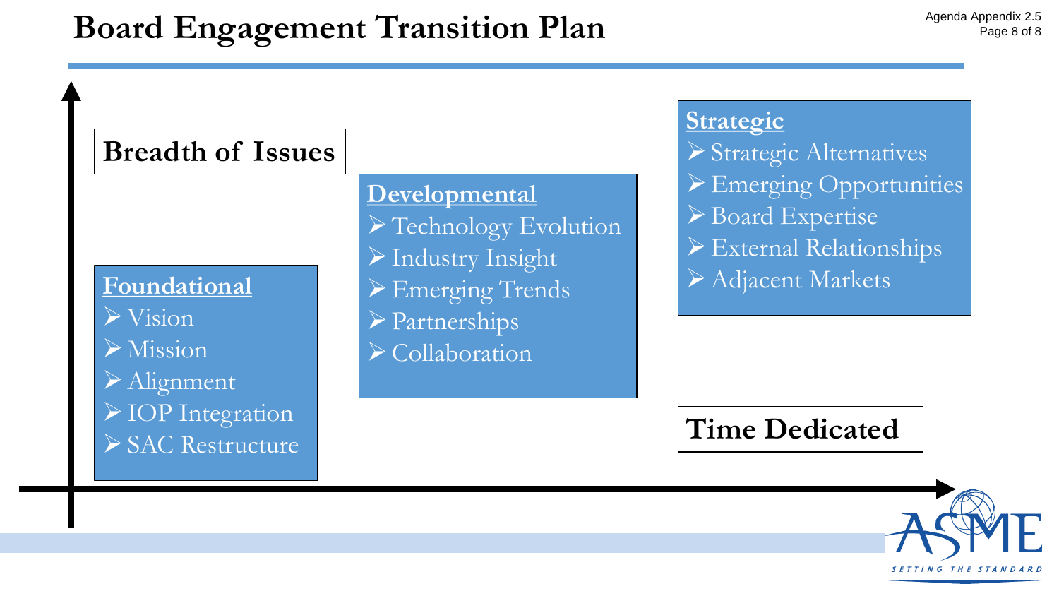# Board Engagement Transition Plan

**Breadth of Issues**

**Foundational**
- Vision
- Mission
- Alignment
- IOP Integration
- SAC Restructure

**Developmental**
- Technology Evolution
- Industry Insight
- Emerging Trends
- Partnerships
- Collaboration

**Strategic**
- Strategic Alternatives
- Emerging Opportunities
- Board Expertise
- External Relationships
- Adjacent Markets

**Time Dedicated**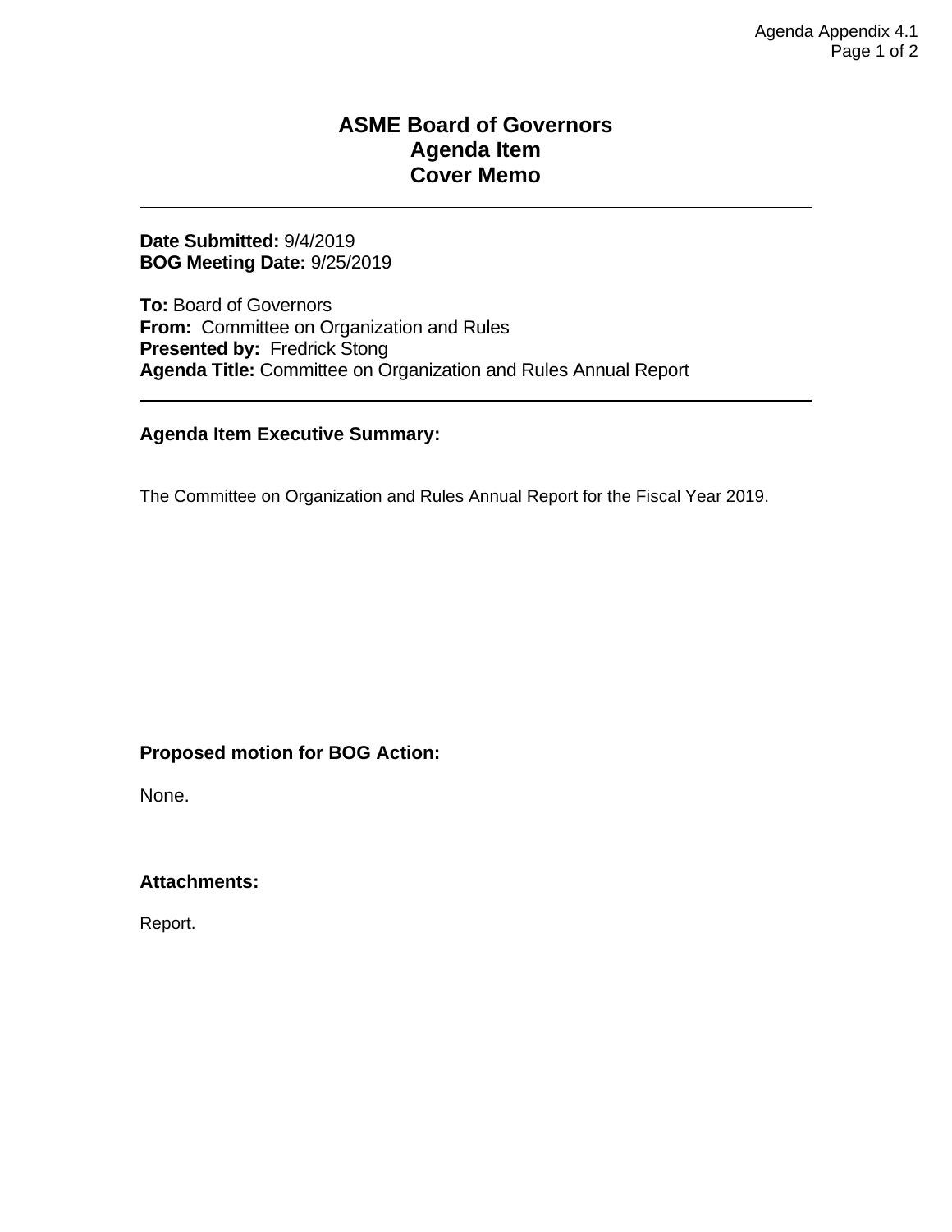# ASME Board of Governors
# Agenda Item
# Cover Memo

---

**Date Submitted:** 9/4/2019
**BOG Meeting Date:** 9/25/2019

**To:** Board of Governors
**From:** Committee on Organization and Rules
**Presented by:** Fredrick Stong
**Agenda Title:** Committee on Organization and Rules Annual Report

---

**Agenda Item Executive Summary:**

The Committee on Organization and Rules Annual Report for the Fiscal Year 2019.

**Proposed motion for BOG Action:**

None.

**Attachments:**

Report.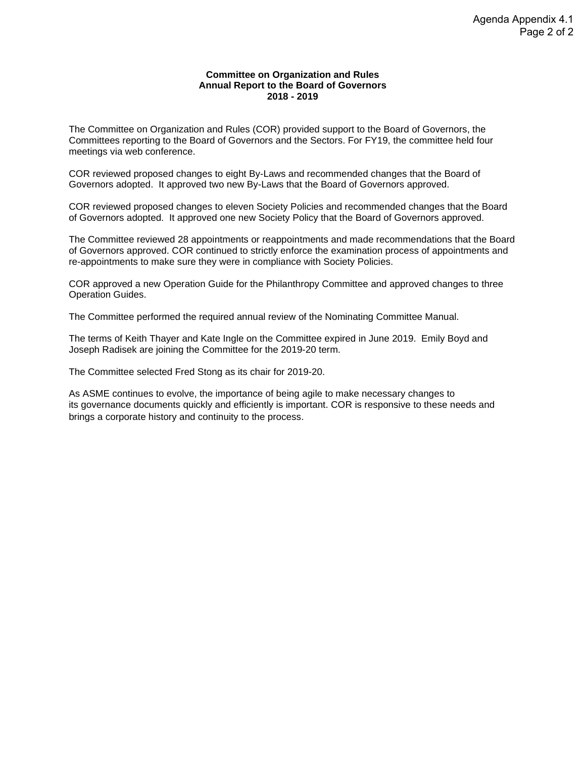**Committee on Organization and Rules**
**Annual Report to the Board of Governors**
**2018 - 2019**

The Committee on Organization and Rules (COR) provided support to the Board of Governors, the Committees reporting to the Board of Governors and the Sectors. For FY19, the committee held four meetings via web conference.

COR reviewed proposed changes to eight By-Laws and recommended changes that the Board of Governors adopted. It approved two new By-Laws that the Board of Governors approved.

COR reviewed proposed changes to eleven Society Policies and recommended changes that the Board of Governors adopted. It approved one new Society Policy that the Board of Governors approved.

The Committee reviewed 28 appointments or reappointments and made recommendations that the Board of Governors approved. COR continued to strictly enforce the examination process of appointments and re-appointments to make sure they were in compliance with Society Policies.

COR approved a new Operation Guide for the Philanthropy Committee and approved changes to three Operation Guides.

The Committee performed the required annual review of the Nominating Committee Manual.

The terms of Keith Thayer and Kate Ingle on the Committee expired in June 2019. Emily Boyd and Joseph Radisek are joining the Committee for the 2019-20 term.

The Committee selected Fred Stong as its chair for 2019-20.

As ASME continues to evolve, the importance of being agile to make necessary changes to its governance documents quickly and efficiently is important. COR is responsive to these needs and brings a corporate history and continuity to the process.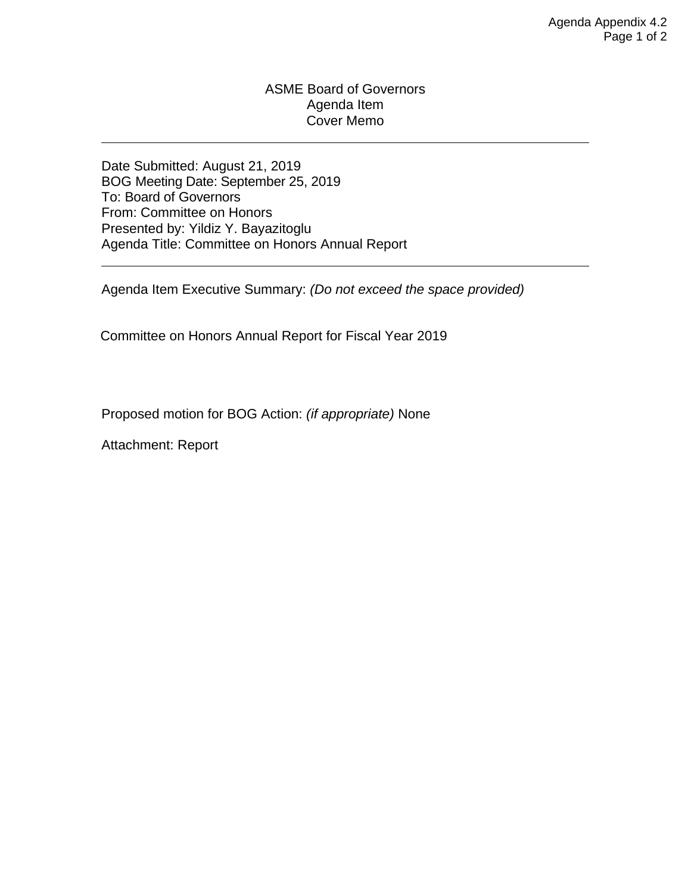ASME Board of Governors
Agenda Item
Cover Memo

---

Date Submitted: August 21, 2019
BOG Meeting Date: September 25, 2019
To: Board of Governors
From: Committee on Honors
Presented by: Yildiz Y. Bayazitoglu
Agenda Title: Committee on Honors Annual Report

---

Agenda Item Executive Summary: *(Do not exceed the space provided)*

Committee on Honors Annual Report for Fiscal Year 2019

Proposed motion for BOG Action: *(if appropriate)* None

Attachment: Report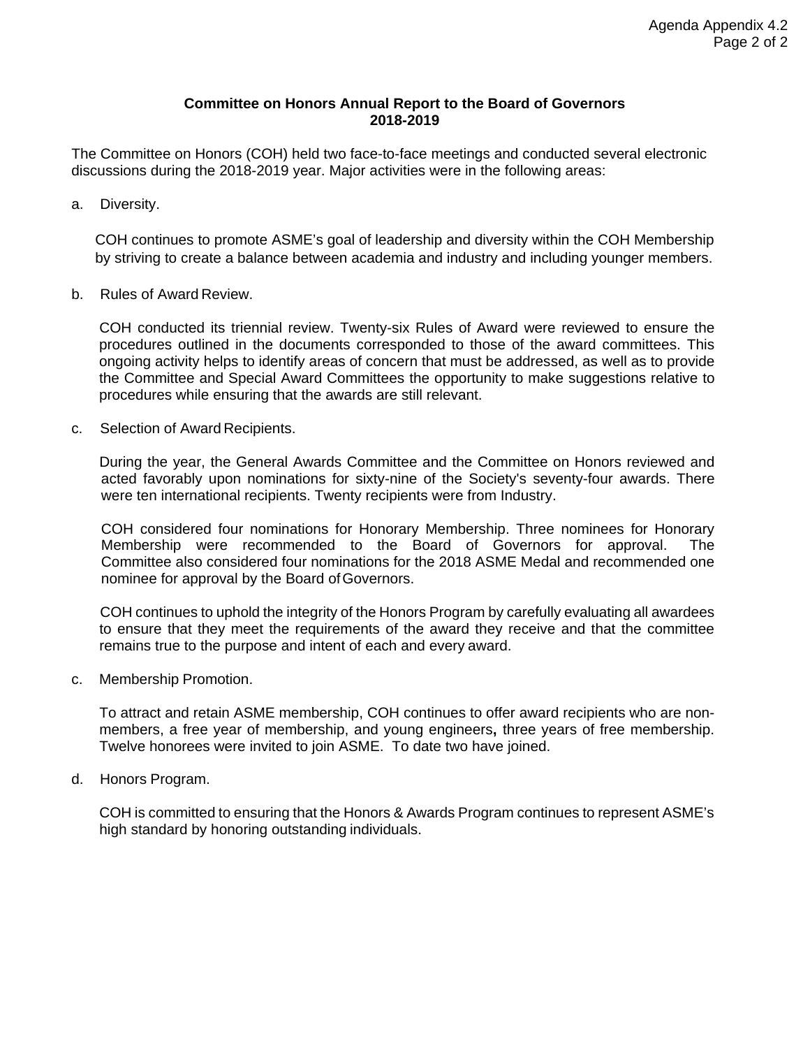**Committee on Honors Annual Report to the Board of Governors**
**2018-2019**

The Committee on Honors (COH) held two face-to-face meetings and conducted several electronic discussions during the 2018-2019 year. Major activities were in the following areas:

a. Diversity.

COH continues to promote ASME's goal of leadership and diversity within the COH Membership by striving to create a balance between academia and industry and including younger members.

b. Rules of Award Review.

COH conducted its triennial review. Twenty-six Rules of Award were reviewed to ensure the procedures outlined in the documents corresponded to those of the award committees. This ongoing activity helps to identify areas of concern that must be addressed, as well as to provide the Committee and Special Award Committees the opportunity to make suggestions relative to procedures while ensuring that the awards are still relevant.

c. Selection of Award Recipients.

During the year, the General Awards Committee and the Committee on Honors reviewed and acted favorably upon nominations for sixty-nine of the Society's seventy-four awards. There were ten international recipients. Twenty recipients were from Industry.

COH considered four nominations for Honorary Membership. Three nominees for Honorary Membership were recommended to the Board of Governors for approval. The Committee also considered four nominations for the 2018 ASME Medal and recommended one nominee for approval by the Board of Governors.

COH continues to uphold the integrity of the Honors Program by carefully evaluating all awardees to ensure that they meet the requirements of the award they receive and that the committee remains true to the purpose and intent of each and every award.

c. Membership Promotion.

To attract and retain ASME membership, COH continues to offer award recipients who are non-members, a free year of membership, and young engineers**,** three years of free membership. Twelve honorees were invited to join ASME. To date two have joined.

d. Honors Program.

COH is committed to ensuring that the Honors & Awards Program continues to represent ASME's high standard by honoring outstanding individuals.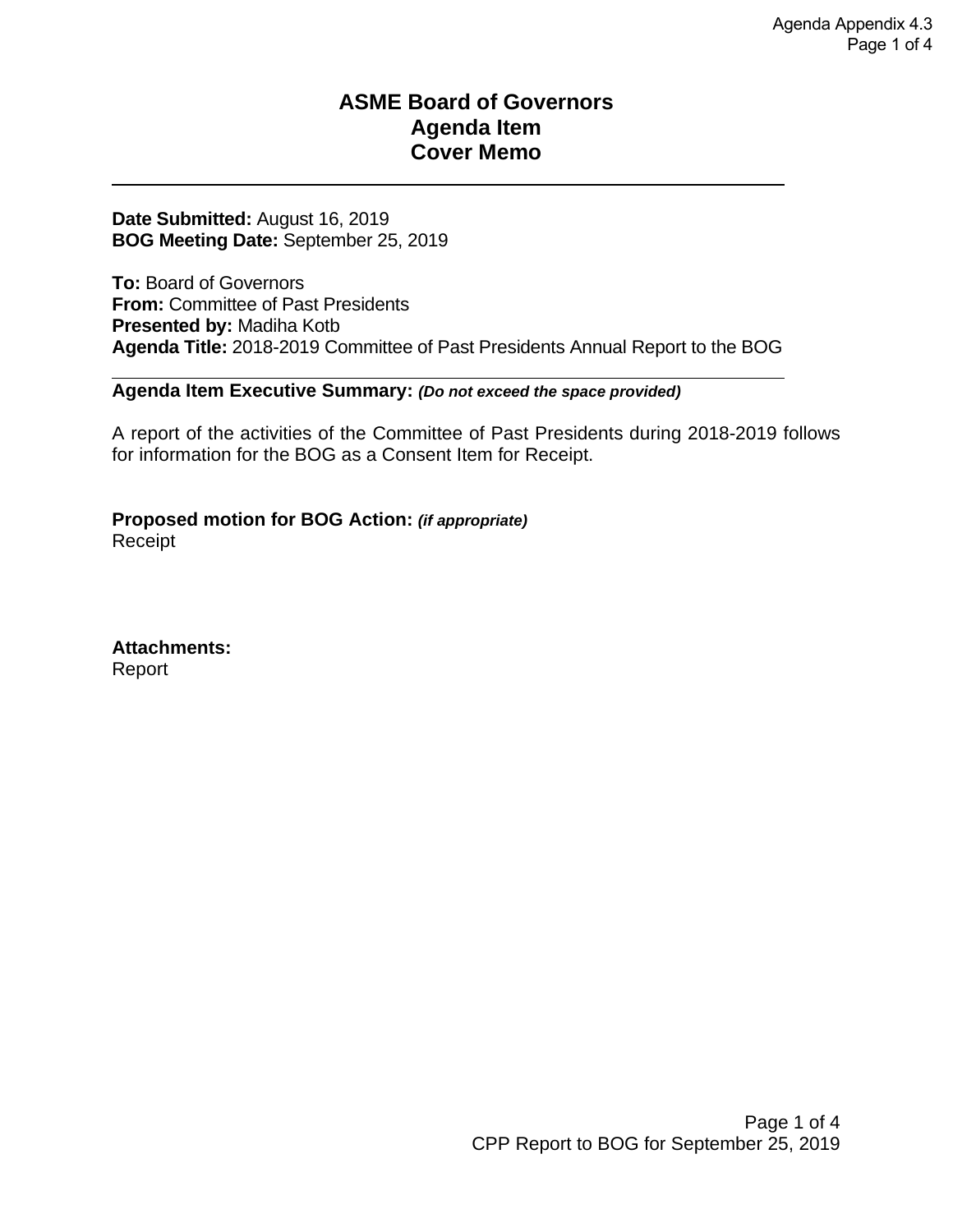# ASME Board of Governors
# Agenda Item
# Cover Memo

---

**Date Submitted:** August 16, 2019
**BOG Meeting Date:** September 25, 2019

**To:** Board of Governors
**From:** Committee of Past Presidents
**Presented by:** Madiha Kotb
**Agenda Title:** 2018-2019 Committee of Past Presidents Annual Report to the BOG

---

**Agenda Item Executive Summary:** ***(Do not exceed the space provided)***

A report of the activities of the Committee of Past Presidents during 2018-2019 follows for information for the BOG as a Consent Item for Receipt.

**Proposed motion for BOG Action:** ***(if appropriate)***
Receipt

**Attachments:**
Report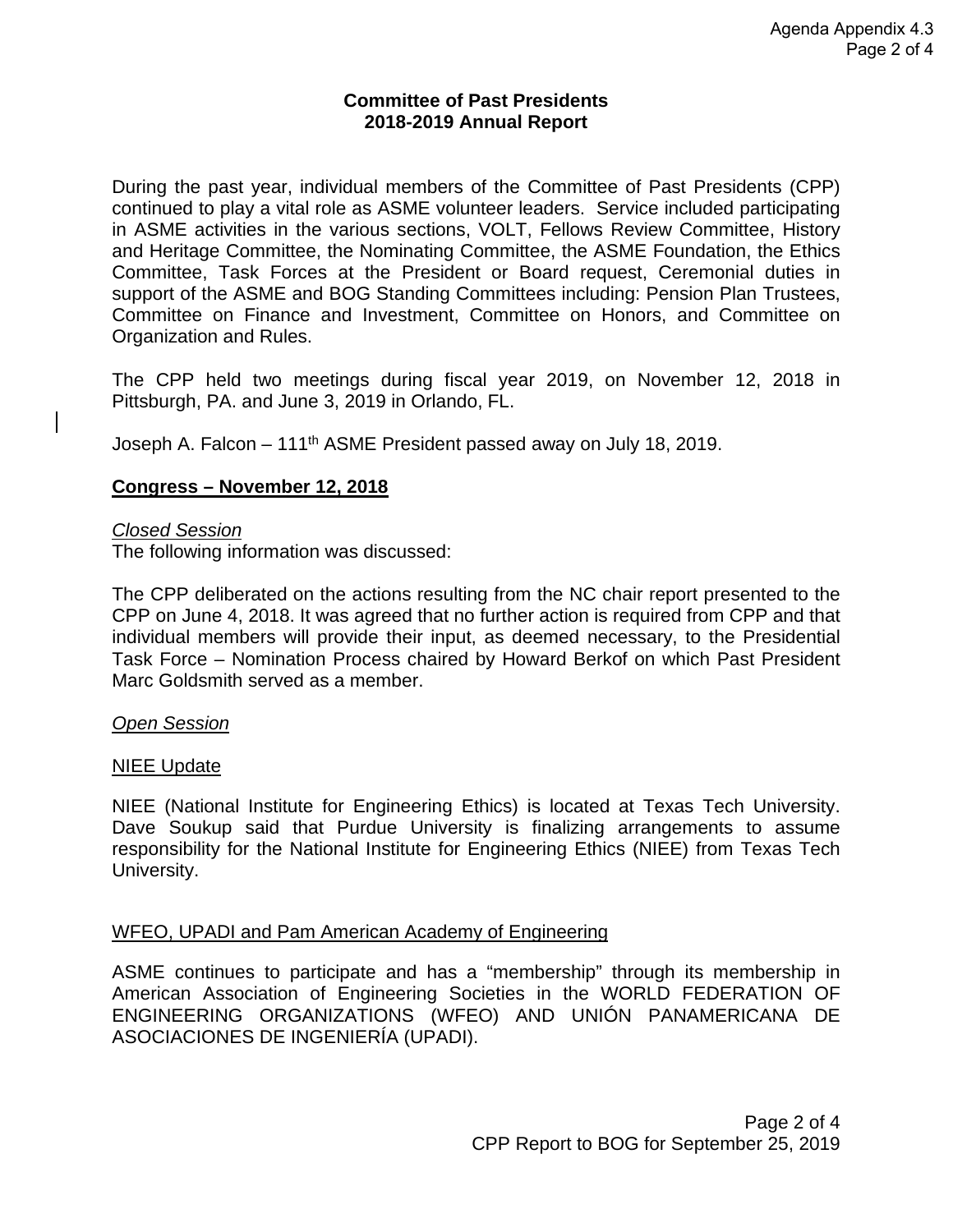## Committee of Past Presidents
## 2018-2019 Annual Report

During the past year, individual members of the Committee of Past Presidents (CPP) continued to play a vital role as ASME volunteer leaders. Service included participating in ASME activities in the various sections, VOLT, Fellows Review Committee, History and Heritage Committee, the Nominating Committee, the ASME Foundation, the Ethics Committee, Task Forces at the President or Board request, Ceremonial duties in support of the ASME and BOG Standing Committees including: Pension Plan Trustees, Committee on Finance and Investment, Committee on Honors, and Committee on Organization and Rules.

The CPP held two meetings during fiscal year 2019, on November 12, 2018 in Pittsburgh, PA. and June 3, 2019 in Orlando, FL.

Joseph A. Falcon – 111th ASME President passed away on July 18, 2019.

### Congress – November 12, 2018

*Closed Session*

The following information was discussed:

The CPP deliberated on the actions resulting from the NC chair report presented to the CPP on June 4, 2018. It was agreed that no further action is required from CPP and that individual members will provide their input, as deemed necessary, to the Presidential Task Force – Nomination Process chaired by Howard Berkof on which Past President Marc Goldsmith served as a member.

*Open Session*

NIEE Update

NIEE (National Institute for Engineering Ethics) is located at Texas Tech University. Dave Soukup said that Purdue University is finalizing arrangements to assume responsibility for the National Institute for Engineering Ethics (NIEE) from Texas Tech University.

WFEO, UPADI and Pam American Academy of Engineering

ASME continues to participate and has a "membership" through its membership in American Association of Engineering Societies in the WORLD FEDERATION OF ENGINEERING ORGANIZATIONS (WFEO) AND UNIÓN PANAMERICANA DE ASOCIACIONES DE INGENIERÍA (UPADI).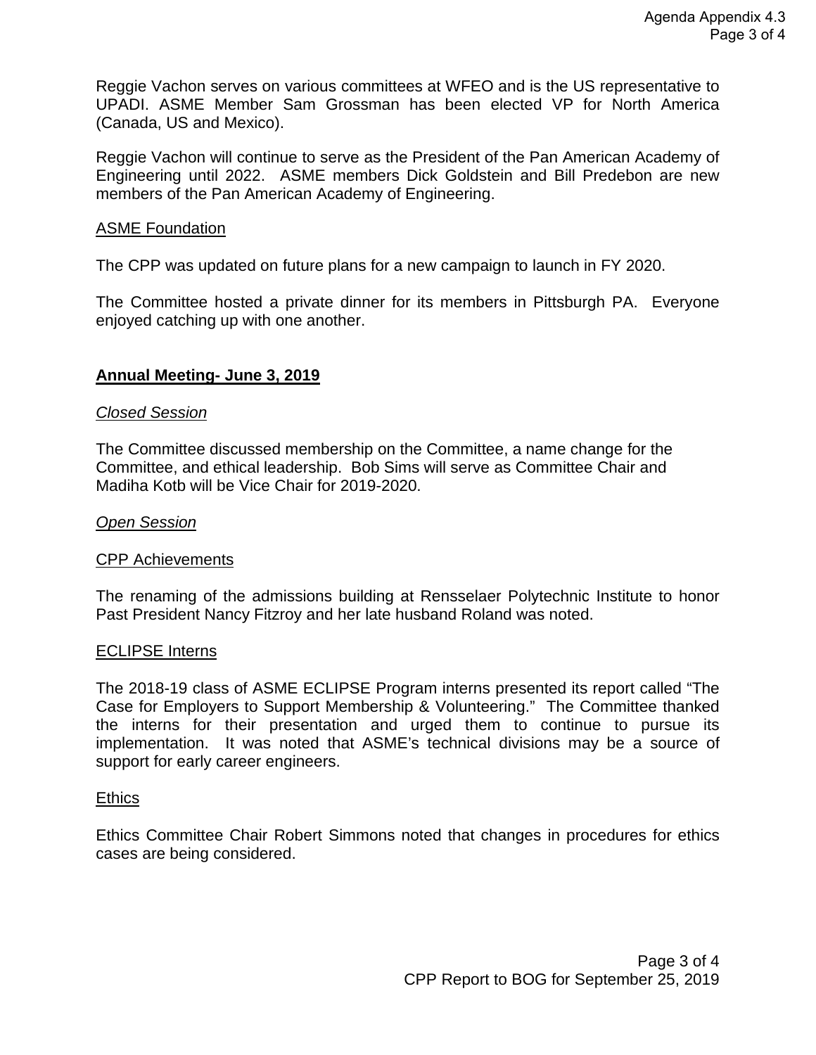Reggie Vachon serves on various committees at WFEO and is the US representative to UPADI. ASME Member Sam Grossman has been elected VP for North America (Canada, US and Mexico).

Reggie Vachon will continue to serve as the President of the Pan American Academy of Engineering until 2022. ASME members Dick Goldstein and Bill Predebon are new members of the Pan American Academy of Engineering.

ASME Foundation

The CPP was updated on future plans for a new campaign to launch in FY 2020.

The Committee hosted a private dinner for its members in Pittsburgh PA. Everyone enjoyed catching up with one another.

## **Annual Meeting- June 3, 2019**

*Closed Session*

The Committee discussed membership on the Committee, a name change for the Committee, and ethical leadership. Bob Sims will serve as Committee Chair and Madiha Kotb will be Vice Chair for 2019-2020.

*Open Session*

CPP Achievements

The renaming of the admissions building at Rensselaer Polytechnic Institute to honor Past President Nancy Fitzroy and her late husband Roland was noted.

ECLIPSE Interns

The 2018-19 class of ASME ECLIPSE Program interns presented its report called "The Case for Employers to Support Membership & Volunteering." The Committee thanked the interns for their presentation and urged them to continue to pursue its implementation. It was noted that ASME's technical divisions may be a source of support for early career engineers.

Ethics

Ethics Committee Chair Robert Simmons noted that changes in procedures for ethics cases are being considered.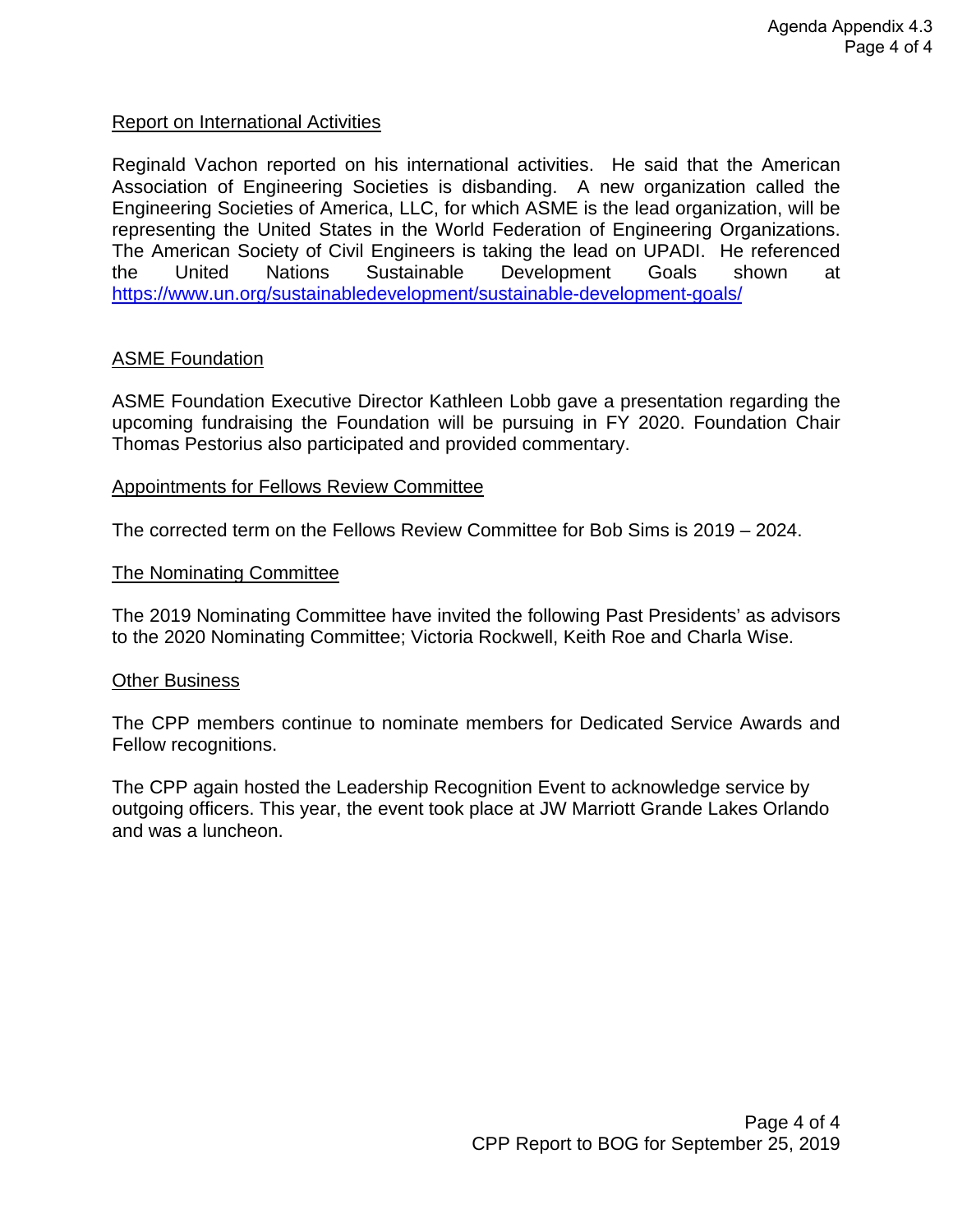<u>Report on International Activities</u>

Reginald Vachon reported on his international activities. He said that the American Association of Engineering Societies is disbanding. A new organization called the Engineering Societies of America, LLC, for which ASME is the lead organization, will be representing the United States in the World Federation of Engineering Organizations. The American Society of Civil Engineers is taking the lead on UPADI. He referenced the United Nations Sustainable Development Goals shown at https://www.un.org/sustainabledevelopment/sustainable-development-goals/

<u>ASME Foundation</u>

ASME Foundation Executive Director Kathleen Lobb gave a presentation regarding the upcoming fundraising the Foundation will be pursuing in FY 2020. Foundation Chair Thomas Pestorius also participated and provided commentary.

<u>Appointments for Fellows Review Committee</u>

The corrected term on the Fellows Review Committee for Bob Sims is 2019 – 2024.

<u>The Nominating Committee</u>

The 2019 Nominating Committee have invited the following Past Presidents' as advisors to the 2020 Nominating Committee; Victoria Rockwell, Keith Roe and Charla Wise.

<u>Other Business</u>

The CPP members continue to nominate members for Dedicated Service Awards and Fellow recognitions.

The CPP again hosted the Leadership Recognition Event to acknowledge service by outgoing officers. This year, the event took place at JW Marriott Grande Lakes Orlando and was a luncheon.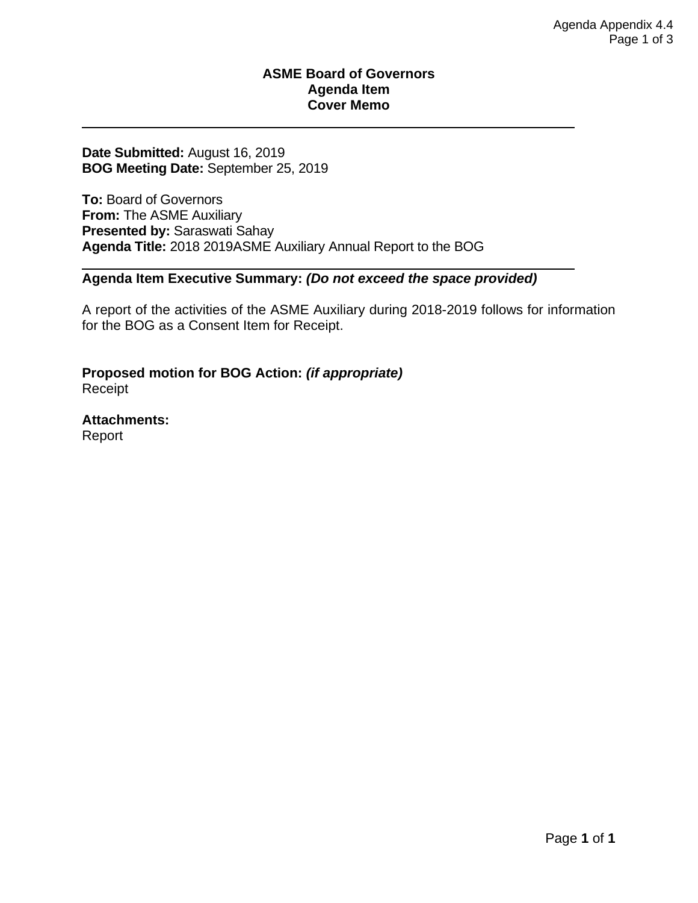# ASME Board of Governors
# Agenda Item
# Cover Memo

---

**Date Submitted:** August 16, 2019
**BOG Meeting Date:** September 25, 2019

**To:** Board of Governors
**From:** The ASME Auxiliary
**Presented by:** Saraswati Sahay
**Agenda Title:** 2018 2019ASME Auxiliary Annual Report to the BOG

---

**Agenda Item Executive Summary:** ***(Do not exceed the space provided)***

A report of the activities of the ASME Auxiliary during 2018-2019 follows for information for the BOG as a Consent Item for Receipt.

**Proposed motion for BOG Action:** ***(if appropriate)***
Receipt

**Attachments:**
Report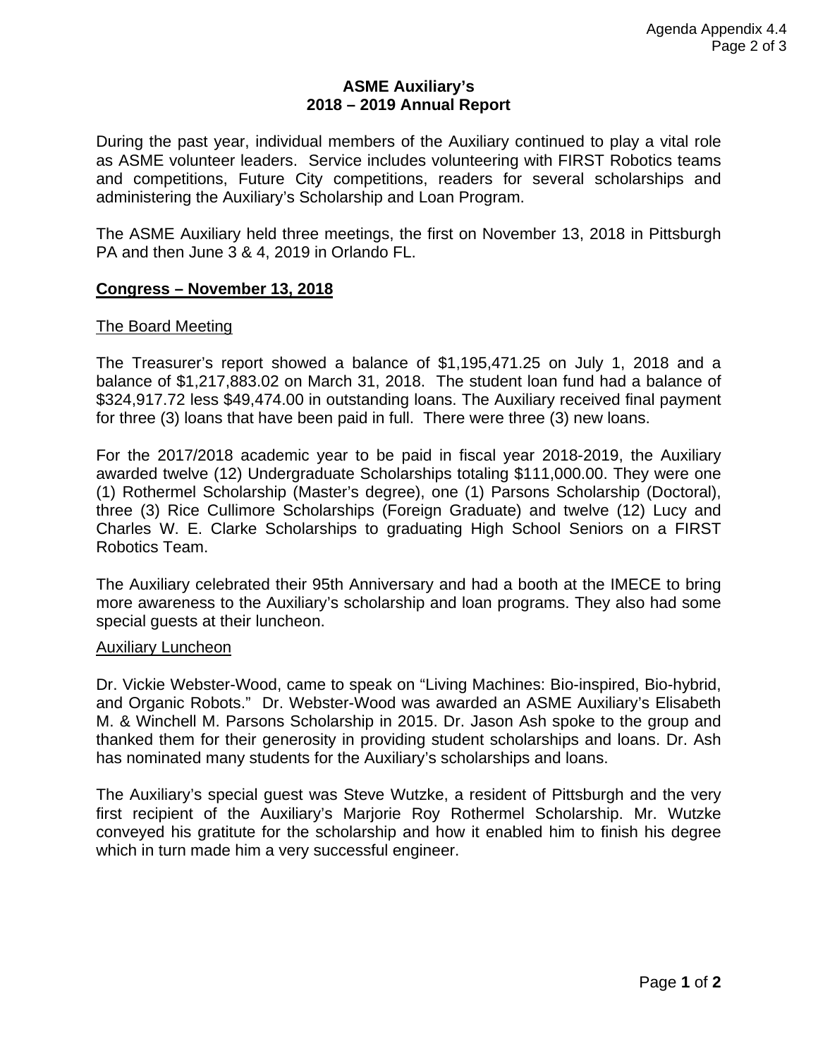## ASME Auxiliary's 2018 – 2019 Annual Report

During the past year, individual members of the Auxiliary continued to play a vital role as ASME volunteer leaders. Service includes volunteering with FIRST Robotics teams and competitions, Future City competitions, readers for several scholarships and administering the Auxiliary's Scholarship and Loan Program.

The ASME Auxiliary held three meetings, the first on November 13, 2018 in Pittsburgh PA and then June 3 & 4, 2019 in Orlando FL.

### Congress – November 13, 2018

#### The Board Meeting

The Treasurer's report showed a balance of $1,195,471.25 on July 1, 2018 and a balance of $1,217,883.02 on March 31, 2018. The student loan fund had a balance of $324,917.72 less $49,474.00 in outstanding loans. The Auxiliary received final payment for three (3) loans that have been paid in full. There were three (3) new loans.

For the 2017/2018 academic year to be paid in fiscal year 2018-2019, the Auxiliary awarded twelve (12) Undergraduate Scholarships totaling $111,000.00. They were one (1) Rothermel Scholarship (Master's degree), one (1) Parsons Scholarship (Doctoral), three (3) Rice Cullimore Scholarships (Foreign Graduate) and twelve (12) Lucy and Charles W. E. Clarke Scholarships to graduating High School Seniors on a FIRST Robotics Team.

The Auxiliary celebrated their 95th Anniversary and had a booth at the IMECE to bring more awareness to the Auxiliary's scholarship and loan programs. They also had some special guests at their luncheon.

#### Auxiliary Luncheon

Dr. Vickie Webster-Wood, came to speak on "Living Machines: Bio-inspired, Bio-hybrid, and Organic Robots." Dr. Webster-Wood was awarded an ASME Auxiliary's Elisabeth M. & Winchell M. Parsons Scholarship in 2015. Dr. Jason Ash spoke to the group and thanked them for their generosity in providing student scholarships and loans. Dr. Ash has nominated many students for the Auxiliary's scholarships and loans.

The Auxiliary's special guest was Steve Wutzke, a resident of Pittsburgh and the very first recipient of the Auxiliary's Marjorie Roy Rothermel Scholarship. Mr. Wutzke conveyed his gratitute for the scholarship and how it enabled him to finish his degree which in turn made him a very successful engineer.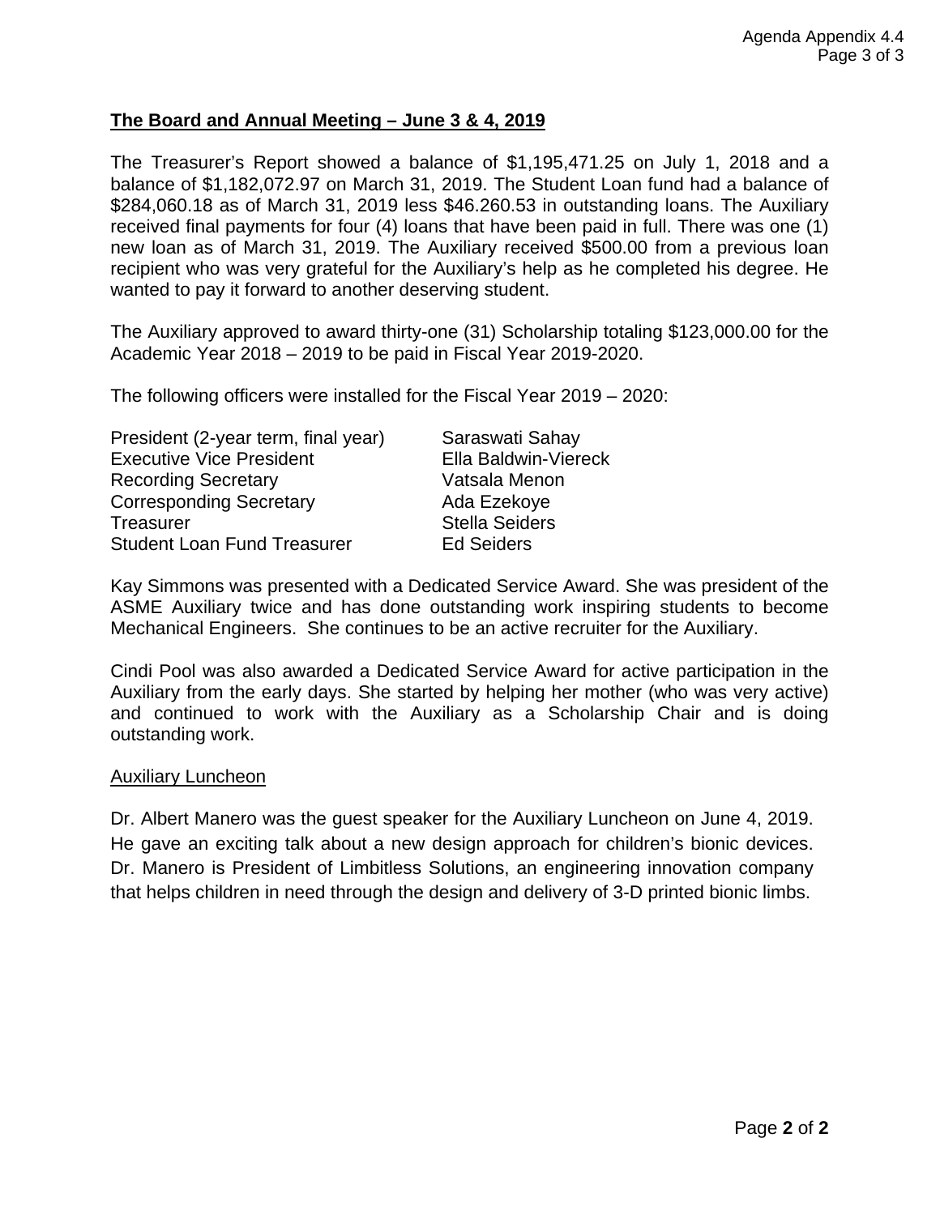**The Board and Annual Meeting – June 3 & 4, 2019**

The Treasurer's Report showed a balance of $1,195,471.25 on July 1, 2018 and a balance of $1,182,072.97 on March 31, 2019. The Student Loan fund had a balance of $284,060.18 as of March 31, 2019 less $46.260.53 in outstanding loans. The Auxiliary received final payments for four (4) loans that have been paid in full. There was one (1) new loan as of March 31, 2019. The Auxiliary received $500.00 from a previous loan recipient who was very grateful for the Auxiliary's help as he completed his degree. He wanted to pay it forward to another deserving student.

The Auxiliary approved to award thirty-one (31) Scholarship totaling $123,000.00 for the Academic Year 2018 – 2019 to be paid in Fiscal Year 2019-2020.

The following officers were installed for the Fiscal Year 2019 – 2020:

| | |
|---|---|
| President (2-year term, final year) | Saraswati Sahay |
| Executive Vice President | Ella Baldwin-Viereck |
| Recording Secretary | Vatsala Menon |
| Corresponding Secretary | Ada Ezekoye |
| Treasurer | Stella Seiders |
| Student Loan Fund Treasurer | Ed Seiders |

Kay Simmons was presented with a Dedicated Service Award. She was president of the ASME Auxiliary twice and has done outstanding work inspiring students to become Mechanical Engineers. She continues to be an active recruiter for the Auxiliary.

Cindi Pool was also awarded a Dedicated Service Award for active participation in the Auxiliary from the early days. She started by helping her mother (who was very active) and continued to work with the Auxiliary as a Scholarship Chair and is doing outstanding work.

Auxiliary Luncheon

Dr. Albert Manero was the guest speaker for the Auxiliary Luncheon on June 4, 2019. He gave an exciting talk about a new design approach for children's bionic devices. Dr. Manero is President of Limbitless Solutions, an engineering innovation company that helps children in need through the design and delivery of 3-D printed bionic limbs.